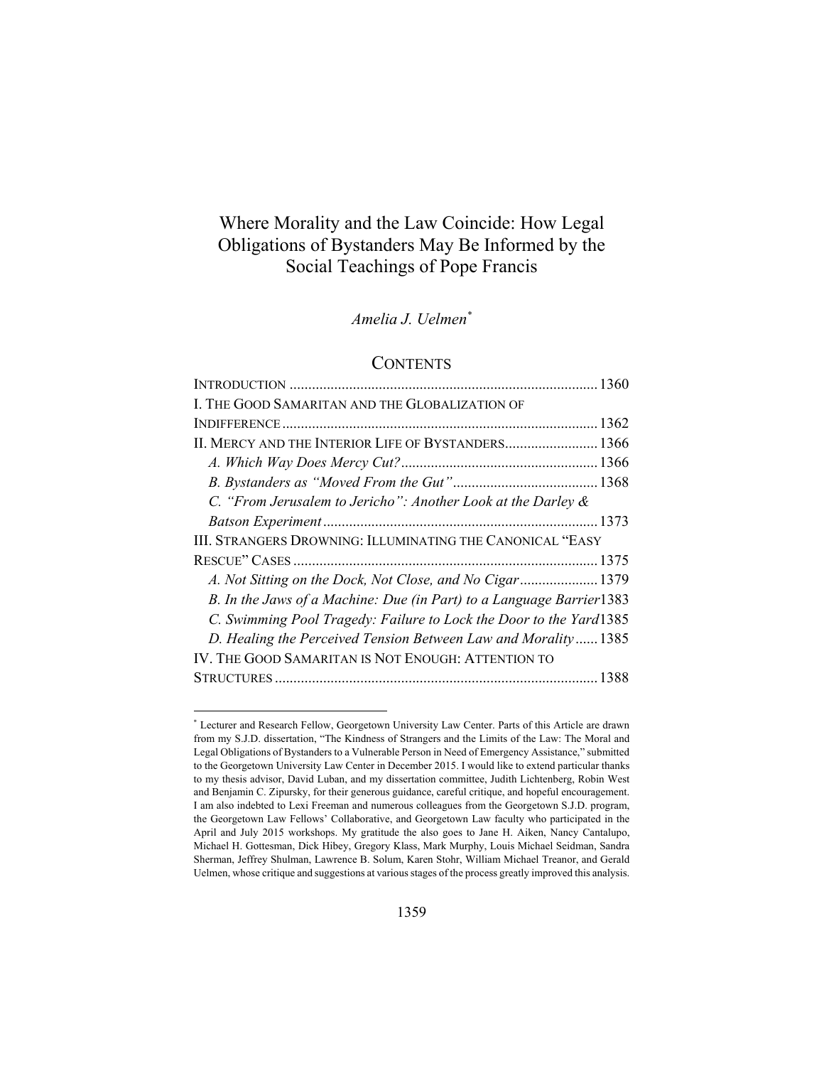# Where Morality and the Law Coincide: How Legal Obligations of Bystanders May Be Informed by the Social Teachings of Pope Francis

*Amelia J. Uelmen*[*]

## CONTENTS

| | |
|---|---|
| INTRODUCTION | 1360 |
| I. THE GOOD SAMARITAN AND THE GLOBALIZATION OF INDIFFERENCE | 1362 |
| II. MERCY AND THE INTERIOR LIFE OF BYSTANDERS | 1366 |
| *A. Which Way Does Mercy Cut?* | 1366 |
| *B. Bystanders as "Moved From the Gut"* | 1368 |
| *C. "From Jerusalem to Jericho": Another Look at the Darley & Batson Experiment* | 1373 |
| III. STRANGERS DROWNING: ILLUMINATING THE CANONICAL "EASY RESCUE" CASES | 1375 |
| *A. Not Sitting on the Dock, Not Close, and No Cigar* | 1379 |
| *B. In the Jaws of a Machine: Due (in Part) to a Language Barrier* | 1383 |
| *C. Swimming Pool Tragedy: Failure to Lock the Door to the Yard* | 1385 |
| *D. Healing the Perceived Tension Between Law and Morality* | 1385 |
| IV. THE GOOD SAMARITAN IS NOT ENOUGH: ATTENTION TO STRUCTURES | 1388 |

[*] Lecturer and Research Fellow, Georgetown University Law Center. Parts of this Article are drawn from my S.J.D. dissertation, "The Kindness of Strangers and the Limits of the Law: The Moral and Legal Obligations of Bystanders to a Vulnerable Person in Need of Emergency Assistance," submitted to the Georgetown University Law Center in December 2015. I would like to extend particular thanks to my thesis advisor, David Luban, and my dissertation committee, Judith Lichtenberg, Robin West and Benjamin C. Zipursky, for their generous guidance, careful critique, and hopeful encouragement. I am also indebted to Lexi Freeman and numerous colleagues from the Georgetown S.J.D. program, the Georgetown Law Fellows' Collaborative, and Georgetown Law faculty who participated in the April and July 2015 workshops. My gratitude the also goes to Jane H. Aiken, Nancy Cantalupo, Michael H. Gottesman, Dick Hibey, Gregory Klass, Mark Murphy, Louis Michael Seidman, Sandra Sherman, Jeffrey Shulman, Lawrence B. Solum, Karen Stohr, William Michael Treanor, and Gerald Uelmen, whose critique and suggestions at various stages of the process greatly improved this analysis.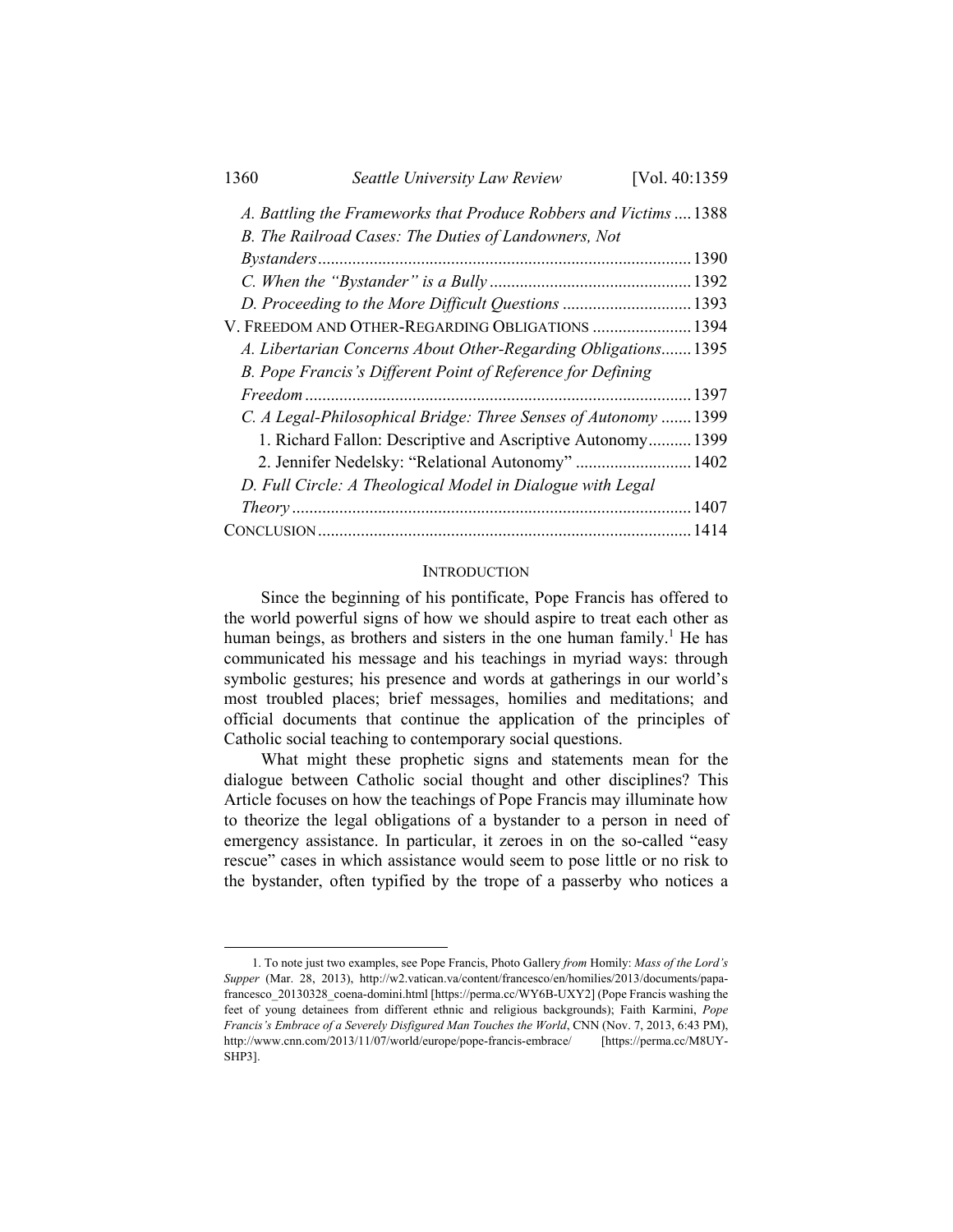A. *Battling the Frameworks that Produce Robbers and Victims* .... 1388
B. *The Railroad Cases: The Duties of Landowners, Not Bystanders* ........ 1390
C. *When the "Bystander" is a Bully* ........ 1392
D. *Proceeding to the More Difficult Questions* ........ 1393

V. FREEDOM AND OTHER-REGARDING OBLIGATIONS ........ 1394

A. *Libertarian Concerns About Other-Regarding Obligations* ....... 1395
B. *Pope Francis's Different Point of Reference for Defining Freedom* ........ 1397
C. *A Legal-Philosophical Bridge: Three Senses of Autonomy* ....... 1399
   1. Richard Fallon: Descriptive and Ascriptive Autonomy .......... 1399
   2. Jennifer Nedelsky: "Relational Autonomy" ........ 1402
D. *Full Circle: A Theological Model in Dialogue with Legal Theory* ........ 1407

CONCLUSION ........ 1414

## INTRODUCTION

Since the beginning of his pontificate, Pope Francis has offered to the world powerful signs of how we should aspire to treat each other as human beings, as brothers and sisters in the one human family.[1] He has communicated his message and his teachings in myriad ways: through symbolic gestures; his presence and words at gatherings in our world's most troubled places; brief messages, homilies and meditations; and official documents that continue the application of the principles of Catholic social teaching to contemporary social questions.

What might these prophetic signs and statements mean for the dialogue between Catholic social thought and other disciplines? This Article focuses on how the teachings of Pope Francis may illuminate how to theorize the legal obligations of a bystander to a person in need of emergency assistance. In particular, it zeroes in on the so-called "easy rescue" cases in which assistance would seem to pose little or no risk to the bystander, often typified by the trope of a passerby who notices a

---

1. To note just two examples, see Pope Francis, Photo Gallery *from* Homily: *Mass of the Lord's Supper* (Mar. 28, 2013), http://w2.vatican.va/content/francesco/en/homilies/2013/documents/papa-francesco_20130328_coena-domini.html [https://perma.cc/WY6B-UXY2] (Pope Francis washing the feet of young detainees from different ethnic and religious backgrounds); Faith Karmini, *Pope Francis's Embrace of a Severely Disfigured Man Touches the World*, CNN (Nov. 7, 2013, 6:43 PM), http://www.cnn.com/2013/11/07/world/europe/pope-francis-embrace/ [https://perma.cc/M8UY-SHP3].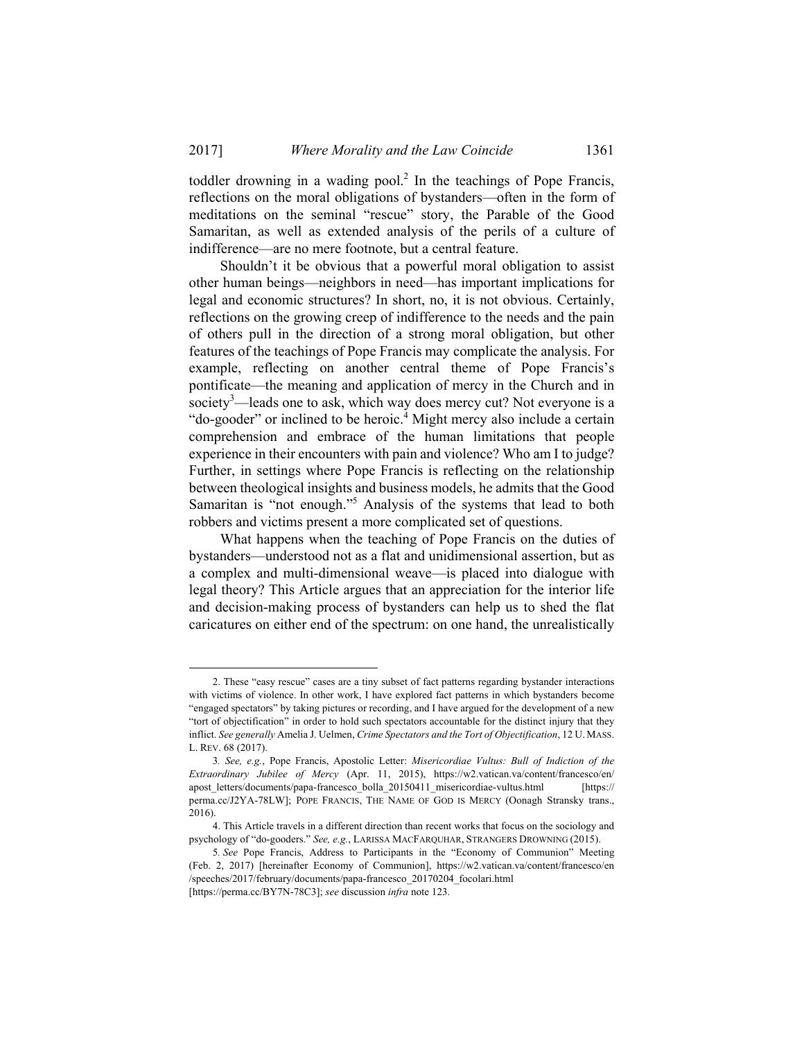toddler drowning in a wading pool.[2] In the teachings of Pope Francis, reflections on the moral obligations of bystanders—often in the form of meditations on the seminal "rescue" story, the Parable of the Good Samaritan, as well as extended analysis of the perils of a culture of indifference—are no mere footnote, but a central feature.

Shouldn't it be obvious that a powerful moral obligation to assist other human beings—neighbors in need—has important implications for legal and economic structures? In short, no, it is not obvious. Certainly, reflections on the growing creep of indifference to the needs and the pain of others pull in the direction of a strong moral obligation, but other features of the teachings of Pope Francis may complicate the analysis. For example, reflecting on another central theme of Pope Francis's pontificate—the meaning and application of mercy in the Church and in society[3]—leads one to ask, which way does mercy cut? Not everyone is a "do-gooder" or inclined to be heroic.[4] Might mercy also include a certain comprehension and embrace of the human limitations that people experience in their encounters with pain and violence? Who am I to judge? Further, in settings where Pope Francis is reflecting on the relationship between theological insights and business models, he admits that the Good Samaritan is "not enough."[5] Analysis of the systems that lead to both robbers and victims present a more complicated set of questions.

What happens when the teaching of Pope Francis on the duties of bystanders—understood not as a flat and unidimensional assertion, but as a complex and multi-dimensional weave—is placed into dialogue with legal theory? This Article argues that an appreciation for the interior life and decision-making process of bystanders can help us to shed the flat caricatures on either end of the spectrum: on one hand, the unrealistically

---

2. These "easy rescue" cases are a tiny subset of fact patterns regarding bystander interactions with victims of violence. In other work, I have explored fact patterns in which bystanders become "engaged spectators" by taking pictures or recording, and I have argued for the development of a new "tort of objectification" in order to hold such spectators accountable for the distinct injury that they inflict. *See generally* Amelia J. Uelmen, *Crime Spectators and the Tort of Objectification*, 12 U. MASS. L. REV. 68 (2017).

3. *See, e.g.*, Pope Francis, Apostolic Letter: *Misericordiae Vultus: Bull of Indiction of the Extraordinary Jubilee of Mercy* (Apr. 11, 2015), https://w2.vatican.va/content/francesco/en/apost_letters/documents/papa-francesco_bolla_20150411_misericordiae-vultus.html [https://perma.cc/J2YA-78LW]; POPE FRANCIS, THE NAME OF GOD IS MERCY (Oonagh Stransky trans., 2016).

4. This Article travels in a different direction than recent works that focus on the sociology and psychology of "do-gooders." *See, e.g.*, LARISSA MACFARQUHAR, STRANGERS DROWNING (2015).

5. *See* Pope Francis, Address to Participants in the "Economy of Communion" Meeting (Feb. 2, 2017) [hereinafter Economy of Communion], https://w2.vatican.va/content/francesco/en/speeches/2017/february/documents/papa-francesco_20170204_focolari.html [https://perma.cc/BY7N-78C3]; *see* discussion *infra* note 123.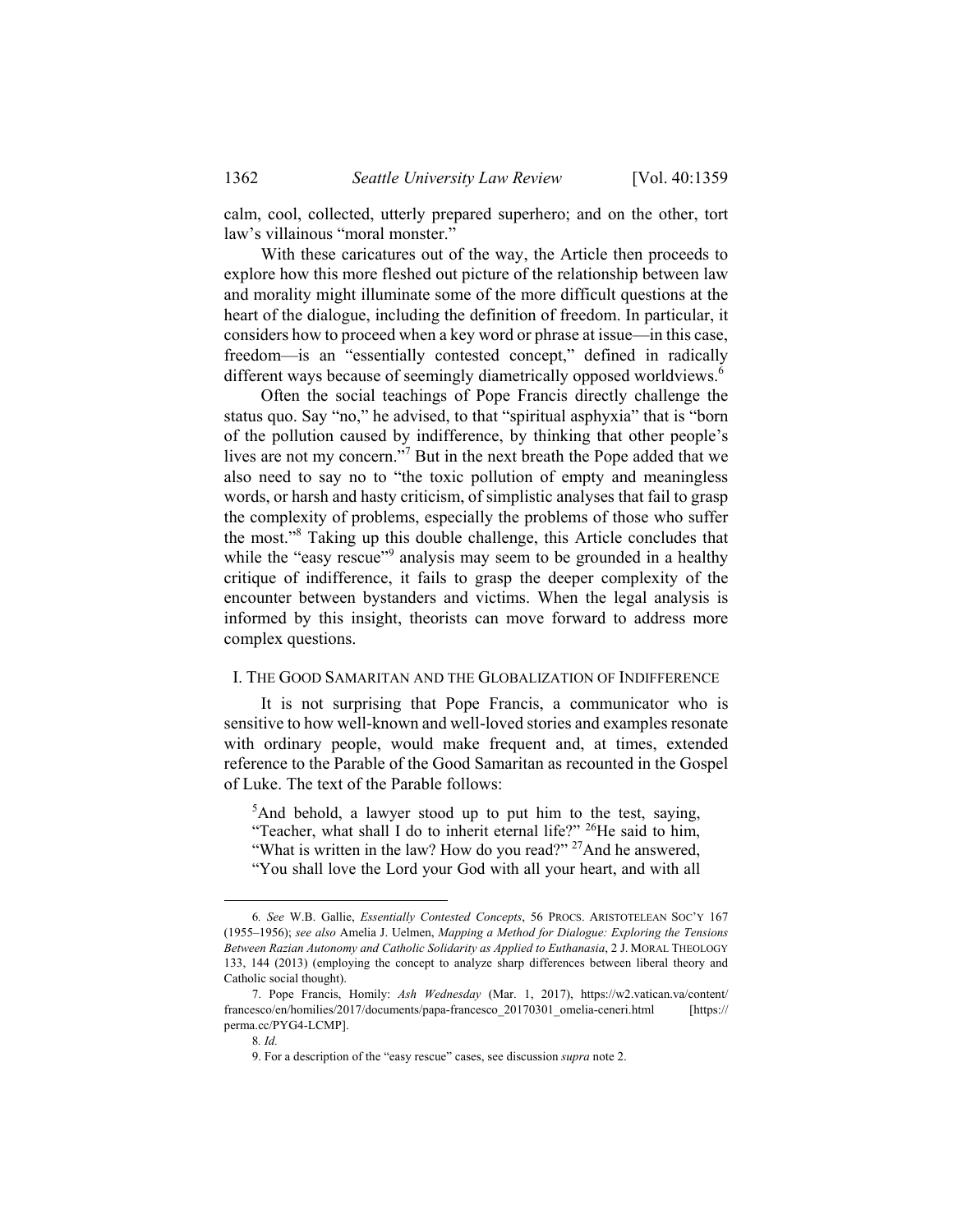calm, cool, collected, utterly prepared superhero; and on the other, tort law's villainous "moral monster."

With these caricatures out of the way, the Article then proceeds to explore how this more fleshed out picture of the relationship between law and morality might illuminate some of the more difficult questions at the heart of the dialogue, including the definition of freedom. In particular, it considers how to proceed when a key word or phrase at issue—in this case, freedom—is an "essentially contested concept," defined in radically different ways because of seemingly diametrically opposed worldviews.[6]

Often the social teachings of Pope Francis directly challenge the status quo. Say "no," he advised, to that "spiritual asphyxia" that is "born of the pollution caused by indifference, by thinking that other people's lives are not my concern."[7] But in the next breath the Pope added that we also need to say no to "the toxic pollution of empty and meaningless words, or harsh and hasty criticism, of simplistic analyses that fail to grasp the complexity of problems, especially the problems of those who suffer the most."[8] Taking up this double challenge, this Article concludes that while the "easy rescue"[9] analysis may seem to be grounded in a healthy critique of indifference, it fails to grasp the deeper complexity of the encounter between bystanders and victims. When the legal analysis is informed by this insight, theorists can move forward to address more complex questions.

## I. The Good Samaritan and the Globalization of Indifference

It is not surprising that Pope Francis, a communicator who is sensitive to how well-known and well-loved stories and examples resonate with ordinary people, would make frequent and, at times, extended reference to the Parable of the Good Samaritan as recounted in the Gospel of Luke. The text of the Parable follows:

> [5]And behold, a lawyer stood up to put him to the test, saying, "Teacher, what shall I do to inherit eternal life?" [26]He said to him, "What is written in the law? How do you read?" [27]And he answered, "You shall love the Lord your God with all your heart, and with all

---

6. *See* W.B. Gallie, *Essentially Contested Concepts*, 56 PROCS. ARISTOTELEAN SOC'Y 167 (1955–1956); *see also* Amelia J. Uelmen, *Mapping a Method for Dialogue: Exploring the Tensions Between Razian Autonomy and Catholic Solidarity as Applied to Euthanasia*, 2 J. MORAL THEOLOGY 133, 144 (2013) (employing the concept to analyze sharp differences between liberal theory and Catholic social thought).

7. Pope Francis, Homily: *Ash Wednesday* (Mar. 1, 2017), https://w2.vatican.va/content/francesco/en/homilies/2017/documents/papa-francesco_20170301_omelia-ceneri.html [https://perma.cc/PYG4-LCMP].

8. *Id.*

9. For a description of the "easy rescue" cases, see discussion *supra* note 2.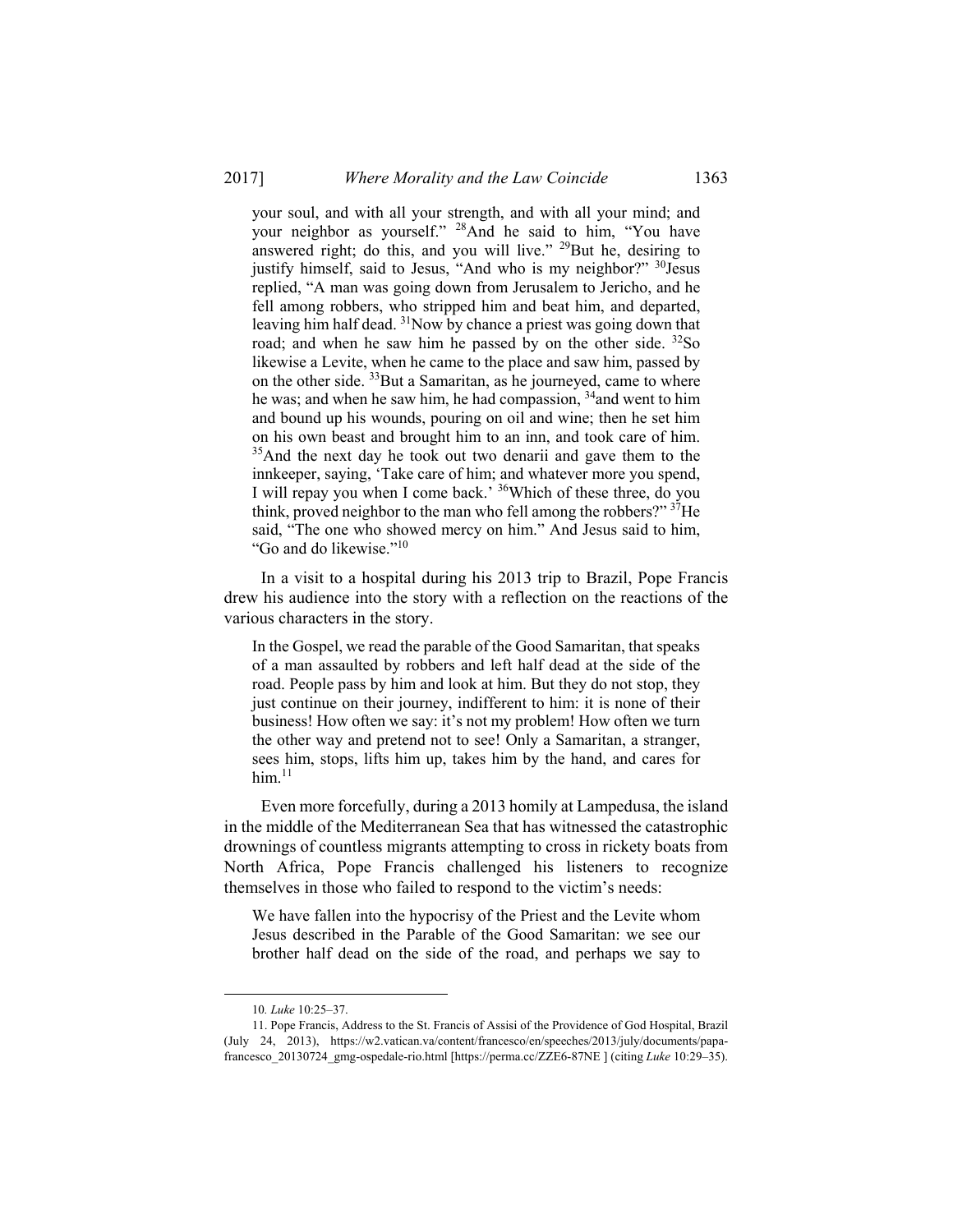> your soul, and with all your strength, and with all your mind; and your neighbor as yourself." [28]And he said to him, "You have answered right; do this, and you will live." [29]But he, desiring to justify himself, said to Jesus, "And who is my neighbor?" [30]Jesus replied, "A man was going down from Jerusalem to Jericho, and he fell among robbers, who stripped him and beat him, and departed, leaving him half dead. [31]Now by chance a priest was going down that road; and when he saw him he passed by on the other side. [32]So likewise a Levite, when he came to the place and saw him, passed by on the other side. [33]But a Samaritan, as he journeyed, came to where he was; and when he saw him, he had compassion, [34]and went to him and bound up his wounds, pouring on oil and wine; then he set him on his own beast and brought him to an inn, and took care of him. [35]And the next day he took out two denarii and gave them to the innkeeper, saying, 'Take care of him; and whatever more you spend, I will repay you when I come back.' [36]Which of these three, do you think, proved neighbor to the man who fell among the robbers?" [37]He said, "The one who showed mercy on him." And Jesus said to him, "Go and do likewise."[10]

In a visit to a hospital during his 2013 trip to Brazil, Pope Francis drew his audience into the story with a reflection on the reactions of the various characters in the story.

> In the Gospel, we read the parable of the Good Samaritan, that speaks of a man assaulted by robbers and left half dead at the side of the road. People pass by him and look at him. But they do not stop, they just continue on their journey, indifferent to him: it is none of their business! How often we say: it's not my problem! How often we turn the other way and pretend not to see! Only a Samaritan, a stranger, sees him, stops, lifts him up, takes him by the hand, and cares for him.[11]

Even more forcefully, during a 2013 homily at Lampedusa, the island in the middle of the Mediterranean Sea that has witnessed the catastrophic drownings of countless migrants attempting to cross in rickety boats from North Africa, Pope Francis challenged his listeners to recognize themselves in those who failed to respond to the victim's needs:

> We have fallen into the hypocrisy of the Priest and the Levite whom Jesus described in the Parable of the Good Samaritan: we see our brother half dead on the side of the road, and perhaps we say to

---

10. *Luke* 10:25–37.

11. Pope Francis, Address to the St. Francis of Assisi of the Providence of God Hospital, Brazil (July 24, 2013), https://w2.vatican.va/content/francesco/en/speeches/2013/july/documents/papa-francesco_20130724_gmg-ospedale-rio.html [https://perma.cc/ZZE6-87NE ] (citing *Luke* 10:29–35).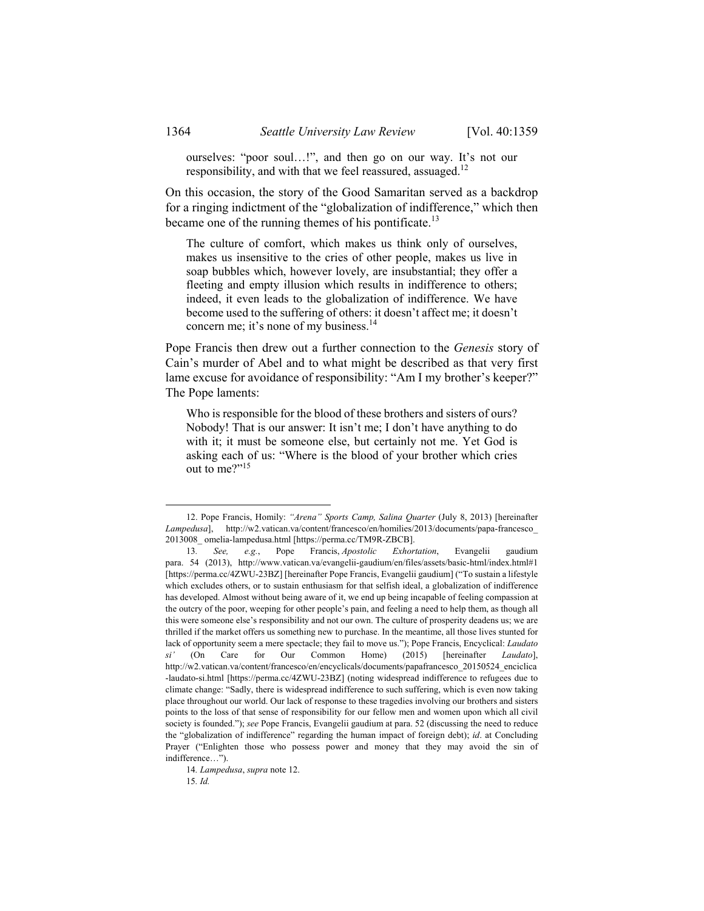> ourselves: "poor soul…!", and then go on our way. It's not our responsibility, and with that we feel reassured, assuaged.[12]

On this occasion, the story of the Good Samaritan served as a backdrop for a ringing indictment of the "globalization of indifference," which then became one of the running themes of his pontificate.[13]

> The culture of comfort, which makes us think only of ourselves, makes us insensitive to the cries of other people, makes us live in soap bubbles which, however lovely, are insubstantial; they offer a fleeting and empty illusion which results in indifference to others; indeed, it even leads to the globalization of indifference. We have become used to the suffering of others: it doesn't affect me; it doesn't concern me; it's none of my business.[14]

Pope Francis then drew out a further connection to the *Genesis* story of Cain's murder of Abel and to what might be described as that very first lame excuse for avoidance of responsibility: "Am I my brother's keeper?" The Pope laments:

> Who is responsible for the blood of these brothers and sisters of ours? Nobody! That is our answer: It isn't me; I don't have anything to do with it; it must be someone else, but certainly not me. Yet God is asking each of us: "Where is the blood of your brother which cries out to me?"[15]

---

12. Pope Francis, Homily: *"Arena" Sports Camp, Salina Quarter* (July 8, 2013) [hereinafter *Lampedusa*], http://w2.vatican.va/content/francesco/en/homilies/2013/documents/papa-francesco_2013008_omelia-lampedusa.html [https://perma.cc/TM9R-ZBCB].

13. *See, e.g.*, Pope Francis, *Apostolic Exhortation*, Evangelii gaudium para. 54 (2013), http://www.vatican.va/evangelii-gaudium/en/files/assets/basic-html/index.html#1 [https://perma.cc/4ZWU-23BZ] [hereinafter Pope Francis, Evangelii gaudium] ("To sustain a lifestyle which excludes others, or to sustain enthusiasm for that selfish ideal, a globalization of indifference has developed. Almost without being aware of it, we end up being incapable of feeling compassion at the outcry of the poor, weeping for other people's pain, and feeling a need to help them, as though all this were someone else's responsibility and not our own. The culture of prosperity deadens us; we are thrilled if the market offers us something new to purchase. In the meantime, all those lives stunted for lack of opportunity seem a mere spectacle; they fail to move us."); Pope Francis, Encyclical: *Laudato si'* (On Care for Our Common Home) (2015) [hereinafter *Laudato*], http://w2.vatican.va/content/francesco/en/encyclicals/documents/papafrancesco_20150524_enciclica-laudato-si.html [https://perma.cc/4ZWU-23BZ] (noting widespread indifference to refugees due to climate change: "Sadly, there is widespread indifference to such suffering, which is even now taking place throughout our world. Our lack of response to these tragedies involving our brothers and sisters points to the loss of that sense of responsibility for our fellow men and women upon which all civil society is founded."); *see* Pope Francis, Evangelii gaudium at para. 52 (discussing the need to reduce the "globalization of indifference" regarding the human impact of foreign debt); *id*. at Concluding Prayer ("Enlighten those who possess power and money that they may avoid the sin of indifference…").

14. *Lampedusa*, *supra* note 12.

15. *Id.*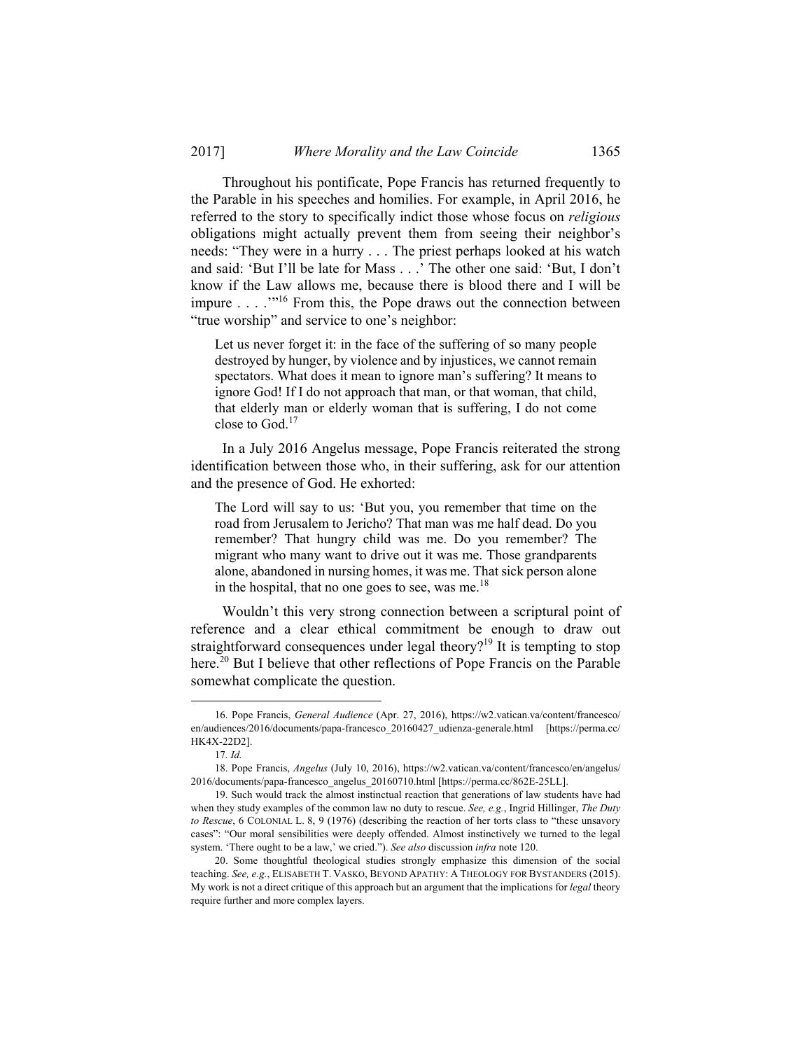Throughout his pontificate, Pope Francis has returned frequently to the Parable in his speeches and homilies. For example, in April 2016, he referred to the story to specifically indict those whose focus on *religious* obligations might actually prevent them from seeing their neighbor's needs: "They were in a hurry . . . The priest perhaps looked at his watch and said: 'But I'll be late for Mass . . .' The other one said: 'But, I don't know if the Law allows me, because there is blood there and I will be impure . . . .'"[16] From this, the Pope draws out the connection between "true worship" and service to one's neighbor:

> Let us never forget it: in the face of the suffering of so many people destroyed by hunger, by violence and by injustices, we cannot remain spectators. What does it mean to ignore man's suffering? It means to ignore God! If I do not approach that man, or that woman, that child, that elderly man or elderly woman that is suffering, I do not come close to God.[17]

In a July 2016 Angelus message, Pope Francis reiterated the strong identification between those who, in their suffering, ask for our attention and the presence of God. He exhorted:

> The Lord will say to us: 'But you, you remember that time on the road from Jerusalem to Jericho? That man was me half dead. Do you remember? That hungry child was me. Do you remember? The migrant who many want to drive out it was me. Those grandparents alone, abandoned in nursing homes, it was me. That sick person alone in the hospital, that no one goes to see, was me.[18]

Wouldn't this very strong connection between a scriptural point of reference and a clear ethical commitment be enough to draw out straightforward consequences under legal theory?[19] It is tempting to stop here.[20] But I believe that other reflections of Pope Francis on the Parable somewhat complicate the question.

---

16. Pope Francis, *General Audience* (Apr. 27, 2016), https://w2.vatican.va/content/francesco/en/audiences/2016/documents/papa-francesco_20160427_udienza-generale.html [https://perma.cc/HK4X-22D2].

17. *Id.*

18. Pope Francis, *Angelus* (July 10, 2016), https://w2.vatican.va/content/francesco/en/angelus/2016/documents/papa-francesco_angelus_20160710.html [https://perma.cc/862E-25LL].

19. Such would track the almost instinctual reaction that generations of law students have had when they study examples of the common law no duty to rescue. *See, e.g.*, Ingrid Hillinger, *The Duty to Rescue*, 6 COLONIAL L. 8, 9 (1976) (describing the reaction of her torts class to "these unsavory cases": "Our moral sensibilities were deeply offended. Almost instinctively we turned to the legal system. 'There ought to be a law,' we cried."). *See also* discussion *infra* note 120.

20. Some thoughtful theological studies strongly emphasize this dimension of the social teaching. *See, e.g.*, ELISABETH T. VASKO, BEYOND APATHY: A THEOLOGY FOR BYSTANDERS (2015). My work is not a direct critique of this approach but an argument that the implications for *legal* theory require further and more complex layers.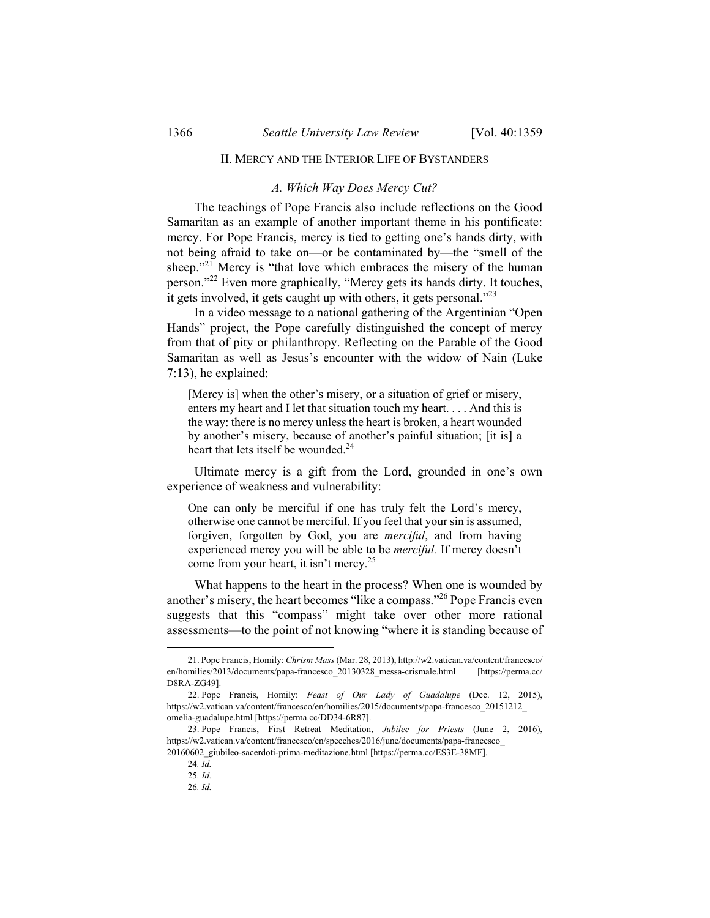## II. Mercy and the Interior Life of Bystanders

### *A. Which Way Does Mercy Cut?*

The teachings of Pope Francis also include reflections on the Good Samaritan as an example of another important theme in his pontificate: mercy. For Pope Francis, mercy is tied to getting one's hands dirty, with not being afraid to take on—or be contaminated by—the "smell of the sheep."[21] Mercy is "that love which embraces the misery of the human person."[22] Even more graphically, "Mercy gets its hands dirty. It touches, it gets involved, it gets caught up with others, it gets personal."[23]

In a video message to a national gathering of the Argentinian "Open Hands" project, the Pope carefully distinguished the concept of mercy from that of pity or philanthropy. Reflecting on the Parable of the Good Samaritan as well as Jesus's encounter with the widow of Nain (Luke 7:13), he explained:

> [Mercy is] when the other's misery, or a situation of grief or misery, enters my heart and I let that situation touch my heart. . . . And this is the way: there is no mercy unless the heart is broken, a heart wounded by another's misery, because of another's painful situation; [it is] a heart that lets itself be wounded.[24]

Ultimate mercy is a gift from the Lord, grounded in one's own experience of weakness and vulnerability:

> One can only be merciful if one has truly felt the Lord's mercy, otherwise one cannot be merciful. If you feel that your sin is assumed, forgiven, forgotten by God, you are *merciful*, and from having experienced mercy you will be able to be *merciful.* If mercy doesn't come from your heart, it isn't mercy.[25]

What happens to the heart in the process? When one is wounded by another's misery, the heart becomes "like a compass."[26] Pope Francis even suggests that this "compass" might take over other more rational assessments—to the point of not knowing "where it is standing because of

---

21. Pope Francis, Homily: *Chrism Mass* (Mar. 28, 2013), http://w2.vatican.va/content/francesco/en/homilies/2013/documents/papa-francesco_20130328_messa-crismale.html [https://perma.cc/D8RA-ZG49].

22. Pope Francis, Homily: *Feast of Our Lady of Guadalupe* (Dec. 12, 2015), https://w2.vatican.va/content/francesco/en/homilies/2015/documents/papa-francesco_20151212_omelia-guadalupe.html [https://perma.cc/DD34-6R87].

23. Pope Francis, First Retreat Meditation, *Jubilee for Priests* (June 2, 2016), https://w2.vatican.va/content/francesco/en/speeches/2016/june/documents/papa-francesco_20160602_giubileo-sacerdoti-prima-meditazione.html [https://perma.cc/ES3E-38MF].

24. *Id.*

25. *Id.*

26. *Id.*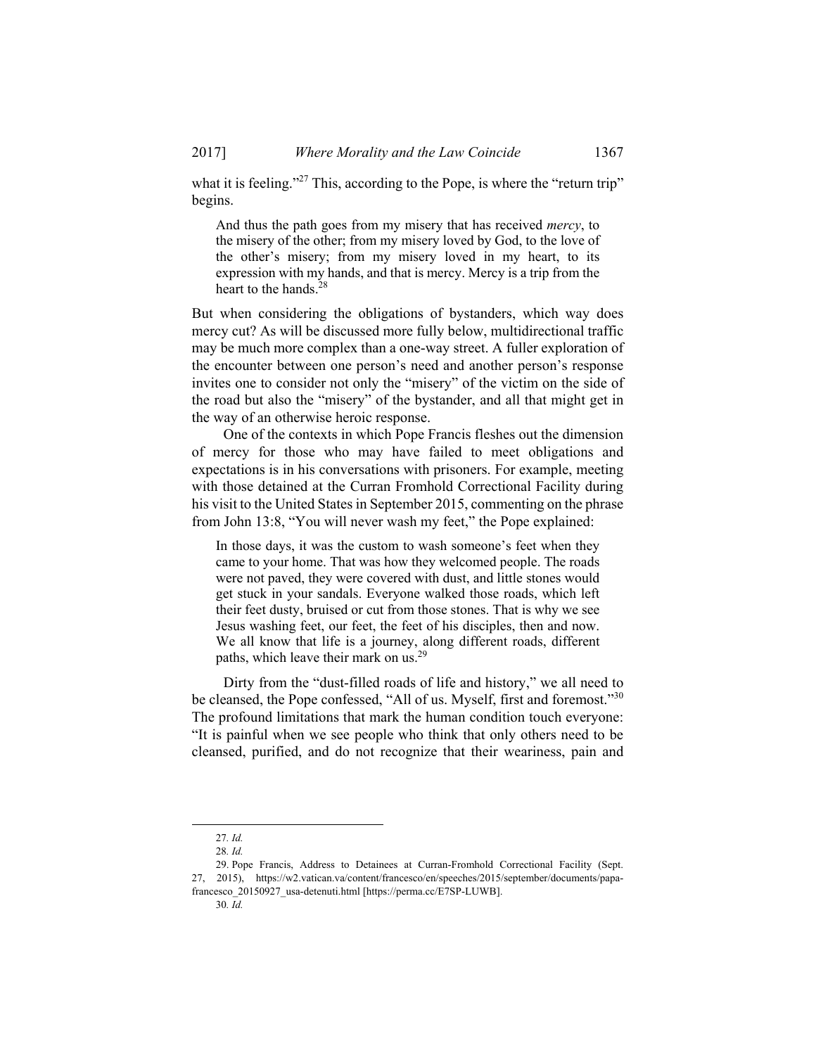what it is feeling."[27] This, according to the Pope, is where the "return trip" begins.

> And thus the path goes from my misery that has received *mercy*, to the misery of the other; from my misery loved by God, to the love of the other's misery; from my misery loved in my heart, to its expression with my hands, and that is mercy. Mercy is a trip from the heart to the hands.[28]

But when considering the obligations of bystanders, which way does mercy cut? As will be discussed more fully below, multidirectional traffic may be much more complex than a one-way street. A fuller exploration of the encounter between one person's need and another person's response invites one to consider not only the "misery" of the victim on the side of the road but also the "misery" of the bystander, and all that might get in the way of an otherwise heroic response.

One of the contexts in which Pope Francis fleshes out the dimension of mercy for those who may have failed to meet obligations and expectations is in his conversations with prisoners. For example, meeting with those detained at the Curran Fromhold Correctional Facility during his visit to the United States in September 2015, commenting on the phrase from John 13:8, "You will never wash my feet," the Pope explained:

> In those days, it was the custom to wash someone's feet when they came to your home. That was how they welcomed people. The roads were not paved, they were covered with dust, and little stones would get stuck in your sandals. Everyone walked those roads, which left their feet dusty, bruised or cut from those stones. That is why we see Jesus washing feet, our feet, the feet of his disciples, then and now. We all know that life is a journey, along different roads, different paths, which leave their mark on us.[29]

Dirty from the "dust-filled roads of life and history," we all need to be cleansed, the Pope confessed, "All of us. Myself, first and foremost."[30] The profound limitations that mark the human condition touch everyone: "It is painful when we see people who think that only others need to be cleansed, purified, and do not recognize that their weariness, pain and

---

27. *Id.*

28. *Id.*

29. Pope Francis, Address to Detainees at Curran-Fromhold Correctional Facility (Sept. 27, 2015), https://w2.vatican.va/content/francesco/en/speeches/2015/september/documents/papa-francesco_20150927_usa-detenuti.html [https://perma.cc/E7SP-LUWB].

30. *Id.*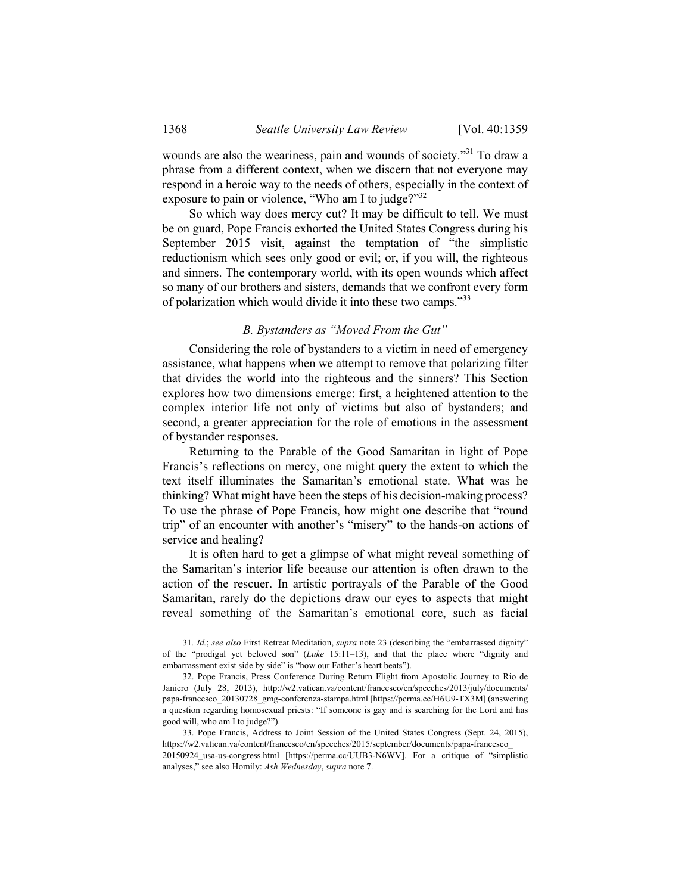wounds are also the weariness, pain and wounds of society."[31] To draw a phrase from a different context, when we discern that not everyone may respond in a heroic way to the needs of others, especially in the context of exposure to pain or violence, "Who am I to judge?"[32]

So which way does mercy cut? It may be difficult to tell. We must be on guard, Pope Francis exhorted the United States Congress during his September 2015 visit, against the temptation of "the simplistic reductionism which sees only good or evil; or, if you will, the righteous and sinners. The contemporary world, with its open wounds which affect so many of our brothers and sisters, demands that we confront every form of polarization which would divide it into these two camps."[33]

### *B. Bystanders as "Moved From the Gut"*

Considering the role of bystanders to a victim in need of emergency assistance, what happens when we attempt to remove that polarizing filter that divides the world into the righteous and the sinners? This Section explores how two dimensions emerge: first, a heightened attention to the complex interior life not only of victims but also of bystanders; and second, a greater appreciation for the role of emotions in the assessment of bystander responses.

Returning to the Parable of the Good Samaritan in light of Pope Francis's reflections on mercy, one might query the extent to which the text itself illuminates the Samaritan's emotional state. What was he thinking? What might have been the steps of his decision-making process? To use the phrase of Pope Francis, how might one describe that "round trip" of an encounter with another's "misery" to the hands-on actions of service and healing?

It is often hard to get a glimpse of what might reveal something of the Samaritan's interior life because our attention is often drawn to the action of the rescuer. In artistic portrayals of the Parable of the Good Samaritan, rarely do the depictions draw our eyes to aspects that might reveal something of the Samaritan's emotional core, such as facial

---

31. *Id.*; *see also* First Retreat Meditation, *supra* note 23 (describing the "embarrassed dignity" of the "prodigal yet beloved son" (*Luke* 15:11–13), and that the place where "dignity and embarrassment exist side by side" is "how our Father's heart beats").

32. Pope Francis, Press Conference During Return Flight from Apostolic Journey to Rio de Janiero (July 28, 2013), http://w2.vatican.va/content/francesco/en/speeches/2013/july/documents/papa-francesco_20130728_gmg-conferenza-stampa.html [https://perma.cc/H6U9-TX3M] (answering a question regarding homosexual priests: "If someone is gay and is searching for the Lord and has good will, who am I to judge?").

33. Pope Francis, Address to Joint Session of the United States Congress (Sept. 24, 2015), https://w2.vatican.va/content/francesco/en/speeches/2015/september/documents/papa-francesco_20150924_usa-us-congress.html [https://perma.cc/UUB3-N6WV]. For a critique of "simplistic analyses," see also Homily: *Ash Wednesday*, *supra* note 7.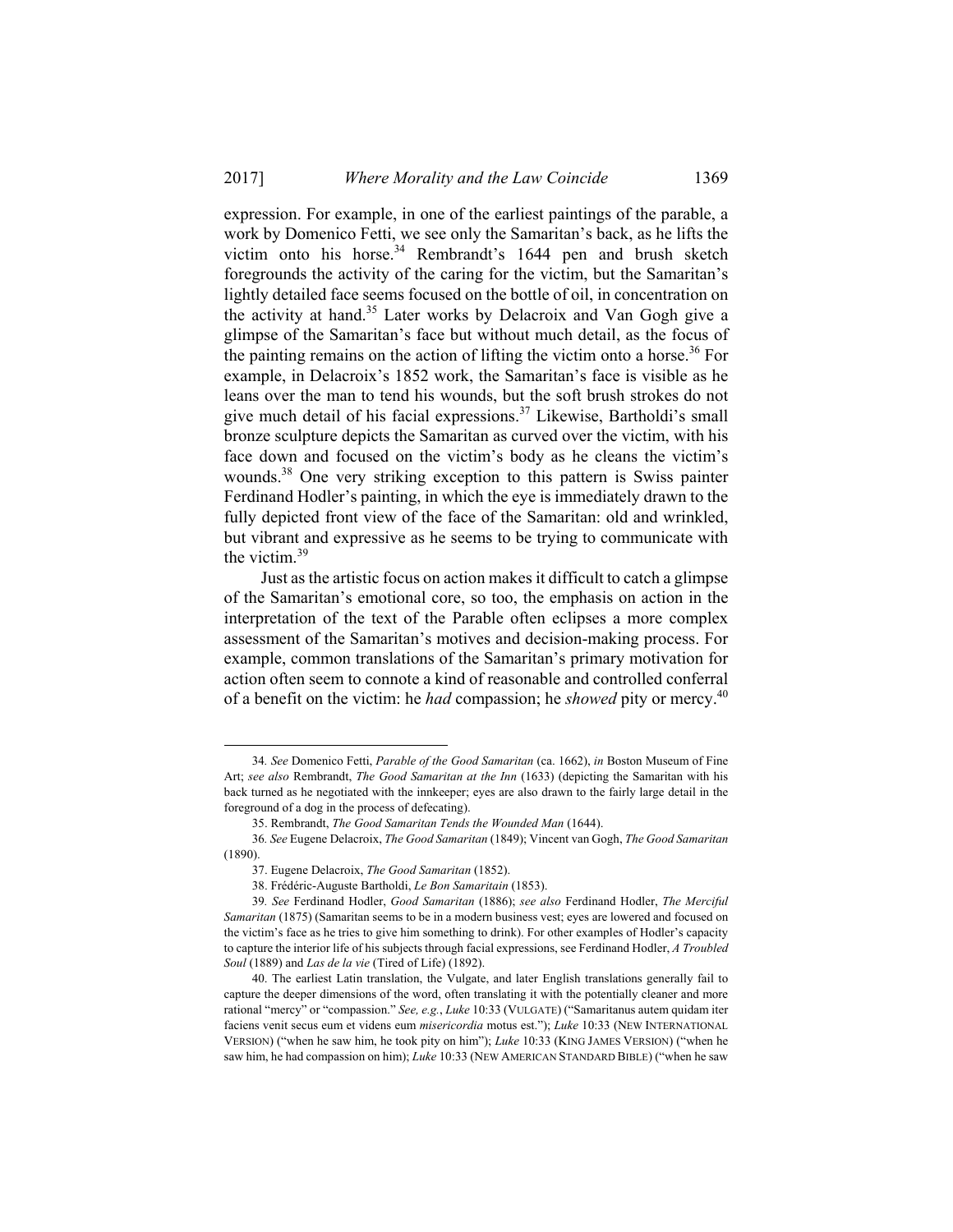expression. For example, in one of the earliest paintings of the parable, a work by Domenico Fetti, we see only the Samaritan's back, as he lifts the victim onto his horse.[34] Rembrandt's 1644 pen and brush sketch foregrounds the activity of the caring for the victim, but the Samaritan's lightly detailed face seems focused on the bottle of oil, in concentration on the activity at hand.[35] Later works by Delacroix and Van Gogh give a glimpse of the Samaritan's face but without much detail, as the focus of the painting remains on the action of lifting the victim onto a horse.[36] For example, in Delacroix's 1852 work, the Samaritan's face is visible as he leans over the man to tend his wounds, but the soft brush strokes do not give much detail of his facial expressions.[37] Likewise, Bartholdi's small bronze sculpture depicts the Samaritan as curved over the victim, with his face down and focused on the victim's body as he cleans the victim's wounds.[38] One very striking exception to this pattern is Swiss painter Ferdinand Hodler's painting, in which the eye is immediately drawn to the fully depicted front view of the face of the Samaritan: old and wrinkled, but vibrant and expressive as he seems to be trying to communicate with the victim.[39]

Just as the artistic focus on action makes it difficult to catch a glimpse of the Samaritan's emotional core, so too, the emphasis on action in the interpretation of the text of the Parable often eclipses a more complex assessment of the Samaritan's motives and decision-making process. For example, common translations of the Samaritan's primary motivation for action often seem to connote a kind of reasonable and controlled conferral of a benefit on the victim: he *had* compassion; he *showed* pity or mercy.[40]

---

34. *See* Domenico Fetti, *Parable of the Good Samaritan* (ca. 1662), *in* Boston Museum of Fine Art; *see also* Rembrandt, *The Good Samaritan at the Inn* (1633) (depicting the Samaritan with his back turned as he negotiated with the innkeeper; eyes are also drawn to the fairly large detail in the foreground of a dog in the process of defecating).

35. Rembrandt, *The Good Samaritan Tends the Wounded Man* (1644).

36. *See* Eugene Delacroix, *The Good Samaritan* (1849); Vincent van Gogh, *The Good Samaritan* (1890).

37. Eugene Delacroix, *The Good Samaritan* (1852).

38. Frédéric-Auguste Bartholdi, *Le Bon Samaritain* (1853).

39. *See* Ferdinand Hodler, *Good Samaritan* (1886); *see also* Ferdinand Hodler, *The Merciful Samaritan* (1875) (Samaritan seems to be in a modern business vest; eyes are lowered and focused on the victim's face as he tries to give him something to drink). For other examples of Hodler's capacity to capture the interior life of his subjects through facial expressions, see Ferdinand Hodler, *A Troubled Soul* (1889) and *Las de la vie* (Tired of Life) (1892).

40. The earliest Latin translation, the Vulgate, and later English translations generally fail to capture the deeper dimensions of the word, often translating it with the potentially cleaner and more rational "mercy" or "compassion." *See, e.g.*, *Luke* 10:33 (VULGATE) ("Samaritanus autem quidam iter faciens venit secus eum et videns eum *misericordia* motus est."); *Luke* 10:33 (NEW INTERNATIONAL VERSION) ("when he saw him, he took pity on him"); *Luke* 10:33 (KING JAMES VERSION) ("when he saw him, he had compassion on him); *Luke* 10:33 (NEW AMERICAN STANDARD BIBLE) ("when he saw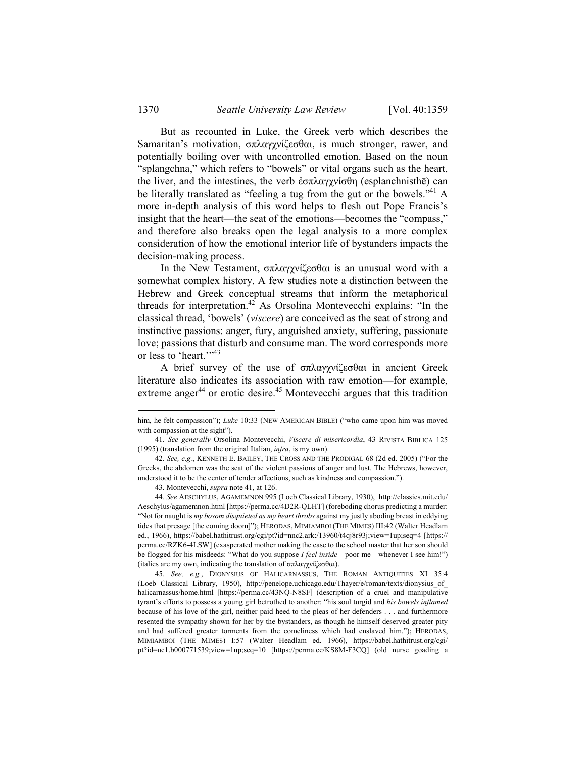But as recounted in Luke, the Greek verb which describes the Samaritan's motivation, σπλαγχνίζεσθαι, is much stronger, rawer, and potentially boiling over with uncontrolled emotion. Based on the noun "splangchna," which refers to "bowels" or vital organs such as the heart, the liver, and the intestines, the verb ἐσπλαγχνίσθη (esplanchnisthē) can be literally translated as "feeling a tug from the gut or the bowels."[41] A more in-depth analysis of this word helps to flesh out Pope Francis's insight that the heart—the seat of the emotions—becomes the "compass," and therefore also breaks open the legal analysis to a more complex consideration of how the emotional interior life of bystanders impacts the decision-making process.

In the New Testament, σπλαγχνίζεσθαι is an unusual word with a somewhat complex history. A few studies note a distinction between the Hebrew and Greek conceptual streams that inform the metaphorical threads for interpretation.[42] As Orsolina Montevecchi explains: "In the classical thread, 'bowels' (*viscere*) are conceived as the seat of strong and instinctive passions: anger, fury, anguished anxiety, suffering, passionate love; passions that disturb and consume man. The word corresponds more or less to 'heart.'"[43]

A brief survey of the use of σπλαγχνίζεσθαι in ancient Greek literature also indicates its association with raw emotion—for example, extreme anger[44] or erotic desire.[45] Montevecchi argues that this tradition

---

him, he felt compassion"); *Luke* 10:33 (NEW AMERICAN BIBLE) ("who came upon him was moved with compassion at the sight").

41. *See generally* Orsolina Montevecchi, *Viscere di misericordia*, 43 RIVISTA BIBLICA 125 (1995) (translation from the original Italian, *infra*, is my own).

42. *See, e.g.*, KENNETH E. BAILEY, THE CROSS AND THE PRODIGAL 68 (2d ed. 2005) ("For the Greeks, the abdomen was the seat of the violent passions of anger and lust. The Hebrews, however, understood it to be the center of tender affections, such as kindness and compassion.").

43. Montevecchi, *supra* note 41, at 126.

44. *See* AESCHYLUS, AGAMEMNON 995 (Loeb Classical Library, 1930), http://classics.mit.edu/Aeschylus/agamemnon.html [https://perma.cc/4D2R-QLHT] (foreboding chorus predicting a murder: "Not for naught is *my bosom disquieted as my heart throbs* against my justly aboding breast in eddying tides that presage [the coming doom]"); HERODAS, MIMIAMBOI (THE MIMES) III:42 (Walter Headlam ed., 1966), https://babel.hathitrust.org/cgi/pt?id=nnc2.ark:/13960/t4qj8r93j;view=1up;seq=4 [https://perma.cc/RZK6-4LSW] (exasperated mother making the case to the school master that her son should be flogged for his misdeeds: "What do you suppose *I feel inside*—poor me—whenever I see him!") (italics are my own, indicating the translation of σπλαγχνίζεσθαι).

45. *See, e.g.*, DIONYSIUS OF HALICARNASSUS, THE ROMAN ANTIQUITIES XI 35:4 (Loeb Classical Library, 1950), http://penelope.uchicago.edu/Thayer/e/roman/texts/dionysius_of_halicarnassus/home.html [https://perma.cc/43NQ-N8SF] (description of a cruel and manipulative tyrant's efforts to possess a young girl betrothed to another: "his soul turgid and *his bowels inflamed* because of his love of the girl, neither paid heed to the pleas of her defenders . . . and furthermore resented the sympathy shown for her by the bystanders, as though he himself deserved greater pity and had suffered greater torments from the comeliness which had enslaved him."); HERODAS, MIMIAMBOI (THE MIMES) I:57 (Walter Headlam ed. 1966), https://babel.hathitrust.org/cgi/pt?id=uc1.b000771539;view=1up;seq=10 [https://perma.cc/KS8M-F3CQ] (old nurse goading a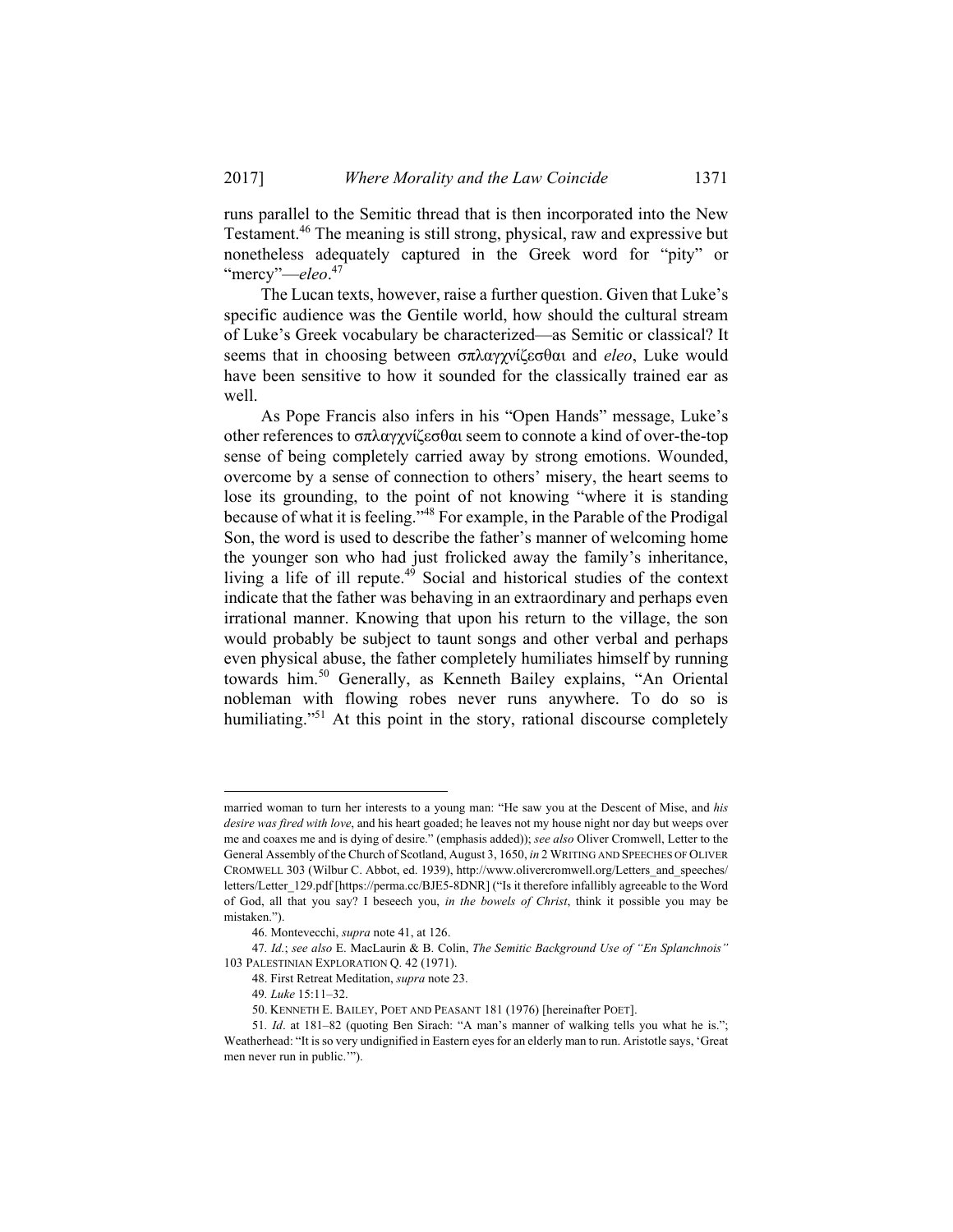runs parallel to the Semitic thread that is then incorporated into the New Testament.[46] The meaning is still strong, physical, raw and expressive but nonetheless adequately captured in the Greek word for "pity" or "mercy"—*eleo*.[47]

The Lucan texts, however, raise a further question. Given that Luke's specific audience was the Gentile world, how should the cultural stream of Luke's Greek vocabulary be characterized—as Semitic or classical? It seems that in choosing between σπλαγχνίζεσθαι and *eleo*, Luke would have been sensitive to how it sounded for the classically trained ear as well.

As Pope Francis also infers in his "Open Hands" message, Luke's other references to σπλαγχνίζεσθαι seem to connote a kind of over-the-top sense of being completely carried away by strong emotions. Wounded, overcome by a sense of connection to others' misery, the heart seems to lose its grounding, to the point of not knowing "where it is standing because of what it is feeling."[48] For example, in the Parable of the Prodigal Son, the word is used to describe the father's manner of welcoming home the younger son who had just frolicked away the family's inheritance, living a life of ill repute.[49] Social and historical studies of the context indicate that the father was behaving in an extraordinary and perhaps even irrational manner. Knowing that upon his return to the village, the son would probably be subject to taunt songs and other verbal and perhaps even physical abuse, the father completely humiliates himself by running towards him.[50] Generally, as Kenneth Bailey explains, "An Oriental nobleman with flowing robes never runs anywhere. To do so is humiliating."[51] At this point in the story, rational discourse completely

---

married woman to turn her interests to a young man: "He saw you at the Descent of Mise, and *his desire was fired with love*, and his heart goaded; he leaves not my house night nor day but weeps over me and coaxes me and is dying of desire." (emphasis added)); *see also* Oliver Cromwell, Letter to the General Assembly of the Church of Scotland, August 3, 1650, *in* 2 WRITING AND SPEECHES OF OLIVER CROMWELL 303 (Wilbur C. Abbot, ed. 1939), http://www.olivercromwell.org/Letters_and_speeches/letters/Letter_129.pdf [https://perma.cc/BJE5-8DNR] ("Is it therefore infallibly agreeable to the Word of God, all that you say? I beseech you, *in the bowels of Christ*, think it possible you may be mistaken.").

46. Montevecchi, *supra* note 41, at 126.

47. *Id.*; *see also* E. MacLaurin & B. Colin, *The Semitic Background Use of "En Splanchnois"* 103 PALESTINIAN EXPLORATION Q. 42 (1971).

48. First Retreat Meditation, *supra* note 23.

49. *Luke* 15:11–32.

50. KENNETH E. BAILEY, POET AND PEASANT 181 (1976) [hereinafter POET].

51. *Id*. at 181–82 (quoting Ben Sirach: "A man's manner of walking tells you what he is."; Weatherhead: "It is so very undignified in Eastern eyes for an elderly man to run. Aristotle says, 'Great men never run in public.'").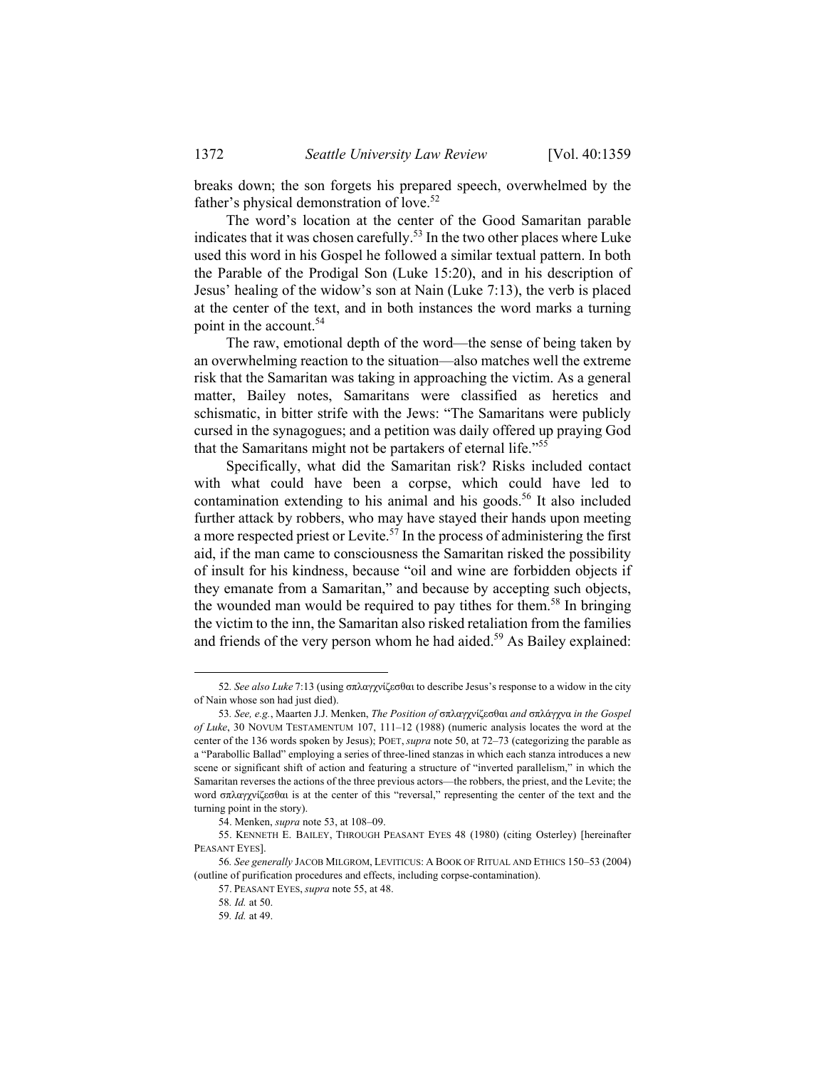breaks down; the son forgets his prepared speech, overwhelmed by the father's physical demonstration of love.[52]

The word's location at the center of the Good Samaritan parable indicates that it was chosen carefully.[53] In the two other places where Luke used this word in his Gospel he followed a similar textual pattern. In both the Parable of the Prodigal Son (Luke 15:20), and in his description of Jesus' healing of the widow's son at Nain (Luke 7:13), the verb is placed at the center of the text, and in both instances the word marks a turning point in the account.[54]

The raw, emotional depth of the word—the sense of being taken by an overwhelming reaction to the situation—also matches well the extreme risk that the Samaritan was taking in approaching the victim. As a general matter, Bailey notes, Samaritans were classified as heretics and schismatic, in bitter strife with the Jews: "The Samaritans were publicly cursed in the synagogues; and a petition was daily offered up praying God that the Samaritans might not be partakers of eternal life."[55]

Specifically, what did the Samaritan risk? Risks included contact with what could have been a corpse, which could have led to contamination extending to his animal and his goods.[56] It also included further attack by robbers, who may have stayed their hands upon meeting a more respected priest or Levite.[57] In the process of administering the first aid, if the man came to consciousness the Samaritan risked the possibility of insult for his kindness, because "oil and wine are forbidden objects if they emanate from a Samaritan," and because by accepting such objects, the wounded man would be required to pay tithes for them.[58] In bringing the victim to the inn, the Samaritan also risked retaliation from the families and friends of the very person whom he had aided.[59] As Bailey explained:

---

52. *See also Luke* 7:13 (using σπλαγχνίζεσθαι to describe Jesus's response to a widow in the city of Nain whose son had just died).

53. *See, e.g.*, Maarten J.J. Menken, *The Position of* σπλαγχνίζεσθαι *and* σπλάγχνα *in the Gospel of Luke*, 30 NOVUM TESTAMENTUM 107, 111–12 (1988) (numeric analysis locates the word at the center of the 136 words spoken by Jesus); POET, *supra* note 50, at 72–73 (categorizing the parable as a "Parabollic Ballad" employing a series of three-lined stanzas in which each stanza introduces a new scene or significant shift of action and featuring a structure of "inverted parallelism," in which the Samaritan reverses the actions of the three previous actors—the robbers, the priest, and the Levite; the word σπλαγχνίζεσθαι is at the center of this "reversal," representing the center of the text and the turning point in the story).

54. Menken, *supra* note 53, at 108–09.

55. KENNETH E. BAILEY, THROUGH PEASANT EYES 48 (1980) (citing Osterley) [hereinafter PEASANT EYES].

56. *See generally* JACOB MILGROM, LEVITICUS: A BOOK OF RITUAL AND ETHICS 150–53 (2004) (outline of purification procedures and effects, including corpse-contamination).

57. PEASANT EYES, *supra* note 55, at 48.

58. *Id.* at 50.

59. *Id.* at 49.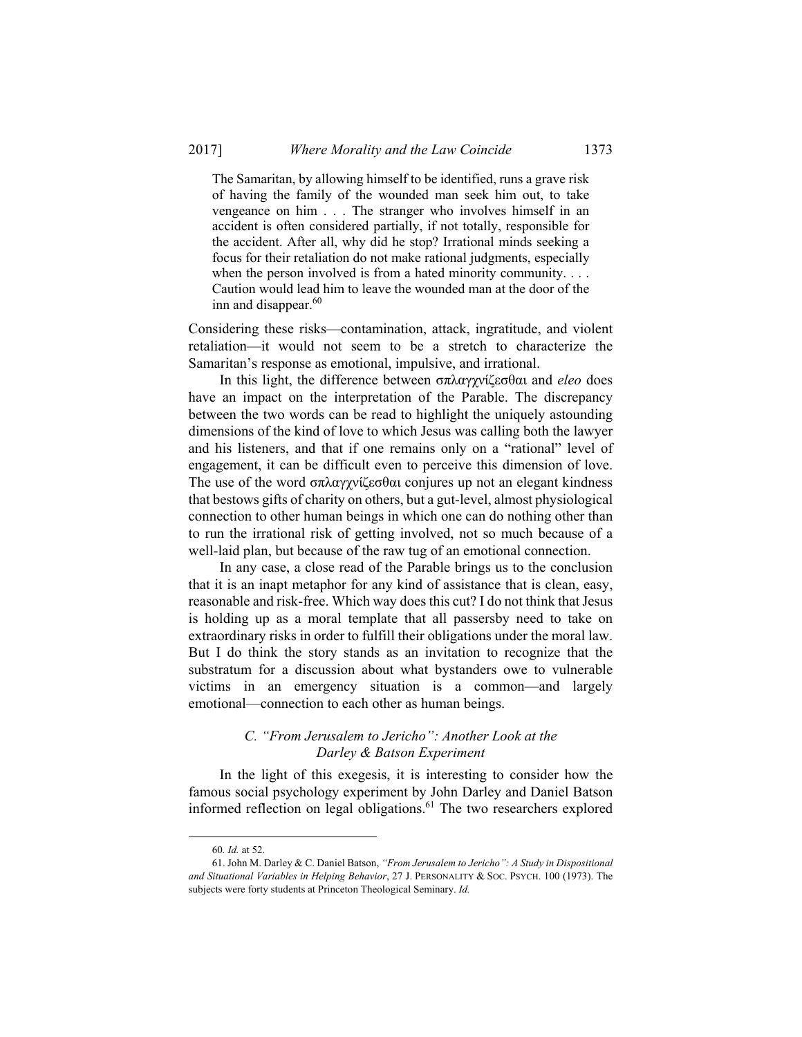> The Samaritan, by allowing himself to be identified, runs a grave risk of having the family of the wounded man seek him out, to take vengeance on him . . . The stranger who involves himself in an accident is often considered partially, if not totally, responsible for the accident. After all, why did he stop? Irrational minds seeking a focus for their retaliation do not make rational judgments, especially when the person involved is from a hated minority community. . . . Caution would lead him to leave the wounded man at the door of the inn and disappear.[60]

Considering these risks—contamination, attack, ingratitude, and violent retaliation—it would not seem to be a stretch to characterize the Samaritan's response as emotional, impulsive, and irrational.

In this light, the difference between σπλαγχνίζεσθαι and *eleo* does have an impact on the interpretation of the Parable. The discrepancy between the two words can be read to highlight the uniquely astounding dimensions of the kind of love to which Jesus was calling both the lawyer and his listeners, and that if one remains only on a "rational" level of engagement, it can be difficult even to perceive this dimension of love. The use of the word σπλαγχνίζεσθαι conjures up not an elegant kindness that bestows gifts of charity on others, but a gut-level, almost physiological connection to other human beings in which one can do nothing other than to run the irrational risk of getting involved, not so much because of a well-laid plan, but because of the raw tug of an emotional connection.

In any case, a close read of the Parable brings us to the conclusion that it is an inapt metaphor for any kind of assistance that is clean, easy, reasonable and risk-free. Which way does this cut? I do not think that Jesus is holding up as a moral template that all passersby need to take on extraordinary risks in order to fulfill their obligations under the moral law. But I do think the story stands as an invitation to recognize that the substratum for a discussion about what bystanders owe to vulnerable victims in an emergency situation is a common—and largely emotional—connection to each other as human beings.

### C. "From Jerusalem to Jericho": Another Look at the Darley & Batson Experiment

In the light of this exegesis, it is interesting to consider how the famous social psychology experiment by John Darley and Daniel Batson informed reflection on legal obligations.[61] The two researchers explored

---

60. *Id.* at 52.

61. John M. Darley & C. Daniel Batson, *"From Jerusalem to Jericho": A Study in Dispositional and Situational Variables in Helping Behavior*, 27 J. PERSONALITY & SOC. PSYCH. 100 (1973). The subjects were forty students at Princeton Theological Seminary. *Id.*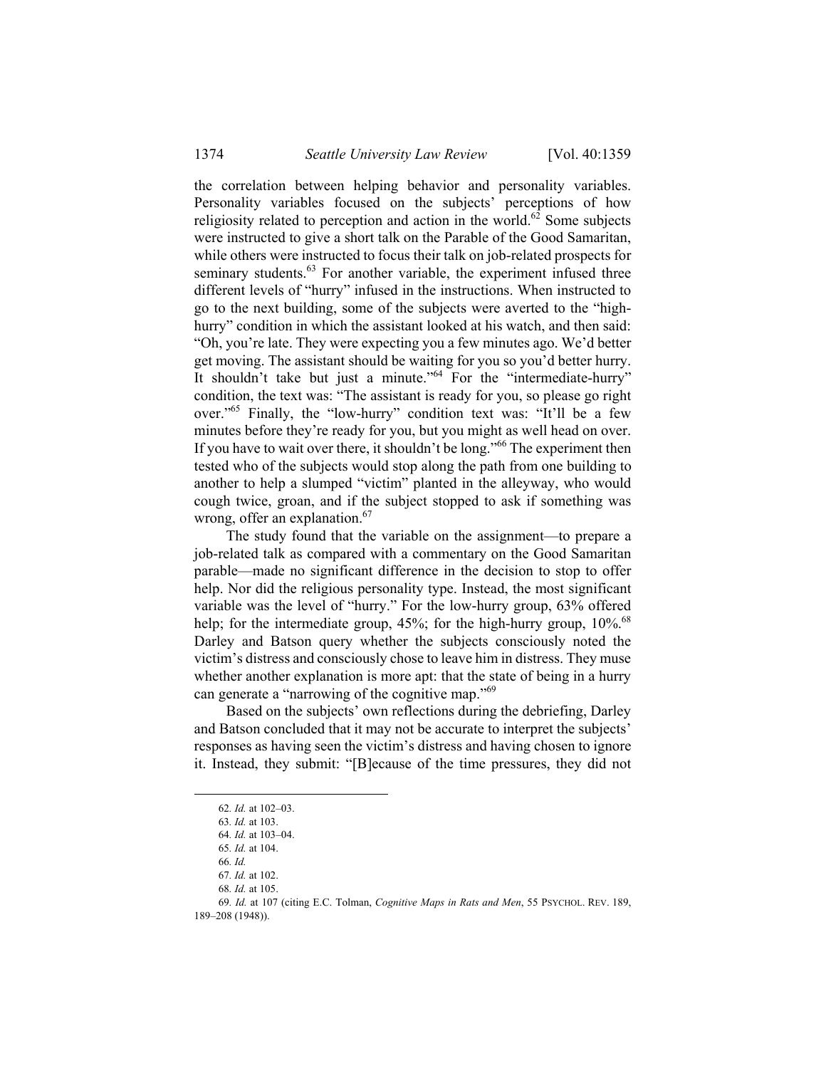the correlation between helping behavior and personality variables. Personality variables focused on the subjects' perceptions of how religiosity related to perception and action in the world.[62] Some subjects were instructed to give a short talk on the Parable of the Good Samaritan, while others were instructed to focus their talk on job-related prospects for seminary students.[63] For another variable, the experiment infused three different levels of "hurry" infused in the instructions. When instructed to go to the next building, some of the subjects were averted to the "high-hurry" condition in which the assistant looked at his watch, and then said: "Oh, you're late. They were expecting you a few minutes ago. We'd better get moving. The assistant should be waiting for you so you'd better hurry. It shouldn't take but just a minute."[64] For the "intermediate-hurry" condition, the text was: "The assistant is ready for you, so please go right over."[65] Finally, the "low-hurry" condition text was: "It'll be a few minutes before they're ready for you, but you might as well head on over. If you have to wait over there, it shouldn't be long."[66] The experiment then tested who of the subjects would stop along the path from one building to another to help a slumped "victim" planted in the alleyway, who would cough twice, groan, and if the subject stopped to ask if something was wrong, offer an explanation.[67]

The study found that the variable on the assignment—to prepare a job-related talk as compared with a commentary on the Good Samaritan parable—made no significant difference in the decision to stop to offer help. Nor did the religious personality type. Instead, the most significant variable was the level of "hurry." For the low-hurry group, 63% offered help; for the intermediate group, 45%; for the high-hurry group, 10%.[68] Darley and Batson query whether the subjects consciously noted the victim's distress and consciously chose to leave him in distress. They muse whether another explanation is more apt: that the state of being in a hurry can generate a "narrowing of the cognitive map."[69]

Based on the subjects' own reflections during the debriefing, Darley and Batson concluded that it may not be accurate to interpret the subjects' responses as having seen the victim's distress and having chosen to ignore it. Instead, they submit: "[B]ecause of the time pressures, they did not

---

62. *Id.* at 102–03.

63. *Id.* at 103.

64. *Id.* at 103–04.

65. *Id.* at 104.

66. *Id.*

67. *Id.* at 102.

68. *Id.* at 105.

69. *Id.* at 107 (citing E.C. Tolman, *Cognitive Maps in Rats and Men*, 55 PSYCHOL. REV. 189, 189–208 (1948)).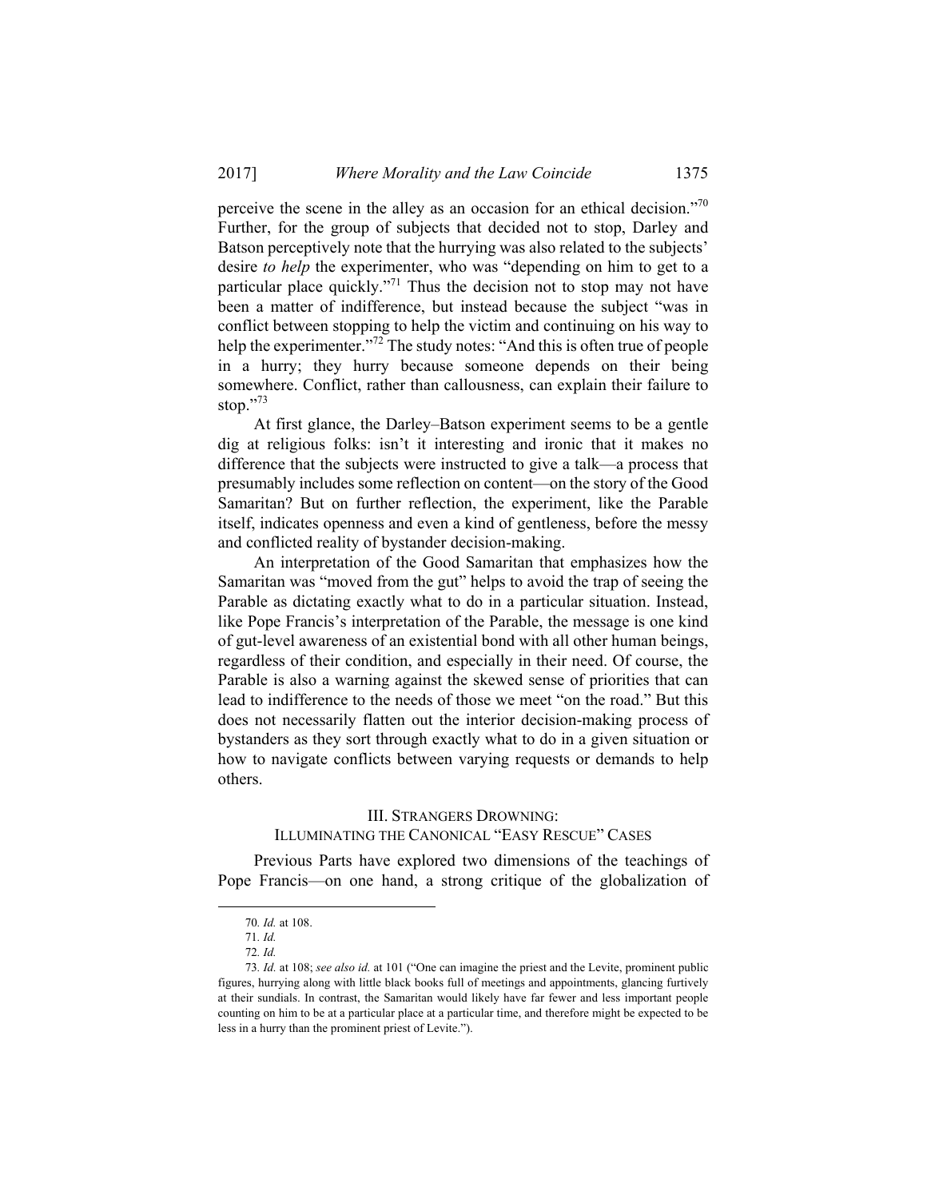perceive the scene in the alley as an occasion for an ethical decision."[70] Further, for the group of subjects that decided not to stop, Darley and Batson perceptively note that the hurrying was also related to the subjects' desire *to help* the experimenter, who was "depending on him to get to a particular place quickly."[71] Thus the decision not to stop may not have been a matter of indifference, but instead because the subject "was in conflict between stopping to help the victim and continuing on his way to help the experimenter."[72] The study notes: "And this is often true of people in a hurry; they hurry because someone depends on their being somewhere. Conflict, rather than callousness, can explain their failure to stop."[73]

At first glance, the Darley–Batson experiment seems to be a gentle dig at religious folks: isn't it interesting and ironic that it makes no difference that the subjects were instructed to give a talk—a process that presumably includes some reflection on content—on the story of the Good Samaritan? But on further reflection, the experiment, like the Parable itself, indicates openness and even a kind of gentleness, before the messy and conflicted reality of bystander decision-making.

An interpretation of the Good Samaritan that emphasizes how the Samaritan was "moved from the gut" helps to avoid the trap of seeing the Parable as dictating exactly what to do in a particular situation. Instead, like Pope Francis's interpretation of the Parable, the message is one kind of gut-level awareness of an existential bond with all other human beings, regardless of their condition, and especially in their need. Of course, the Parable is also a warning against the skewed sense of priorities that can lead to indifference to the needs of those we meet "on the road." But this does not necessarily flatten out the interior decision-making process of bystanders as they sort through exactly what to do in a given situation or how to navigate conflicts between varying requests or demands to help others.

## III. STRANGERS DROWNING: ILLUMINATING THE CANONICAL "EASY RESCUE" CASES

Previous Parts have explored two dimensions of the teachings of Pope Francis—on one hand, a strong critique of the globalization of

---

70. *Id.* at 108.

71. *Id.*

72. *Id.*

73. *Id.* at 108; *see also id.* at 101 ("One can imagine the priest and the Levite, prominent public figures, hurrying along with little black books full of meetings and appointments, glancing furtively at their sundials. In contrast, the Samaritan would likely have far fewer and less important people counting on him to be at a particular place at a particular time, and therefore might be expected to be less in a hurry than the prominent priest of Levite.").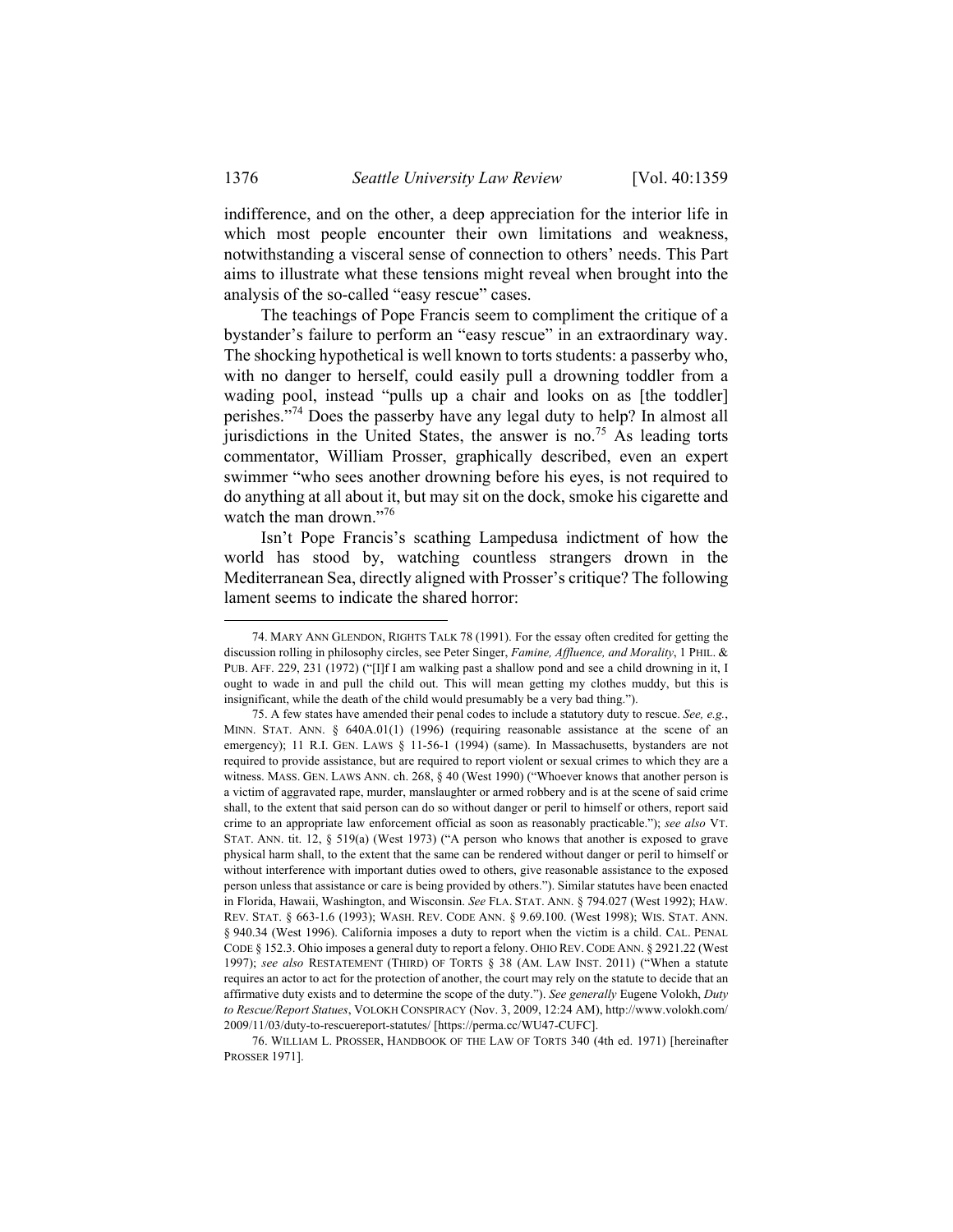indifference, and on the other, a deep appreciation for the interior life in which most people encounter their own limitations and weakness, notwithstanding a visceral sense of connection to others' needs. This Part aims to illustrate what these tensions might reveal when brought into the analysis of the so-called "easy rescue" cases.

The teachings of Pope Francis seem to compliment the critique of a bystander's failure to perform an "easy rescue" in an extraordinary way. The shocking hypothetical is well known to torts students: a passerby who, with no danger to herself, could easily pull a drowning toddler from a wading pool, instead "pulls up a chair and looks on as [the toddler] perishes."[74] Does the passerby have any legal duty to help? In almost all jurisdictions in the United States, the answer is no.[75] As leading torts commentator, William Prosser, graphically described, even an expert swimmer "who sees another drowning before his eyes, is not required to do anything at all about it, but may sit on the dock, smoke his cigarette and watch the man drown."[76]

Isn't Pope Francis's scathing Lampedusa indictment of how the world has stood by, watching countless strangers drown in the Mediterranean Sea, directly aligned with Prosser's critique? The following lament seems to indicate the shared horror:

---

74. MARY ANN GLENDON, RIGHTS TALK 78 (1991). For the essay often credited for getting the discussion rolling in philosophy circles, see Peter Singer, *Famine, Affluence, and Morality*, 1 PHIL. & PUB. AFF. 229, 231 (1972) ("[I]f I am walking past a shallow pond and see a child drowning in it, I ought to wade in and pull the child out. This will mean getting my clothes muddy, but this is insignificant, while the death of the child would presumably be a very bad thing.").

75. A few states have amended their penal codes to include a statutory duty to rescue. *See, e.g.*, MINN. STAT. ANN. § 640A.01(1) (1996) (requiring reasonable assistance at the scene of an emergency); 11 R.I. GEN. LAWS § 11-56-1 (1994) (same). In Massachusetts, bystanders are not required to provide assistance, but are required to report violent or sexual crimes to which they are a witness. MASS. GEN. LAWS ANN. ch. 268, § 40 (West 1990) ("Whoever knows that another person is a victim of aggravated rape, murder, manslaughter or armed robbery and is at the scene of said crime shall, to the extent that said person can do so without danger or peril to himself or others, report said crime to an appropriate law enforcement official as soon as reasonably practicable."); *see also* VT. STAT. ANN. tit. 12, § 519(a) (West 1973) ("A person who knows that another is exposed to grave physical harm shall, to the extent that the same can be rendered without danger or peril to himself or without interference with important duties owed to others, give reasonable assistance to the exposed person unless that assistance or care is being provided by others."). Similar statutes have been enacted in Florida, Hawaii, Washington, and Wisconsin. *See* FLA. STAT. ANN. § 794.027 (West 1992); HAW. REV. STAT. § 663-1.6 (1993); WASH. REV. CODE ANN. § 9.69.100. (West 1998); WIS. STAT. ANN. § 940.34 (West 1996). California imposes a duty to report when the victim is a child. CAL. PENAL CODE § 152.3. Ohio imposes a general duty to report a felony. OHIO REV. CODE ANN. § 2921.22 (West 1997); *see also* RESTATEMENT (THIRD) OF TORTS § 38 (AM. LAW INST. 2011) ("When a statute requires an actor to act for the protection of another, the court may rely on the statute to decide that an affirmative duty exists and to determine the scope of the duty."). *See generally* Eugene Volokh, *Duty to Rescue/Report Statues*, VOLOKH CONSPIRACY (Nov. 3, 2009, 12:24 AM), http://www.volokh.com/2009/11/03/duty-to-rescuereport-statutes/ [https://perma.cc/WU47-CUFC].

76. WILLIAM L. PROSSER, HANDBOOK OF THE LAW OF TORTS 340 (4th ed. 1971) [hereinafter PROSSER 1971].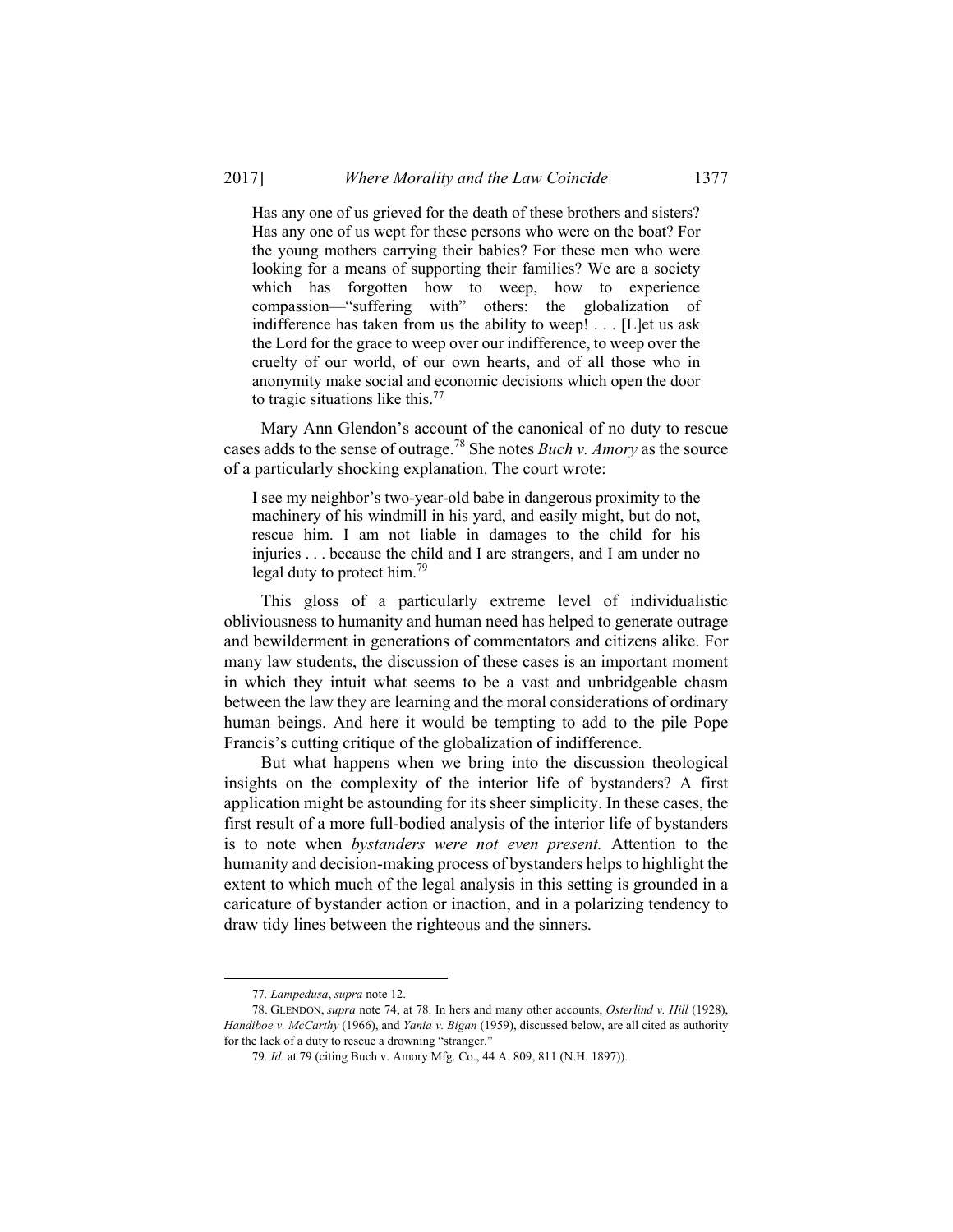> Has any one of us grieved for the death of these brothers and sisters? Has any one of us wept for these persons who were on the boat? For the young mothers carrying their babies? For these men who were looking for a means of supporting their families? We are a society which has forgotten how to weep, how to experience compassion—"suffering with" others: the globalization of indifference has taken from us the ability to weep! . . . [L]et us ask the Lord for the grace to weep over our indifference, to weep over the cruelty of our world, of our own hearts, and of all those who in anonymity make social and economic decisions which open the door to tragic situations like this.[77]

Mary Ann Glendon's account of the canonical of no duty to rescue cases adds to the sense of outrage.[78] She notes *Buch v. Amory* as the source of a particularly shocking explanation. The court wrote:

> I see my neighbor's two-year-old babe in dangerous proximity to the machinery of his windmill in his yard, and easily might, but do not, rescue him. I am not liable in damages to the child for his injuries . . . because the child and I are strangers, and I am under no legal duty to protect him.[79]

This gloss of a particularly extreme level of individualistic obliviousness to humanity and human need has helped to generate outrage and bewilderment in generations of commentators and citizens alike. For many law students, the discussion of these cases is an important moment in which they intuit what seems to be a vast and unbridgeable chasm between the law they are learning and the moral considerations of ordinary human beings. And here it would be tempting to add to the pile Pope Francis's cutting critique of the globalization of indifference.

But what happens when we bring into the discussion theological insights on the complexity of the interior life of bystanders? A first application might be astounding for its sheer simplicity. In these cases, the first result of a more full-bodied analysis of the interior life of bystanders is to note when *bystanders were not even present.* Attention to the humanity and decision-making process of bystanders helps to highlight the extent to which much of the legal analysis in this setting is grounded in a caricature of bystander action or inaction, and in a polarizing tendency to draw tidy lines between the righteous and the sinners.

---

77. *Lampedusa*, *supra* note 12.

78. GLENDON, *supra* note 74, at 78. In hers and many other accounts, *Osterlind v. Hill* (1928), *Handiboe v. McCarthy* (1966), and *Yania v. Bigan* (1959), discussed below, are all cited as authority for the lack of a duty to rescue a drowning "stranger."

79. *Id.* at 79 (citing Buch v. Amory Mfg. Co., 44 A. 809, 811 (N.H. 1897)).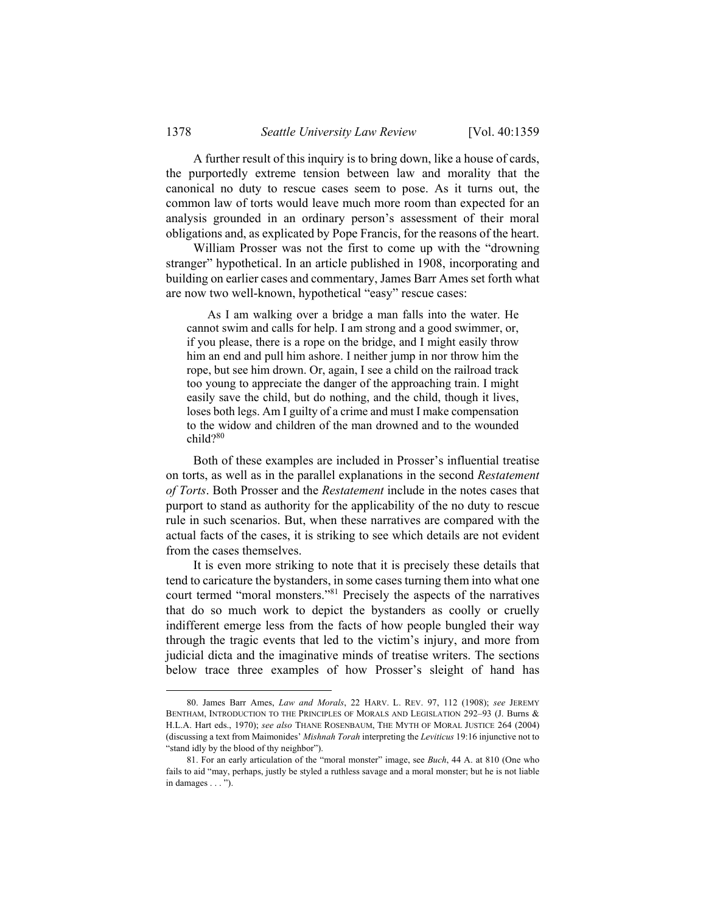A further result of this inquiry is to bring down, like a house of cards, the purportedly extreme tension between law and morality that the canonical no duty to rescue cases seem to pose. As it turns out, the common law of torts would leave much more room than expected for an analysis grounded in an ordinary person's assessment of their moral obligations and, as explicated by Pope Francis, for the reasons of the heart.

William Prosser was not the first to come up with the "drowning stranger" hypothetical. In an article published in 1908, incorporating and building on earlier cases and commentary, James Barr Ames set forth what are now two well-known, hypothetical "easy" rescue cases:

> As I am walking over a bridge a man falls into the water. He cannot swim and calls for help. I am strong and a good swimmer, or, if you please, there is a rope on the bridge, and I might easily throw him an end and pull him ashore. I neither jump in nor throw him the rope, but see him drown. Or, again, I see a child on the railroad track too young to appreciate the danger of the approaching train. I might easily save the child, but do nothing, and the child, though it lives, loses both legs. Am I guilty of a crime and must I make compensation to the widow and children of the man drowned and to the wounded child?[80]

Both of these examples are included in Prosser's influential treatise on torts, as well as in the parallel explanations in the second *Restatement of Torts*. Both Prosser and the *Restatement* include in the notes cases that purport to stand as authority for the applicability of the no duty to rescue rule in such scenarios. But, when these narratives are compared with the actual facts of the cases, it is striking to see which details are not evident from the cases themselves.

It is even more striking to note that it is precisely these details that tend to caricature the bystanders, in some cases turning them into what one court termed "moral monsters."[81] Precisely the aspects of the narratives that do so much work to depict the bystanders as coolly or cruelly indifferent emerge less from the facts of how people bungled their way through the tragic events that led to the victim's injury, and more from judicial dicta and the imaginative minds of treatise writers. The sections below trace three examples of how Prosser's sleight of hand has

---

80. James Barr Ames, *Law and Morals*, 22 HARV. L. REV. 97, 112 (1908); *see* JEREMY BENTHAM, INTRODUCTION TO THE PRINCIPLES OF MORALS AND LEGISLATION 292–93 (J. Burns & H.L.A. Hart eds., 1970); *see also* THANE ROSENBAUM, THE MYTH OF MORAL JUSTICE 264 (2004) (discussing a text from Maimonides' *Mishnah Torah* interpreting the *Leviticus* 19:16 injunctive not to "stand idly by the blood of thy neighbor").

81. For an early articulation of the "moral monster" image, see *Buch*, 44 A. at 810 (One who fails to aid "may, perhaps, justly be styled a ruthless savage and a moral monster; but he is not liable in damages . . . ").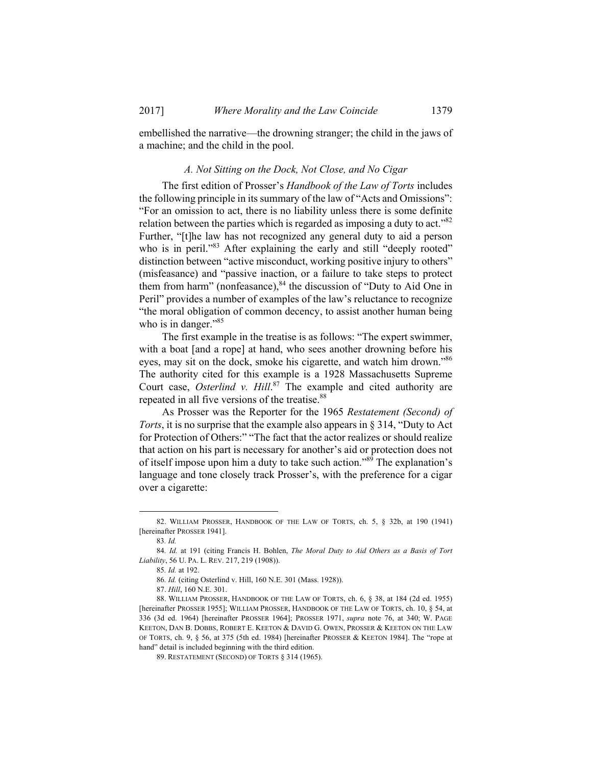embellished the narrative—the drowning stranger; the child in the jaws of a machine; and the child in the pool.

### *A. Not Sitting on the Dock, Not Close, and No Cigar*

The first edition of Prosser's *Handbook of the Law of Torts* includes the following principle in its summary of the law of "Acts and Omissions": "For an omission to act, there is no liability unless there is some definite relation between the parties which is regarded as imposing a duty to act."[82] Further, "[t]he law has not recognized any general duty to aid a person who is in peril."[83] After explaining the early and still "deeply rooted" distinction between "active misconduct, working positive injury to others" (misfeasance) and "passive inaction, or a failure to take steps to protect them from harm" (nonfeasance),[84] the discussion of "Duty to Aid One in Peril" provides a number of examples of the law's reluctance to recognize "the moral obligation of common decency, to assist another human being who is in danger."[85]

The first example in the treatise is as follows: "The expert swimmer, with a boat [and a rope] at hand, who sees another drowning before his eyes, may sit on the dock, smoke his cigarette, and watch him drown."[86] The authority cited for this example is a 1928 Massachusetts Supreme Court case, *Osterlind v. Hill*.[87] The example and cited authority are repeated in all five versions of the treatise.[88]

As Prosser was the Reporter for the 1965 *Restatement (Second) of Torts*, it is no surprise that the example also appears in § 314, "Duty to Act for Protection of Others:" "The fact that the actor realizes or should realize that action on his part is necessary for another's aid or protection does not of itself impose upon him a duty to take such action."[89] The explanation's language and tone closely track Prosser's, with the preference for a cigar over a cigarette:

---

82. WILLIAM PROSSER, HANDBOOK OF THE LAW OF TORTS, ch. 5, § 32b, at 190 (1941) [hereinafter PROSSER 1941].

83. *Id.*

84. *Id.* at 191 (citing Francis H. Bohlen, *The Moral Duty to Aid Others as a Basis of Tort Liability*, 56 U. PA. L. REV. 217, 219 (1908)).

85. *Id.* at 192.

86. *Id.* (citing Osterlind v. Hill, 160 N.E. 301 (Mass. 1928)).

87. *Hill*, 160 N.E. 301.

88. WILLIAM PROSSER, HANDBOOK OF THE LAW OF TORTS, ch. 6, § 38, at 184 (2d ed. 1955) [hereinafter PROSSER 1955]; WILLIAM PROSSER, HANDBOOK OF THE LAW OF TORTS, ch. 10, § 54, at 336 (3d ed. 1964) [hereinafter PROSSER 1964]; PROSSER 1971, *supra* note 76, at 340; W. PAGE KEETON, DAN B. DOBBS, ROBERT E. KEETON & DAVID G. OWEN, PROSSER & KEETON ON THE LAW OF TORTS, ch. 9, § 56, at 375 (5th ed. 1984) [hereinafter PROSSER & KEETON 1984]. The "rope at hand" detail is included beginning with the third edition.

89. RESTATEMENT (SECOND) OF TORTS § 314 (1965).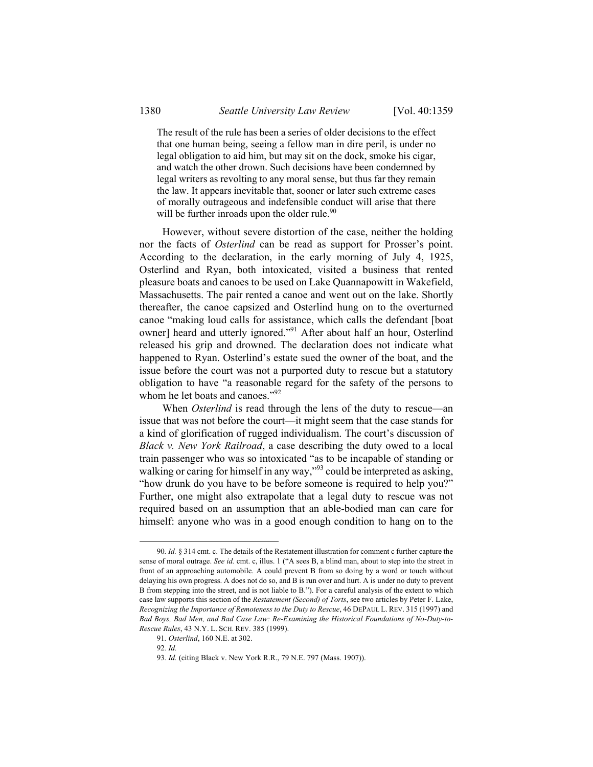> The result of the rule has been a series of older decisions to the effect that one human being, seeing a fellow man in dire peril, is under no legal obligation to aid him, but may sit on the dock, smoke his cigar, and watch the other drown. Such decisions have been condemned by legal writers as revolting to any moral sense, but thus far they remain the law. It appears inevitable that, sooner or later such extreme cases of morally outrageous and indefensible conduct will arise that there will be further inroads upon the older rule.[90]

However, without severe distortion of the case, neither the holding nor the facts of *Osterlind* can be read as support for Prosser's point. According to the declaration, in the early morning of July 4, 1925, Osterlind and Ryan, both intoxicated, visited a business that rented pleasure boats and canoes to be used on Lake Quannapowitt in Wakefield, Massachusetts. The pair rented a canoe and went out on the lake. Shortly thereafter, the canoe capsized and Osterlind hung on to the overturned canoe "making loud calls for assistance, which calls the defendant [boat owner] heard and utterly ignored."[91] After about half an hour, Osterlind released his grip and drowned. The declaration does not indicate what happened to Ryan. Osterlind's estate sued the owner of the boat, and the issue before the court was not a purported duty to rescue but a statutory obligation to have "a reasonable regard for the safety of the persons to whom he let boats and canoes."[92]

When *Osterlind* is read through the lens of the duty to rescue—an issue that was not before the court—it might seem that the case stands for a kind of glorification of rugged individualism. The court's discussion of *Black v. New York Railroad*, a case describing the duty owed to a local train passenger who was so intoxicated "as to be incapable of standing or walking or caring for himself in any way,"[93] could be interpreted as asking, "how drunk do you have to be before someone is required to help you?" Further, one might also extrapolate that a legal duty to rescue was not required based on an assumption that an able-bodied man can care for himself: anyone who was in a good enough condition to hang on to the

---

90. *Id.* § 314 cmt. c. The details of the Restatement illustration for comment c further capture the sense of moral outrage. *See id.* cmt. c, illus. 1 ("A sees B, a blind man, about to step into the street in front of an approaching automobile. A could prevent B from so doing by a word or touch without delaying his own progress. A does not do so, and B is run over and hurt. A is under no duty to prevent B from stepping into the street, and is not liable to B."). For a careful analysis of the extent to which case law supports this section of the *Restatement (Second) of Torts*, see two articles by Peter F. Lake, *Recognizing the Importance of Remoteness to the Duty to Rescue*, 46 DEPAUL L. REV. 315 (1997) and *Bad Boys, Bad Men, and Bad Case Law: Re-Examining the Historical Foundations of No-Duty-to-Rescue Rules*, 43 N.Y. L. SCH. REV. 385 (1999).

91. *Osterlind*, 160 N.E. at 302.

92. *Id.*

93. *Id.* (citing Black v. New York R.R., 79 N.E. 797 (Mass. 1907)).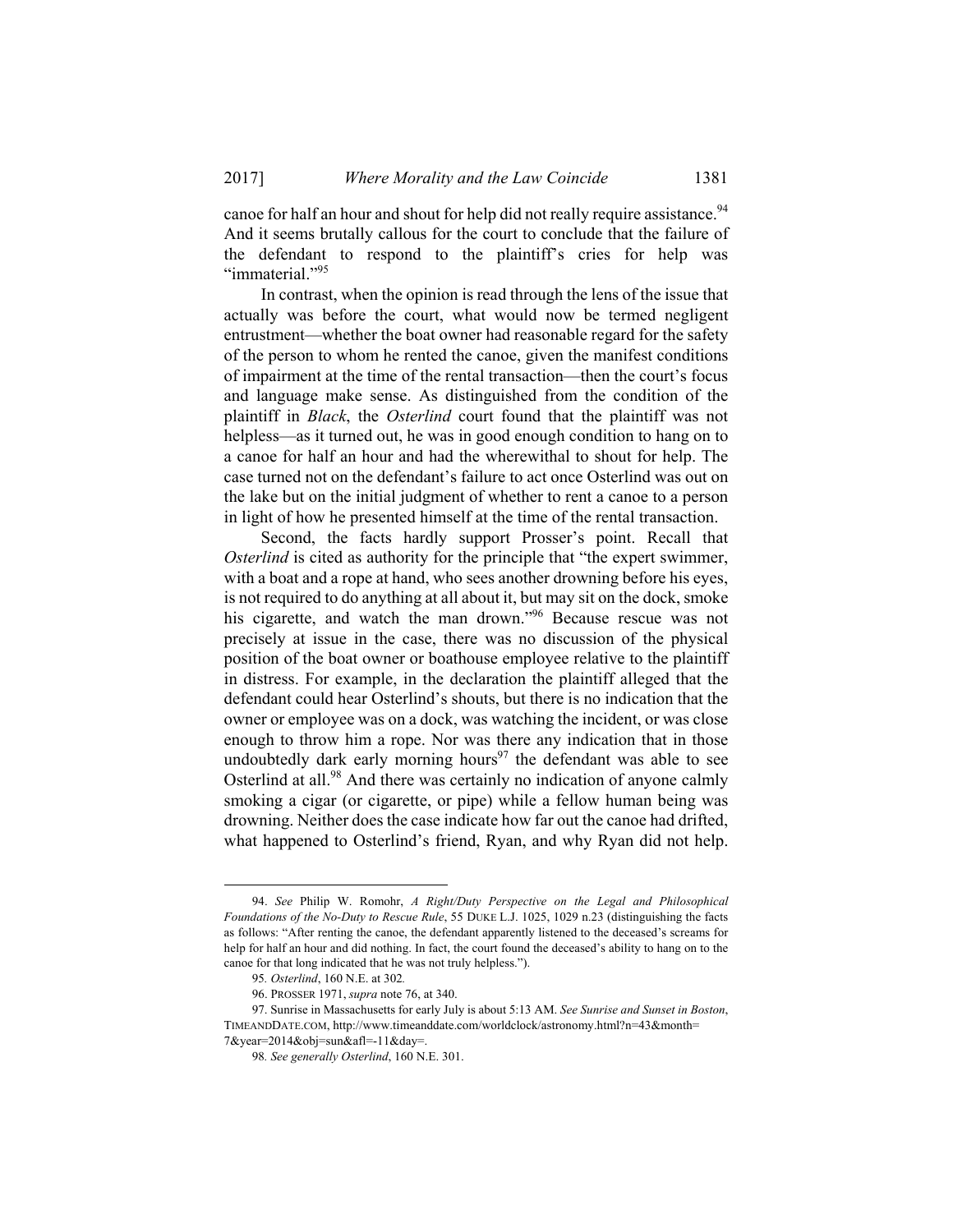canoe for half an hour and shout for help did not really require assistance.[94] And it seems brutally callous for the court to conclude that the failure of the defendant to respond to the plaintiff's cries for help was "immaterial."[95]

In contrast, when the opinion is read through the lens of the issue that actually was before the court, what would now be termed negligent entrustment—whether the boat owner had reasonable regard for the safety of the person to whom he rented the canoe, given the manifest conditions of impairment at the time of the rental transaction—then the court's focus and language make sense. As distinguished from the condition of the plaintiff in *Black*, the *Osterlind* court found that the plaintiff was not helpless—as it turned out, he was in good enough condition to hang on to a canoe for half an hour and had the wherewithal to shout for help. The case turned not on the defendant's failure to act once Osterlind was out on the lake but on the initial judgment of whether to rent a canoe to a person in light of how he presented himself at the time of the rental transaction.

Second, the facts hardly support Prosser's point. Recall that *Osterlind* is cited as authority for the principle that "the expert swimmer, with a boat and a rope at hand, who sees another drowning before his eyes, is not required to do anything at all about it, but may sit on the dock, smoke his cigarette, and watch the man drown."[96] Because rescue was not precisely at issue in the case, there was no discussion of the physical position of the boat owner or boathouse employee relative to the plaintiff in distress. For example, in the declaration the plaintiff alleged that the defendant could hear Osterlind's shouts, but there is no indication that the owner or employee was on a dock, was watching the incident, or was close enough to throw him a rope. Nor was there any indication that in those undoubtedly dark early morning hours[97] the defendant was able to see Osterlind at all.[98] And there was certainly no indication of anyone calmly smoking a cigar (or cigarette, or pipe) while a fellow human being was drowning. Neither does the case indicate how far out the canoe had drifted, what happened to Osterlind's friend, Ryan, and why Ryan did not help.

---

94. *See* Philip W. Romohr, *A Right/Duty Perspective on the Legal and Philosophical Foundations of the No-Duty to Rescue Rule*, 55 DUKE L.J. 1025, 1029 n.23 (distinguishing the facts as follows: "After renting the canoe, the defendant apparently listened to the deceased's screams for help for half an hour and did nothing. In fact, the court found the deceased's ability to hang on to the canoe for that long indicated that he was not truly helpless.").

95. *Osterlind*, 160 N.E. at 302.

96. PROSSER 1971, *supra* note 76, at 340.

97. Sunrise in Massachusetts for early July is about 5:13 AM. *See Sunrise and Sunset in Boston*, TIMEANDDATE.COM, http://www.timeanddate.com/worldclock/astronomy.html?n=43&month=7&year=2014&obj=sun&afl=-11&day=.

98. *See generally Osterlind*, 160 N.E. 301.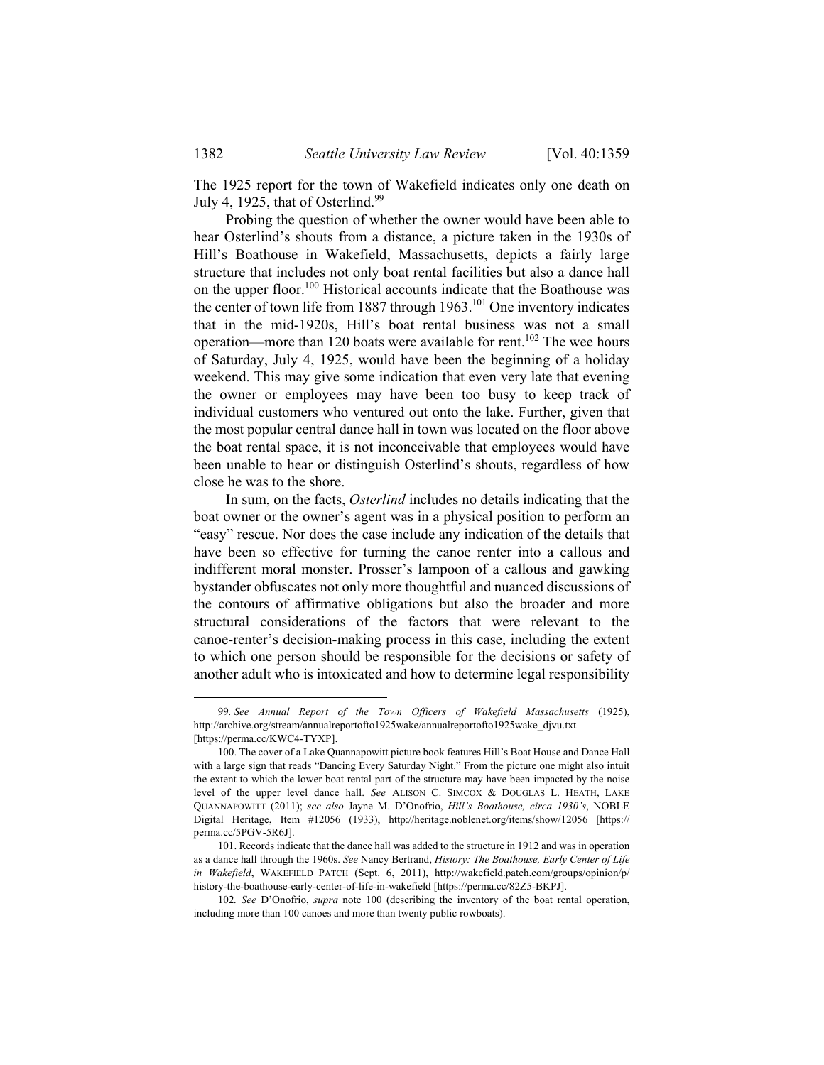The 1925 report for the town of Wakefield indicates only one death on July 4, 1925, that of Osterlind.[99]

Probing the question of whether the owner would have been able to hear Osterlind's shouts from a distance, a picture taken in the 1930s of Hill's Boathouse in Wakefield, Massachusetts, depicts a fairly large structure that includes not only boat rental facilities but also a dance hall on the upper floor.[100] Historical accounts indicate that the Boathouse was the center of town life from 1887 through 1963.[101] One inventory indicates that in the mid-1920s, Hill's boat rental business was not a small operation—more than 120 boats were available for rent.[102] The wee hours of Saturday, July 4, 1925, would have been the beginning of a holiday weekend. This may give some indication that even very late that evening the owner or employees may have been too busy to keep track of individual customers who ventured out onto the lake. Further, given that the most popular central dance hall in town was located on the floor above the boat rental space, it is not inconceivable that employees would have been unable to hear or distinguish Osterlind's shouts, regardless of how close he was to the shore.

In sum, on the facts, *Osterlind* includes no details indicating that the boat owner or the owner's agent was in a physical position to perform an "easy" rescue. Nor does the case include any indication of the details that have been so effective for turning the canoe renter into a callous and indifferent moral monster. Prosser's lampoon of a callous and gawking bystander obfuscates not only more thoughtful and nuanced discussions of the contours of affirmative obligations but also the broader and more structural considerations of the factors that were relevant to the canoe-renter's decision-making process in this case, including the extent to which one person should be responsible for the decisions or safety of another adult who is intoxicated and how to determine legal responsibility

---

99. *See Annual Report of the Town Officers of Wakefield Massachusetts* (1925), http://archive.org/stream/annualreportofto1925wake/annualreportofto1925wake_djvu.txt [https://perma.cc/KWC4-TYXP].

100. The cover of a Lake Quannapowitt picture book features Hill's Boat House and Dance Hall with a large sign that reads "Dancing Every Saturday Night." From the picture one might also intuit the extent to which the lower boat rental part of the structure may have been impacted by the noise level of the upper level dance hall. *See* ALISON C. SIMCOX & DOUGLAS L. HEATH, LAKE QUANNAPOWITT (2011); *see also* Jayne M. D'Onofrio, *Hill's Boathouse, circa 1930's*, NOBLE Digital Heritage, Item #12056 (1933), http://heritage.noblenet.org/items/show/12056 [https://perma.cc/5PGV-5R6J].

101. Records indicate that the dance hall was added to the structure in 1912 and was in operation as a dance hall through the 1960s. *See* Nancy Bertrand, *History: The Boathouse, Early Center of Life in Wakefield*, WAKEFIELD PATCH (Sept. 6, 2011), http://wakefield.patch.com/groups/opinion/p/history-the-boathouse-early-center-of-life-in-wakefield [https://perma.cc/82Z5-BKPJ].

102. *See* D'Onofrio, *supra* note 100 (describing the inventory of the boat rental operation, including more than 100 canoes and more than twenty public rowboats).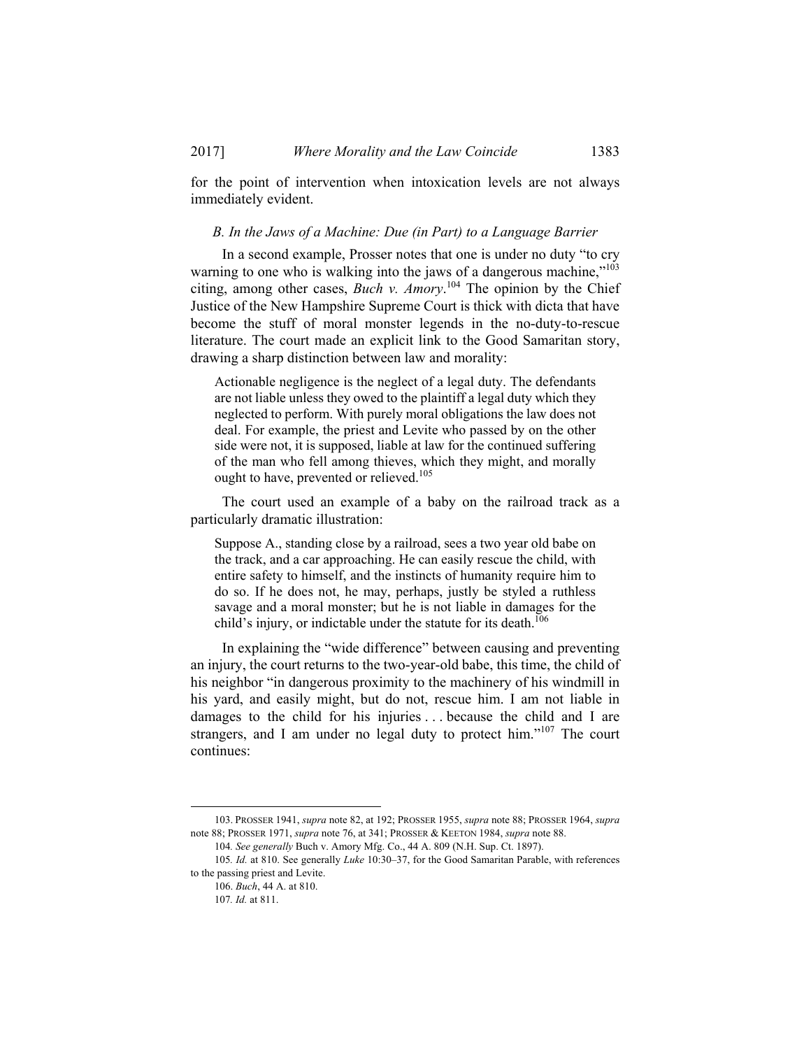for the point of intervention when intoxication levels are not always immediately evident.

### *B. In the Jaws of a Machine: Due (in Part) to a Language Barrier*

In a second example, Prosser notes that one is under no duty "to cry warning to one who is walking into the jaws of a dangerous machine,"[103] citing, among other cases, *Buch v. Amory*.[104] The opinion by the Chief Justice of the New Hampshire Supreme Court is thick with dicta that have become the stuff of moral monster legends in the no-duty-to-rescue literature. The court made an explicit link to the Good Samaritan story, drawing a sharp distinction between law and morality:

> Actionable negligence is the neglect of a legal duty. The defendants are not liable unless they owed to the plaintiff a legal duty which they neglected to perform. With purely moral obligations the law does not deal. For example, the priest and Levite who passed by on the other side were not, it is supposed, liable at law for the continued suffering of the man who fell among thieves, which they might, and morally ought to have, prevented or relieved.[105]

The court used an example of a baby on the railroad track as a particularly dramatic illustration:

> Suppose A., standing close by a railroad, sees a two year old babe on the track, and a car approaching. He can easily rescue the child, with entire safety to himself, and the instincts of humanity require him to do so. If he does not, he may, perhaps, justly be styled a ruthless savage and a moral monster; but he is not liable in damages for the child's injury, or indictable under the statute for its death.[106]

In explaining the "wide difference" between causing and preventing an injury, the court returns to the two-year-old babe, this time, the child of his neighbor "in dangerous proximity to the machinery of his windmill in his yard, and easily might, but do not, rescue him. I am not liable in damages to the child for his injuries . . . because the child and I are strangers, and I am under no legal duty to protect him."[107] The court continues:

---

103. PROSSER 1941, *supra* note 82, at 192; PROSSER 1955, *supra* note 88; PROSSER 1964, *supra* note 88; PROSSER 1971, *supra* note 76, at 341; PROSSER & KEETON 1984, *supra* note 88.

104. *See generally* Buch v. Amory Mfg. Co., 44 A. 809 (N.H. Sup. Ct. 1897).

105. *Id.* at 810. See generally *Luke* 10:30–37, for the Good Samaritan Parable, with references to the passing priest and Levite.

106. *Buch*, 44 A. at 810.

107. *Id.* at 811.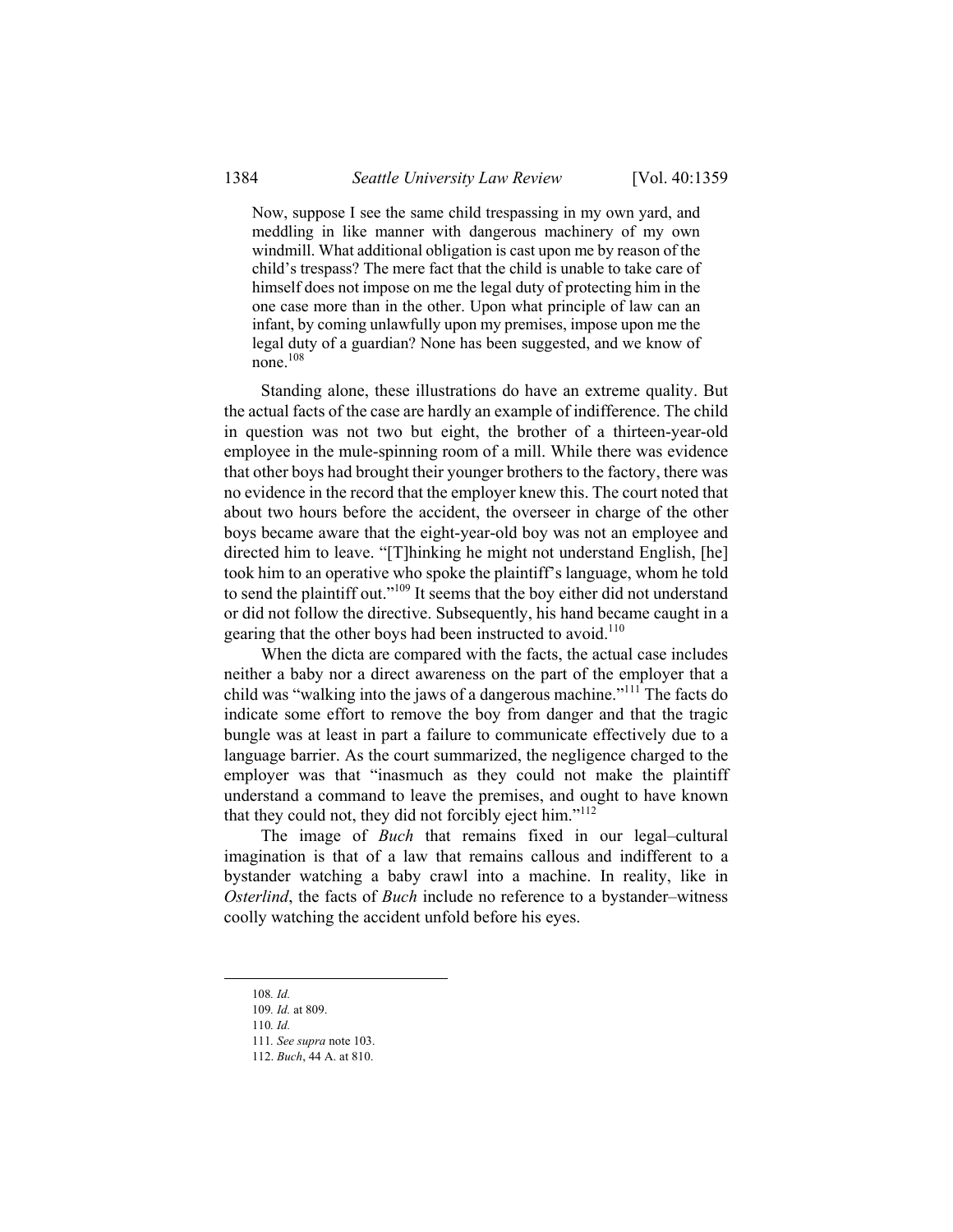> Now, suppose I see the same child trespassing in my own yard, and meddling in like manner with dangerous machinery of my own windmill. What additional obligation is cast upon me by reason of the child's trespass? The mere fact that the child is unable to take care of himself does not impose on me the legal duty of protecting him in the one case more than in the other. Upon what principle of law can an infant, by coming unlawfully upon my premises, impose upon me the legal duty of a guardian? None has been suggested, and we know of none.[108]

Standing alone, these illustrations do have an extreme quality. But the actual facts of the case are hardly an example of indifference. The child in question was not two but eight, the brother of a thirteen-year-old employee in the mule-spinning room of a mill. While there was evidence that other boys had brought their younger brothers to the factory, there was no evidence in the record that the employer knew this. The court noted that about two hours before the accident, the overseer in charge of the other boys became aware that the eight-year-old boy was not an employee and directed him to leave. "[T]hinking he might not understand English, [he] took him to an operative who spoke the plaintiff's language, whom he told to send the plaintiff out."[109] It seems that the boy either did not understand or did not follow the directive. Subsequently, his hand became caught in a gearing that the other boys had been instructed to avoid.[110]

When the dicta are compared with the facts, the actual case includes neither a baby nor a direct awareness on the part of the employer that a child was "walking into the jaws of a dangerous machine."[111] The facts do indicate some effort to remove the boy from danger and that the tragic bungle was at least in part a failure to communicate effectively due to a language barrier. As the court summarized, the negligence charged to the employer was that "inasmuch as they could not make the plaintiff understand a command to leave the premises, and ought to have known that they could not, they did not forcibly eject him."[112]

The image of *Buch* that remains fixed in our legal–cultural imagination is that of a law that remains callous and indifferent to a bystander watching a baby crawl into a machine. In reality, like in *Osterlind*, the facts of *Buch* include no reference to a bystander–witness coolly watching the accident unfold before his eyes.

---

108. *Id.*
109. *Id.* at 809.
110. *Id.*
111. *See supra* note 103.
112. *Buch*, 44 A. at 810.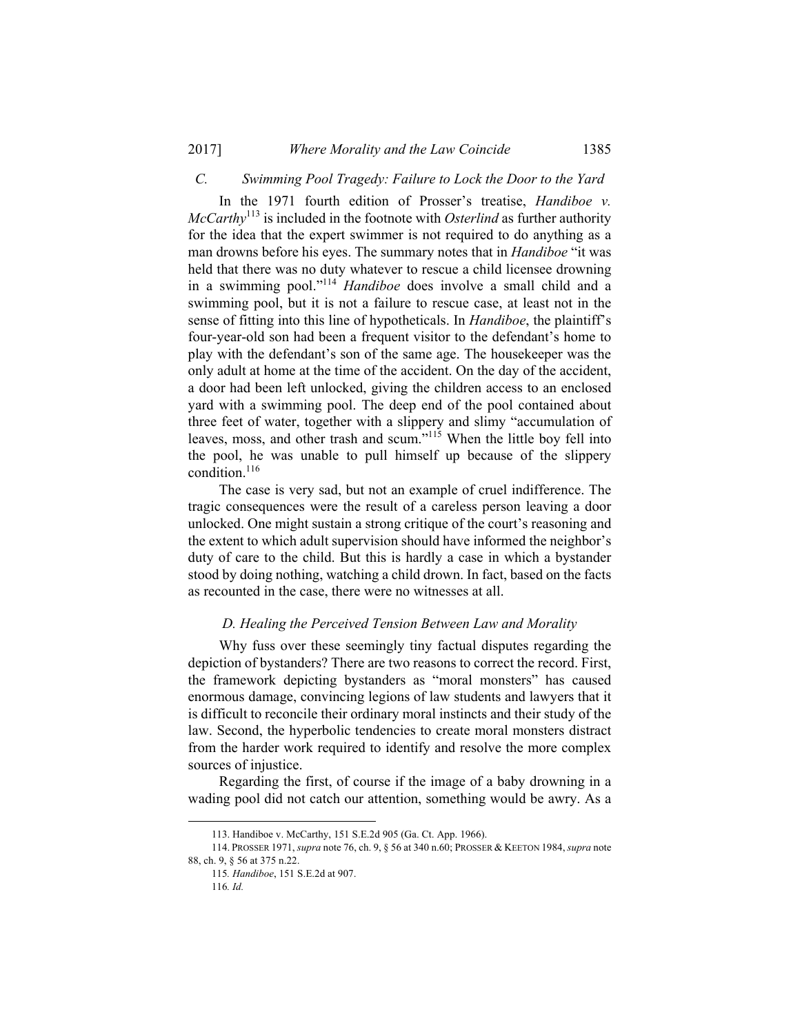### *C. Swimming Pool Tragedy: Failure to Lock the Door to the Yard*

In the 1971 fourth edition of Prosser's treatise, *Handiboe v. McCarthy*[113] is included in the footnote with *Osterlind* as further authority for the idea that the expert swimmer is not required to do anything as a man drowns before his eyes. The summary notes that in *Handiboe* "it was held that there was no duty whatever to rescue a child licensee drowning in a swimming pool."[114] *Handiboe* does involve a small child and a swimming pool, but it is not a failure to rescue case, at least not in the sense of fitting into this line of hypotheticals. In *Handiboe*, the plaintiff's four-year-old son had been a frequent visitor to the defendant's home to play with the defendant's son of the same age. The housekeeper was the only adult at home at the time of the accident. On the day of the accident, a door had been left unlocked, giving the children access to an enclosed yard with a swimming pool. The deep end of the pool contained about three feet of water, together with a slippery and slimy "accumulation of leaves, moss, and other trash and scum."[115] When the little boy fell into the pool, he was unable to pull himself up because of the slippery condition.[116]

The case is very sad, but not an example of cruel indifference. The tragic consequences were the result of a careless person leaving a door unlocked. One might sustain a strong critique of the court's reasoning and the extent to which adult supervision should have informed the neighbor's duty of care to the child. But this is hardly a case in which a bystander stood by doing nothing, watching a child drown. In fact, based on the facts as recounted in the case, there were no witnesses at all.

### *D. Healing the Perceived Tension Between Law and Morality*

Why fuss over these seemingly tiny factual disputes regarding the depiction of bystanders? There are two reasons to correct the record. First, the framework depicting bystanders as "moral monsters" has caused enormous damage, convincing legions of law students and lawyers that it is difficult to reconcile their ordinary moral instincts and their study of the law. Second, the hyperbolic tendencies to create moral monsters distract from the harder work required to identify and resolve the more complex sources of injustice.

Regarding the first, of course if the image of a baby drowning in a wading pool did not catch our attention, something would be awry. As a

---

113. Handiboe v. McCarthy, 151 S.E.2d 905 (Ga. Ct. App. 1966).

114. PROSSER 1971, *supra* note 76, ch. 9, § 56 at 340 n.60; PROSSER & KEETON 1984, *supra* note 88, ch. 9, § 56 at 375 n.22.

115. *Handiboe*, 151 S.E.2d at 907.

116. *Id.*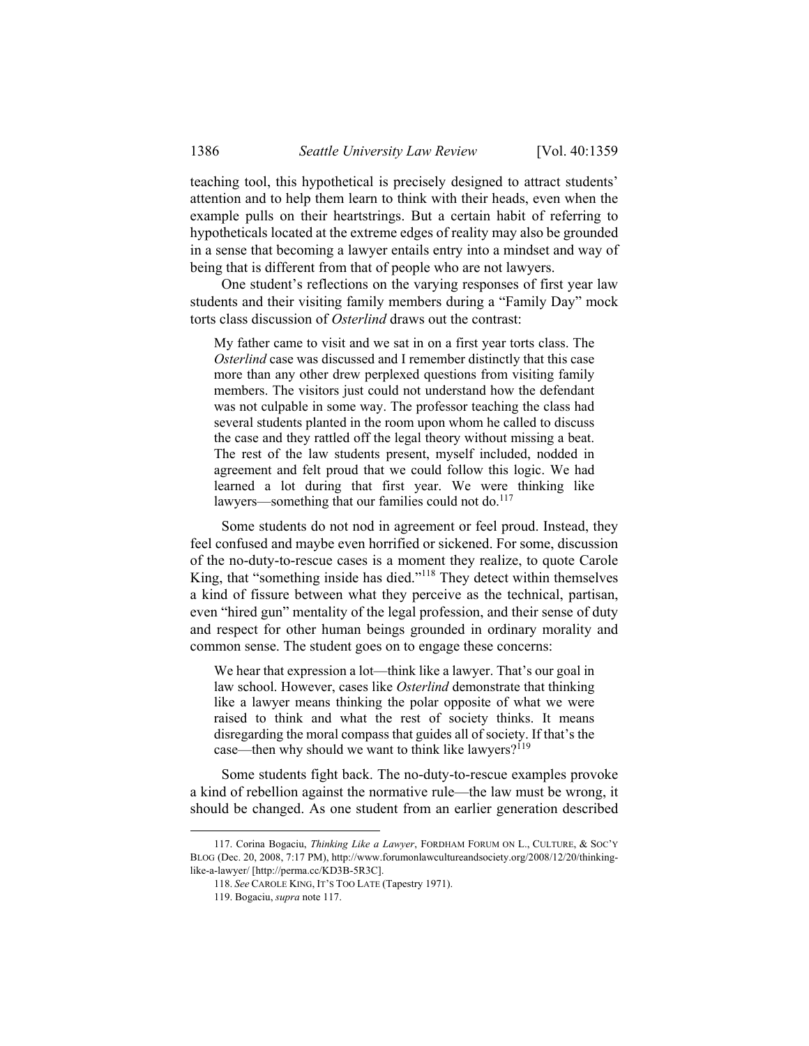teaching tool, this hypothetical is precisely designed to attract students' attention and to help them learn to think with their heads, even when the example pulls on their heartstrings. But a certain habit of referring to hypotheticals located at the extreme edges of reality may also be grounded in a sense that becoming a lawyer entails entry into a mindset and way of being that is different from that of people who are not lawyers.

One student's reflections on the varying responses of first year law students and their visiting family members during a "Family Day" mock torts class discussion of *Osterlind* draws out the contrast:

> My father came to visit and we sat in on a first year torts class. The *Osterlind* case was discussed and I remember distinctly that this case more than any other drew perplexed questions from visiting family members. The visitors just could not understand how the defendant was not culpable in some way. The professor teaching the class had several students planted in the room upon whom he called to discuss the case and they rattled off the legal theory without missing a beat. The rest of the law students present, myself included, nodded in agreement and felt proud that we could follow this logic. We had learned a lot during that first year. We were thinking like lawyers—something that our families could not do.[117]

Some students do not nod in agreement or feel proud. Instead, they feel confused and maybe even horrified or sickened. For some, discussion of the no-duty-to-rescue cases is a moment they realize, to quote Carole King, that "something inside has died."[118] They detect within themselves a kind of fissure between what they perceive as the technical, partisan, even "hired gun" mentality of the legal profession, and their sense of duty and respect for other human beings grounded in ordinary morality and common sense. The student goes on to engage these concerns:

> We hear that expression a lot—think like a lawyer. That's our goal in law school. However, cases like *Osterlind* demonstrate that thinking like a lawyer means thinking the polar opposite of what we were raised to think and what the rest of society thinks. It means disregarding the moral compass that guides all of society. If that's the case—then why should we want to think like lawyers?[119]

Some students fight back. The no-duty-to-rescue examples provoke a kind of rebellion against the normative rule—the law must be wrong, it should be changed. As one student from an earlier generation described

---

117. Corina Bogaciu, *Thinking Like a Lawyer*, FORDHAM FORUM ON L., CULTURE, & SOC'Y BLOG (Dec. 20, 2008, 7:17 PM), http://www.forumonlawcultureandsociety.org/2008/12/20/thinking-like-a-lawyer/ [http://perma.cc/KD3B-5R3C].

118. *See* CAROLE KING, IT'S TOO LATE (Tapestry 1971).

119. Bogaciu, *supra* note 117.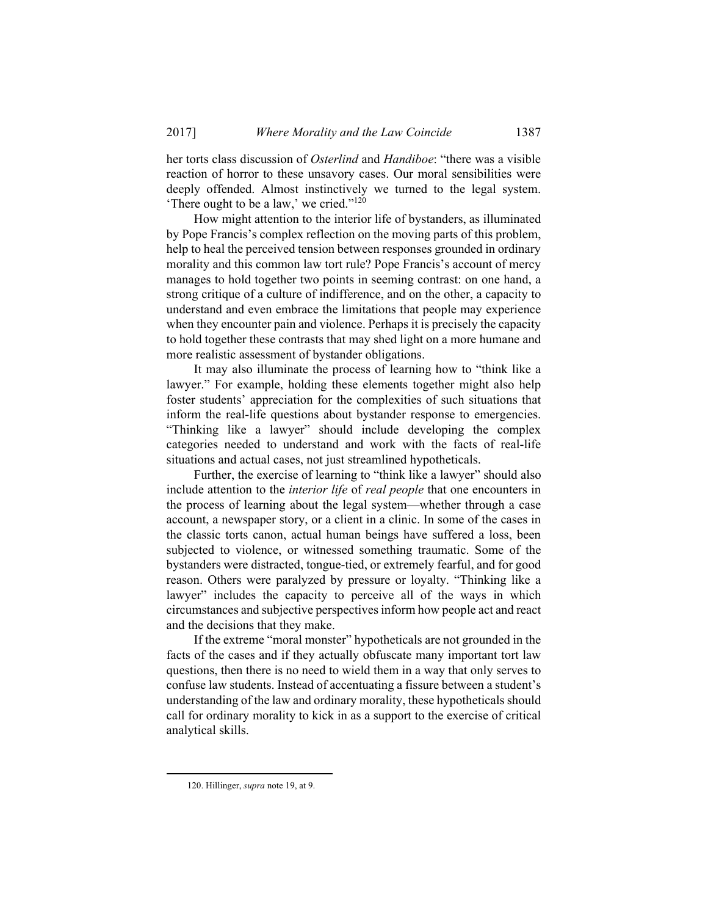her torts class discussion of *Osterlind* and *Handiboe*: "there was a visible reaction of horror to these unsavory cases. Our moral sensibilities were deeply offended. Almost instinctively we turned to the legal system. 'There ought to be a law,' we cried."[120]

How might attention to the interior life of bystanders, as illuminated by Pope Francis's complex reflection on the moving parts of this problem, help to heal the perceived tension between responses grounded in ordinary morality and this common law tort rule? Pope Francis's account of mercy manages to hold together two points in seeming contrast: on one hand, a strong critique of a culture of indifference, and on the other, a capacity to understand and even embrace the limitations that people may experience when they encounter pain and violence. Perhaps it is precisely the capacity to hold together these contrasts that may shed light on a more humane and more realistic assessment of bystander obligations.

It may also illuminate the process of learning how to "think like a lawyer." For example, holding these elements together might also help foster students' appreciation for the complexities of such situations that inform the real-life questions about bystander response to emergencies. "Thinking like a lawyer" should include developing the complex categories needed to understand and work with the facts of real-life situations and actual cases, not just streamlined hypotheticals.

Further, the exercise of learning to "think like a lawyer" should also include attention to the *interior life* of *real people* that one encounters in the process of learning about the legal system—whether through a case account, a newspaper story, or a client in a clinic. In some of the cases in the classic torts canon, actual human beings have suffered a loss, been subjected to violence, or witnessed something traumatic. Some of the bystanders were distracted, tongue-tied, or extremely fearful, and for good reason. Others were paralyzed by pressure or loyalty. "Thinking like a lawyer" includes the capacity to perceive all of the ways in which circumstances and subjective perspectives inform how people act and react and the decisions that they make.

If the extreme "moral monster" hypotheticals are not grounded in the facts of the cases and if they actually obfuscate many important tort law questions, then there is no need to wield them in a way that only serves to confuse law students. Instead of accentuating a fissure between a student's understanding of the law and ordinary morality, these hypotheticals should call for ordinary morality to kick in as a support to the exercise of critical analytical skills.

---

120. Hillinger, *supra* note 19, at 9.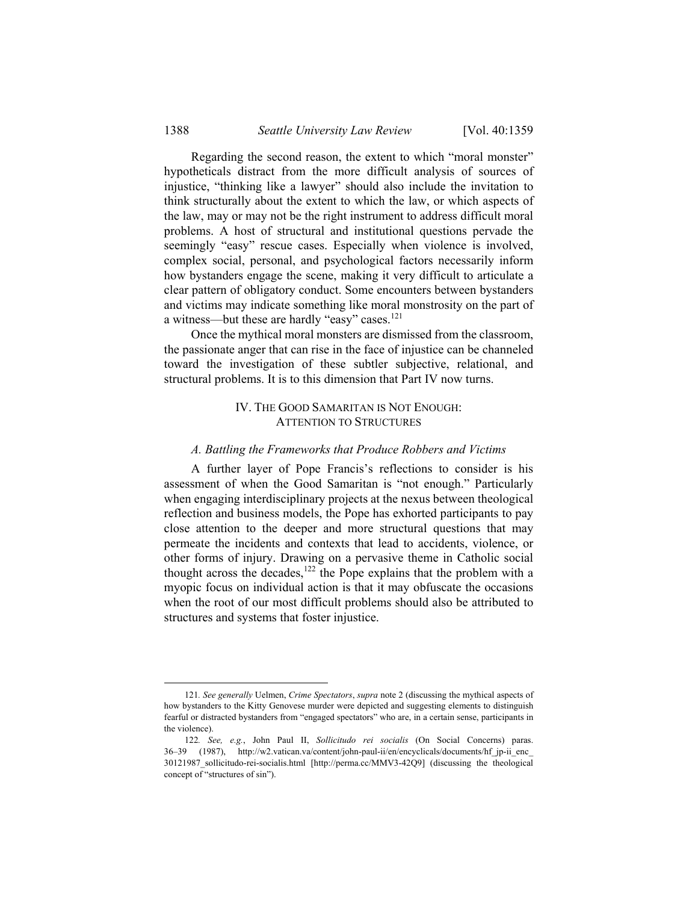Regarding the second reason, the extent to which "moral monster" hypotheticals distract from the more difficult analysis of sources of injustice, "thinking like a lawyer" should also include the invitation to think structurally about the extent to which the law, or which aspects of the law, may or may not be the right instrument to address difficult moral problems. A host of structural and institutional questions pervade the seemingly "easy" rescue cases. Especially when violence is involved, complex social, personal, and psychological factors necessarily inform how bystanders engage the scene, making it very difficult to articulate a clear pattern of obligatory conduct. Some encounters between bystanders and victims may indicate something like moral monstrosity on the part of a witness—but these are hardly "easy" cases.[121]

Once the mythical moral monsters are dismissed from the classroom, the passionate anger that can rise in the face of injustice can be channeled toward the investigation of these subtler subjective, relational, and structural problems. It is to this dimension that Part IV now turns.

## IV. THE GOOD SAMARITAN IS NOT ENOUGH: ATTENTION TO STRUCTURES

### *A. Battling the Frameworks that Produce Robbers and Victims*

A further layer of Pope Francis's reflections to consider is his assessment of when the Good Samaritan is "not enough." Particularly when engaging interdisciplinary projects at the nexus between theological reflection and business models, the Pope has exhorted participants to pay close attention to the deeper and more structural questions that may permeate the incidents and contexts that lead to accidents, violence, or other forms of injury. Drawing on a pervasive theme in Catholic social thought across the decades,[122] the Pope explains that the problem with a myopic focus on individual action is that it may obfuscate the occasions when the root of our most difficult problems should also be attributed to structures and systems that foster injustice.

---

121. *See generally* Uelmen, *Crime Spectators*, *supra* note 2 (discussing the mythical aspects of how bystanders to the Kitty Genovese murder were depicted and suggesting elements to distinguish fearful or distracted bystanders from "engaged spectators" who are, in a certain sense, participants in the violence).

122. *See, e.g.*, John Paul II, *Sollicitudo rei socialis* (On Social Concerns) paras. 36–39 (1987), http://w2.vatican.va/content/john-paul-ii/en/encyclicals/documents/hf_jp-ii_enc_30121987_sollicitudo-rei-socialis.html [http://perma.cc/MMV3-42Q9] (discussing the theological concept of "structures of sin").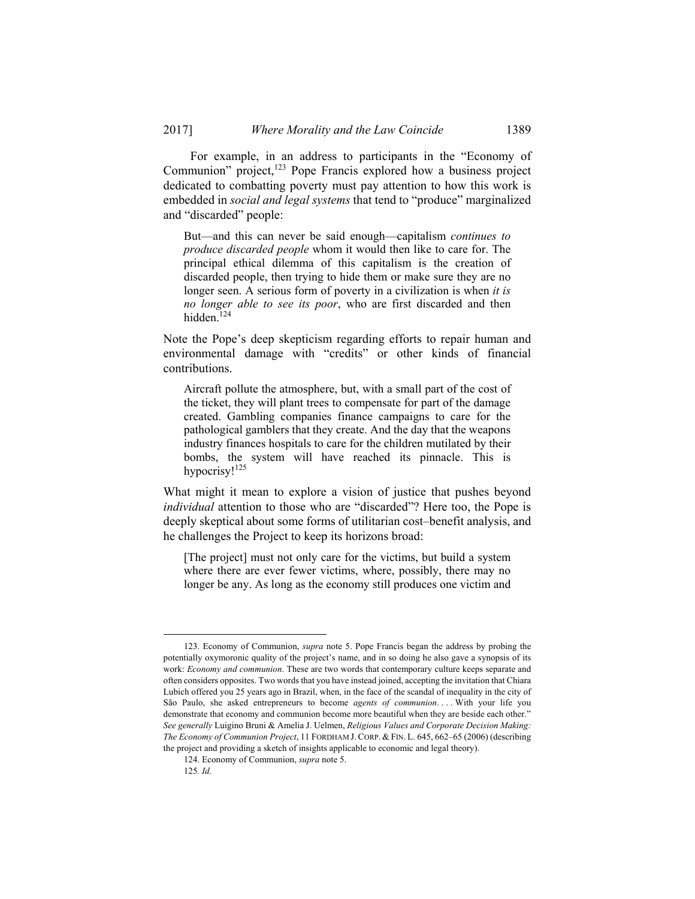For example, in an address to participants in the "Economy of Communion" project,[123] Pope Francis explored how a business project dedicated to combatting poverty must pay attention to how this work is embedded in *social and legal systems* that tend to "produce" marginalized and "discarded" people:

> But—and this can never be said enough—capitalism *continues to produce discarded people* whom it would then like to care for. The principal ethical dilemma of this capitalism is the creation of discarded people, then trying to hide them or make sure they are no longer seen. A serious form of poverty in a civilization is when *it is no longer able to see its poor*, who are first discarded and then hidden.[124]

Note the Pope's deep skepticism regarding efforts to repair human and environmental damage with "credits" or other kinds of financial contributions.

> Aircraft pollute the atmosphere, but, with a small part of the cost of the ticket, they will plant trees to compensate for part of the damage created. Gambling companies finance campaigns to care for the pathological gamblers that they create. And the day that the weapons industry finances hospitals to care for the children mutilated by their bombs, the system will have reached its pinnacle. This is hypocrisy![125]

What might it mean to explore a vision of justice that pushes beyond *individual* attention to those who are "discarded"? Here too, the Pope is deeply skeptical about some forms of utilitarian cost–benefit analysis, and he challenges the Project to keep its horizons broad:

> [The project] must not only care for the victims, but build a system where there are ever fewer victims, where, possibly, there may no longer be any. As long as the economy still produces one victim and

---

123. Economy of Communion, *supra* note 5. Pope Francis began the address by probing the potentially oxymoronic quality of the project's name, and in so doing he also gave a synopsis of its work: *Economy and communion*. These are two words that contemporary culture keeps separate and often considers opposites. Two words that you have instead joined, accepting the invitation that Chiara Lubich offered you 25 years ago in Brazil, when, in the face of the scandal of inequality in the city of São Paulo, she asked entrepreneurs to become *agents of communion*. . . . With your life you demonstrate that economy and communion become more beautiful when they are beside each other." *See generally* Luigino Bruni & Amelia J. Uelmen, *Religious Values and Corporate Decision Making: The Economy of Communion Project*, 11 FORDHAM J. CORP. & FIN. L. 645, 662–65 (2006) (describing the project and providing a sketch of insights applicable to economic and legal theory).

124. Economy of Communion, *supra* note 5.

125. *Id.*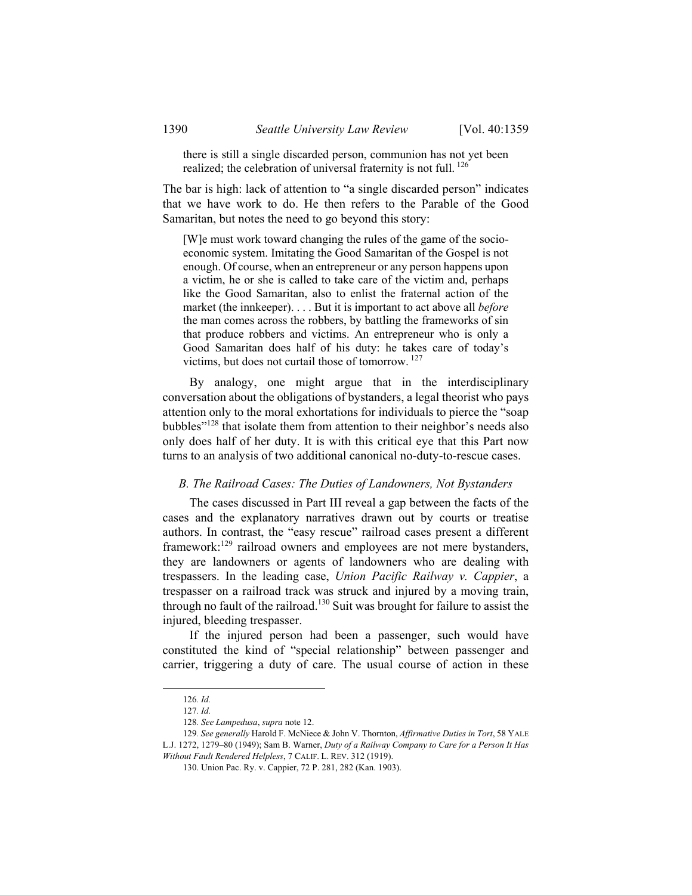> there is still a single discarded person, communion has not yet been realized; the celebration of universal fraternity is not full.[126]

The bar is high: lack of attention to "a single discarded person" indicates that we have work to do. He then refers to the Parable of the Good Samaritan, but notes the need to go beyond this story:

> [W]e must work toward changing the rules of the game of the socio-economic system. Imitating the Good Samaritan of the Gospel is not enough. Of course, when an entrepreneur or any person happens upon a victim, he or she is called to take care of the victim and, perhaps like the Good Samaritan, also to enlist the fraternal action of the market (the innkeeper). . . . But it is important to act above all *before* the man comes across the robbers, by battling the frameworks of sin that produce robbers and victims. An entrepreneur who is only a Good Samaritan does half of his duty: he takes care of today's victims, but does not curtail those of tomorrow.[127]

By analogy, one might argue that in the interdisciplinary conversation about the obligations of bystanders, a legal theorist who pays attention only to the moral exhortations for individuals to pierce the "soap bubbles"[128] that isolate them from attention to their neighbor's needs also only does half of her duty. It is with this critical eye that this Part now turns to an analysis of two additional canonical no-duty-to-rescue cases.

### *B. The Railroad Cases: The Duties of Landowners, Not Bystanders*

The cases discussed in Part III reveal a gap between the facts of the cases and the explanatory narratives drawn out by courts or treatise authors. In contrast, the "easy rescue" railroad cases present a different framework:[129] railroad owners and employees are not mere bystanders, they are landowners or agents of landowners who are dealing with trespassers. In the leading case, *Union Pacific Railway v. Cappier*, a trespasser on a railroad track was struck and injured by a moving train, through no fault of the railroad.[130] Suit was brought for failure to assist the injured, bleeding trespasser.

If the injured person had been a passenger, such would have constituted the kind of "special relationship" between passenger and carrier, triggering a duty of care. The usual course of action in these

---

126. *Id.*

127. *Id.*

128. *See Lampedusa*, *supra* note 12.

129. *See generally* Harold F. McNiece & John V. Thornton, *Affirmative Duties in Tort*, 58 YALE L.J. 1272, 1279–80 (1949); Sam B. Warner, *Duty of a Railway Company to Care for a Person It Has Without Fault Rendered Helpless*, 7 CALIF. L. REV. 312 (1919).

130. Union Pac. Ry. v. Cappier, 72 P. 281, 282 (Kan. 1903).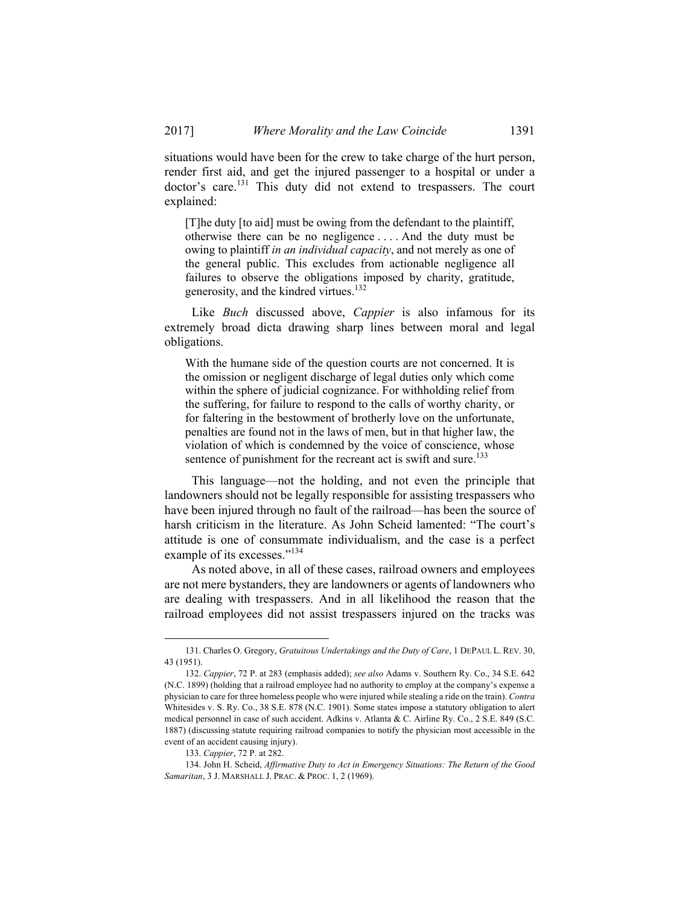situations would have been for the crew to take charge of the hurt person, render first aid, and get the injured passenger to a hospital or under a doctor's care.[131] This duty did not extend to trespassers. The court explained:

> [T]he duty [to aid] must be owing from the defendant to the plaintiff, otherwise there can be no negligence . . . . And the duty must be owing to plaintiff *in an individual capacity*, and not merely as one of the general public. This excludes from actionable negligence all failures to observe the obligations imposed by charity, gratitude, generosity, and the kindred virtues.[132]

Like *Buch* discussed above, *Cappier* is also infamous for its extremely broad dicta drawing sharp lines between moral and legal obligations.

> With the humane side of the question courts are not concerned. It is the omission or negligent discharge of legal duties only which come within the sphere of judicial cognizance. For withholding relief from the suffering, for failure to respond to the calls of worthy charity, or for faltering in the bestowment of brotherly love on the unfortunate, penalties are found not in the laws of men, but in that higher law, the violation of which is condemned by the voice of conscience, whose sentence of punishment for the recreant act is swift and sure.[133]

This language—not the holding, and not even the principle that landowners should not be legally responsible for assisting trespassers who have been injured through no fault of the railroad—has been the source of harsh criticism in the literature. As John Scheid lamented: "The court's attitude is one of consummate individualism, and the case is a perfect example of its excesses."[134]

As noted above, in all of these cases, railroad owners and employees are not mere bystanders, they are landowners or agents of landowners who are dealing with trespassers. And in all likelihood the reason that the railroad employees did not assist trespassers injured on the tracks was

---

131. Charles O. Gregory, *Gratuitous Undertakings and the Duty of Care*, 1 DEPAUL L. REV. 30, 43 (1951).

132. *Cappier*, 72 P. at 283 (emphasis added); *see also* Adams v. Southern Ry. Co., 34 S.E. 642 (N.C. 1899) (holding that a railroad employee had no authority to employ at the company's expense a physician to care for three homeless people who were injured while stealing a ride on the train). *Contra* Whitesides v. S. Ry. Co., 38 S.E. 878 (N.C. 1901). Some states impose a statutory obligation to alert medical personnel in case of such accident. Adkins v. Atlanta & C. Airline Ry. Co., 2 S.E. 849 (S.C. 1887) (discussing statute requiring railroad companies to notify the physician most accessible in the event of an accident causing injury).

133. *Cappier*, 72 P. at 282.

134. John H. Scheid, *Affirmative Duty to Act in Emergency Situations: The Return of the Good Samaritan*, 3 J. MARSHALL J. PRAC. & PROC. 1, 2 (1969).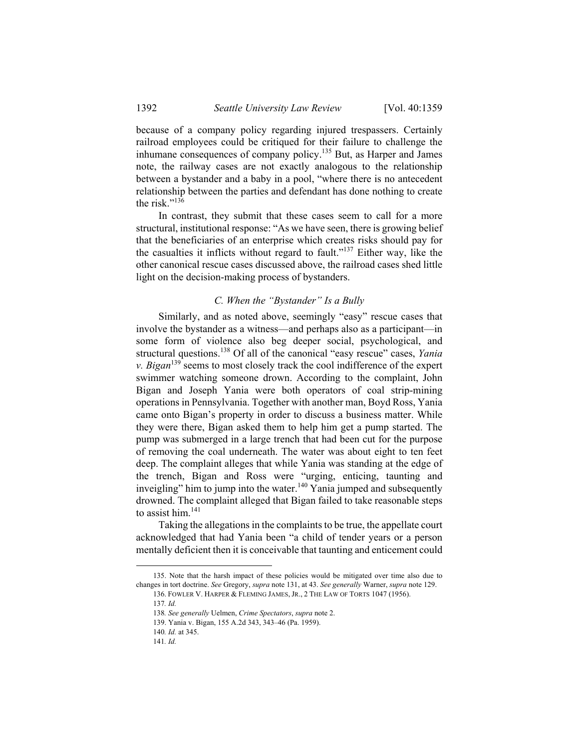because of a company policy regarding injured trespassers. Certainly railroad employees could be critiqued for their failure to challenge the inhumane consequences of company policy.[135] But, as Harper and James note, the railway cases are not exactly analogous to the relationship between a bystander and a baby in a pool, "where there is no antecedent relationship between the parties and defendant has done nothing to create the risk."[136]

In contrast, they submit that these cases seem to call for a more structural, institutional response: "As we have seen, there is growing belief that the beneficiaries of an enterprise which creates risks should pay for the casualties it inflicts without regard to fault."[137] Either way, like the other canonical rescue cases discussed above, the railroad cases shed little light on the decision-making process of bystanders.

### *C. When the "Bystander" Is a Bully*

Similarly, and as noted above, seemingly "easy" rescue cases that involve the bystander as a witness—and perhaps also as a participant—in some form of violence also beg deeper social, psychological, and structural questions.[138] Of all of the canonical "easy rescue" cases, *Yania v. Bigan*[139] seems to most closely track the cool indifference of the expert swimmer watching someone drown. According to the complaint, John Bigan and Joseph Yania were both operators of coal strip-mining operations in Pennsylvania. Together with another man, Boyd Ross, Yania came onto Bigan's property in order to discuss a business matter. While they were there, Bigan asked them to help him get a pump started. The pump was submerged in a large trench that had been cut for the purpose of removing the coal underneath. The water was about eight to ten feet deep. The complaint alleges that while Yania was standing at the edge of the trench, Bigan and Ross were "urging, enticing, taunting and inveigling" him to jump into the water.[140] Yania jumped and subsequently drowned. The complaint alleged that Bigan failed to take reasonable steps to assist him.[141]

Taking the allegations in the complaints to be true, the appellate court acknowledged that had Yania been "a child of tender years or a person mentally deficient then it is conceivable that taunting and enticement could

---

135. Note that the harsh impact of these policies would be mitigated over time also due to changes in tort doctrine. *See* Gregory, *supra* note 131, at 43. *See generally* Warner, *supra* note 129.

136. FOWLER V. HARPER & FLEMING JAMES, JR., 2 THE LAW OF TORTS 1047 (1956).

137. *Id.*

138. *See generally* Uelmen, *Crime Spectators*, *supra* note 2.

139. Yania v. Bigan, 155 A.2d 343, 343–46 (Pa. 1959).

140. *Id.* at 345.

141. *Id.*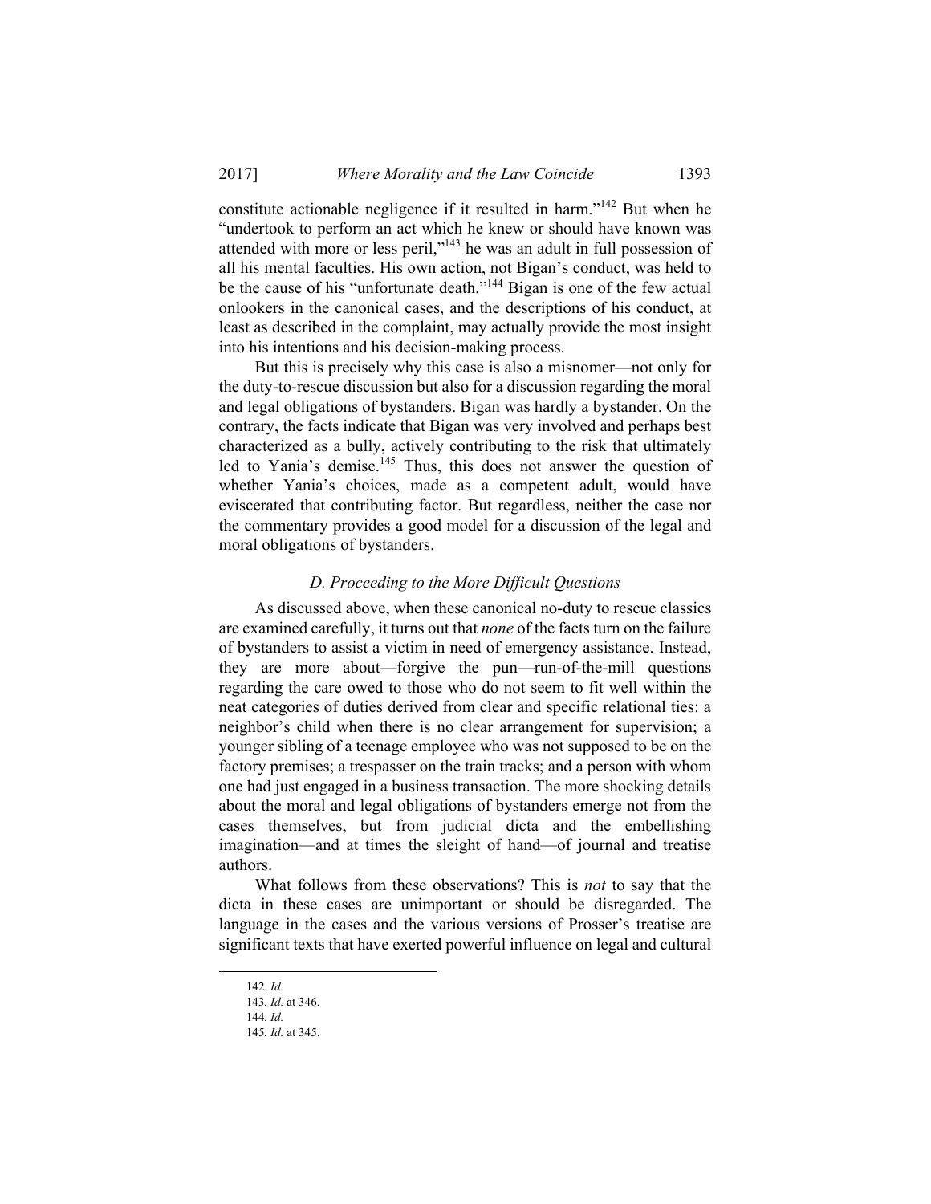constitute actionable negligence if it resulted in harm."[142] But when he "undertook to perform an act which he knew or should have known was attended with more or less peril,"[143] he was an adult in full possession of all his mental faculties. His own action, not Bigan's conduct, was held to be the cause of his "unfortunate death."[144] Bigan is one of the few actual onlookers in the canonical cases, and the descriptions of his conduct, at least as described in the complaint, may actually provide the most insight into his intentions and his decision-making process.

But this is precisely why this case is also a misnomer—not only for the duty-to-rescue discussion but also for a discussion regarding the moral and legal obligations of bystanders. Bigan was hardly a bystander. On the contrary, the facts indicate that Bigan was very involved and perhaps best characterized as a bully, actively contributing to the risk that ultimately led to Yania's demise.[145] Thus, this does not answer the question of whether Yania's choices, made as a competent adult, would have eviscerated that contributing factor. But regardless, neither the case nor the commentary provides a good model for a discussion of the legal and moral obligations of bystanders.

### *D. Proceeding to the More Difficult Questions*

As discussed above, when these canonical no-duty to rescue classics are examined carefully, it turns out that *none* of the facts turn on the failure of bystanders to assist a victim in need of emergency assistance. Instead, they are more about—forgive the pun—run-of-the-mill questions regarding the care owed to those who do not seem to fit well within the neat categories of duties derived from clear and specific relational ties: a neighbor's child when there is no clear arrangement for supervision; a younger sibling of a teenage employee who was not supposed to be on the factory premises; a trespasser on the train tracks; and a person with whom one had just engaged in a business transaction. The more shocking details about the moral and legal obligations of bystanders emerge not from the cases themselves, but from judicial dicta and the embellishing imagination—and at times the sleight of hand—of journal and treatise authors.

What follows from these observations? This is *not* to say that the dicta in these cases are unimportant or should be disregarded. The language in the cases and the various versions of Prosser's treatise are significant texts that have exerted powerful influence on legal and cultural

---

142. *Id.*

143. *Id.* at 346.

144. *Id.*

145. *Id.* at 345.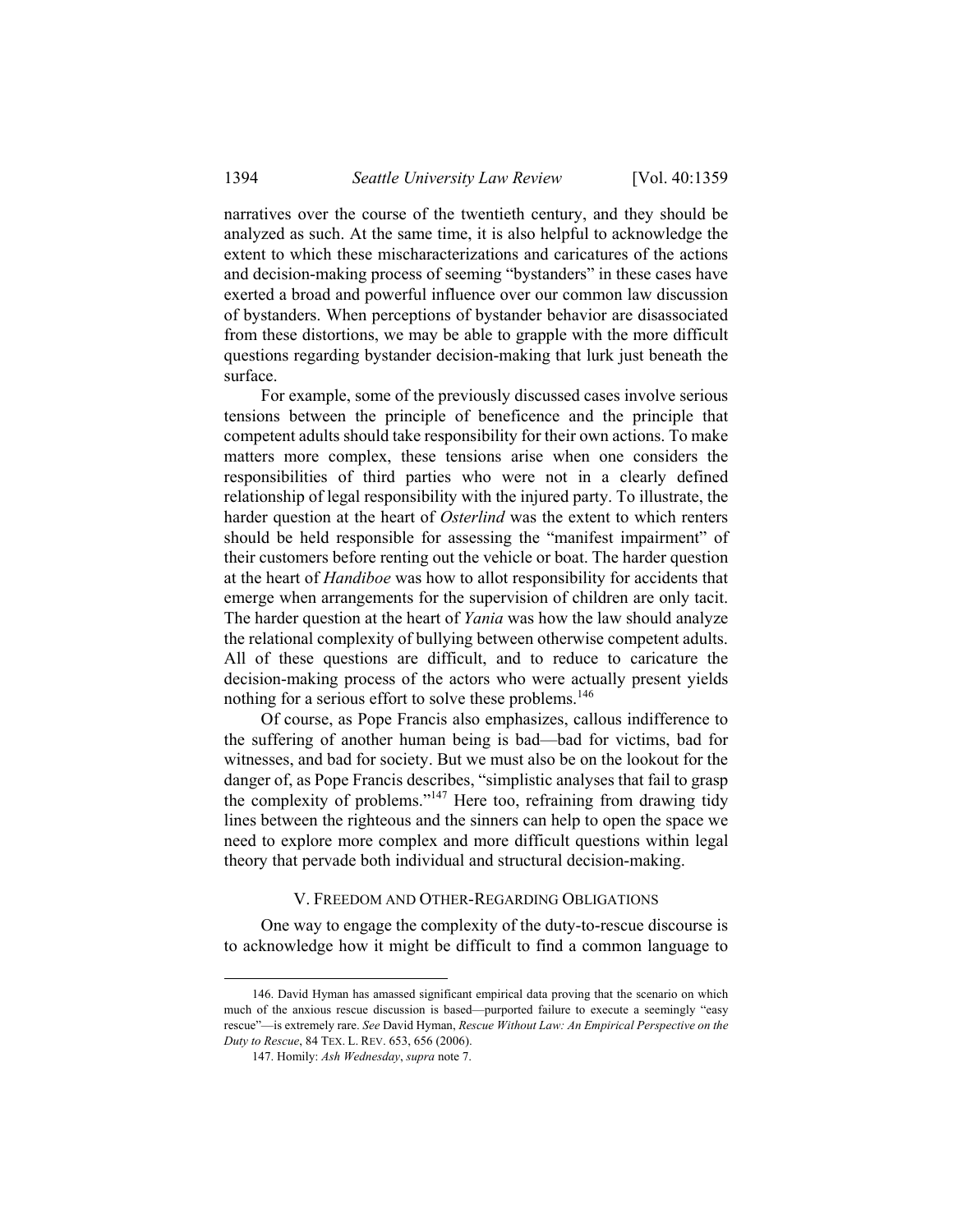narratives over the course of the twentieth century, and they should be analyzed as such. At the same time, it is also helpful to acknowledge the extent to which these mischaracterizations and caricatures of the actions and decision-making process of seeming "bystanders" in these cases have exerted a broad and powerful influence over our common law discussion of bystanders. When perceptions of bystander behavior are disassociated from these distortions, we may be able to grapple with the more difficult questions regarding bystander decision-making that lurk just beneath the surface.

For example, some of the previously discussed cases involve serious tensions between the principle of beneficence and the principle that competent adults should take responsibility for their own actions. To make matters more complex, these tensions arise when one considers the responsibilities of third parties who were not in a clearly defined relationship of legal responsibility with the injured party. To illustrate, the harder question at the heart of *Osterlind* was the extent to which renters should be held responsible for assessing the "manifest impairment" of their customers before renting out the vehicle or boat. The harder question at the heart of *Handiboe* was how to allot responsibility for accidents that emerge when arrangements for the supervision of children are only tacit. The harder question at the heart of *Yania* was how the law should analyze the relational complexity of bullying between otherwise competent adults. All of these questions are difficult, and to reduce to caricature the decision-making process of the actors who were actually present yields nothing for a serious effort to solve these problems.[146]

Of course, as Pope Francis also emphasizes, callous indifference to the suffering of another human being is bad—bad for victims, bad for witnesses, and bad for society. But we must also be on the lookout for the danger of, as Pope Francis describes, "simplistic analyses that fail to grasp the complexity of problems."[147] Here too, refraining from drawing tidy lines between the righteous and the sinners can help to open the space we need to explore more complex and more difficult questions within legal theory that pervade both individual and structural decision-making.

## V. FREEDOM AND OTHER-REGARDING OBLIGATIONS

One way to engage the complexity of the duty-to-rescue discourse is to acknowledge how it might be difficult to find a common language to

---

146. David Hyman has amassed significant empirical data proving that the scenario on which much of the anxious rescue discussion is based—purported failure to execute a seemingly "easy rescue"—is extremely rare. *See* David Hyman, *Rescue Without Law: An Empirical Perspective on the Duty to Rescue*, 84 TEX. L. REV. 653, 656 (2006).

147. Homily: *Ash Wednesday*, *supra* note 7.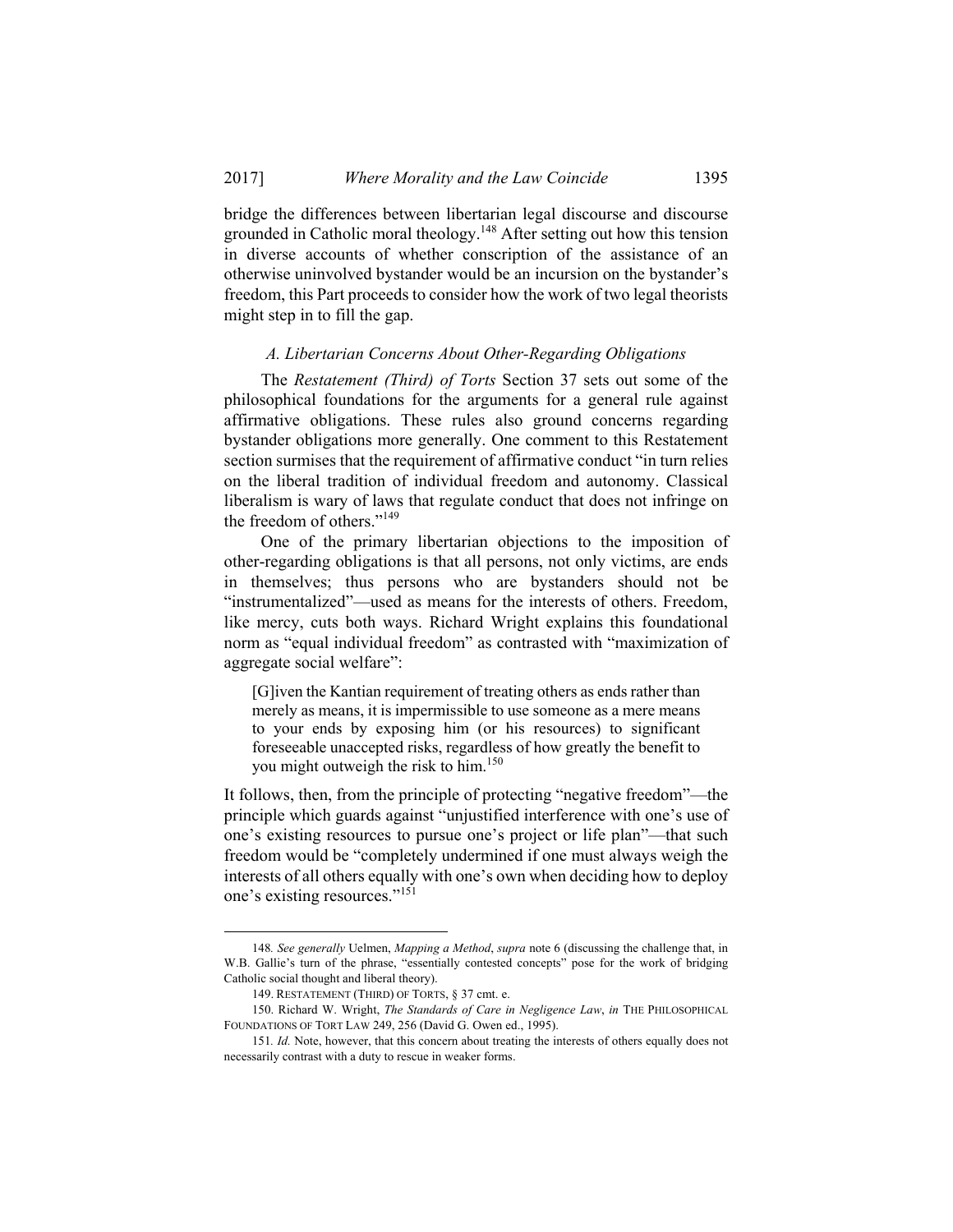bridge the differences between libertarian legal discourse and discourse grounded in Catholic moral theology.[148] After setting out how this tension in diverse accounts of whether conscription of the assistance of an otherwise uninvolved bystander would be an incursion on the bystander's freedom, this Part proceeds to consider how the work of two legal theorists might step in to fill the gap.

### *A. Libertarian Concerns About Other-Regarding Obligations*

The *Restatement (Third) of Torts* Section 37 sets out some of the philosophical foundations for the arguments for a general rule against affirmative obligations. These rules also ground concerns regarding bystander obligations more generally. One comment to this Restatement section surmises that the requirement of affirmative conduct "in turn relies on the liberal tradition of individual freedom and autonomy. Classical liberalism is wary of laws that regulate conduct that does not infringe on the freedom of others."[149]

One of the primary libertarian objections to the imposition of other-regarding obligations is that all persons, not only victims, are ends in themselves; thus persons who are bystanders should not be "instrumentalized"—used as means for the interests of others. Freedom, like mercy, cuts both ways. Richard Wright explains this foundational norm as "equal individual freedom" as contrasted with "maximization of aggregate social welfare":

> [G]iven the Kantian requirement of treating others as ends rather than merely as means, it is impermissible to use someone as a mere means to your ends by exposing him (or his resources) to significant foreseeable unaccepted risks, regardless of how greatly the benefit to you might outweigh the risk to him.[150]

It follows, then, from the principle of protecting "negative freedom"—the principle which guards against "unjustified interference with one's use of one's existing resources to pursue one's project or life plan"—that such freedom would be "completely undermined if one must always weigh the interests of all others equally with one's own when deciding how to deploy one's existing resources."[151]

---

148. *See generally* Uelmen, *Mapping a Method*, *supra* note 6 (discussing the challenge that, in W.B. Gallie's turn of the phrase, "essentially contested concepts" pose for the work of bridging Catholic social thought and liberal theory).

149. RESTATEMENT (THIRD) OF TORTS, § 37 cmt. e.

150. Richard W. Wright, *The Standards of Care in Negligence Law*, *in* THE PHILOSOPHICAL FOUNDATIONS OF TORT LAW 249, 256 (David G. Owen ed., 1995).

151. *Id.* Note, however, that this concern about treating the interests of others equally does not necessarily contrast with a duty to rescue in weaker forms.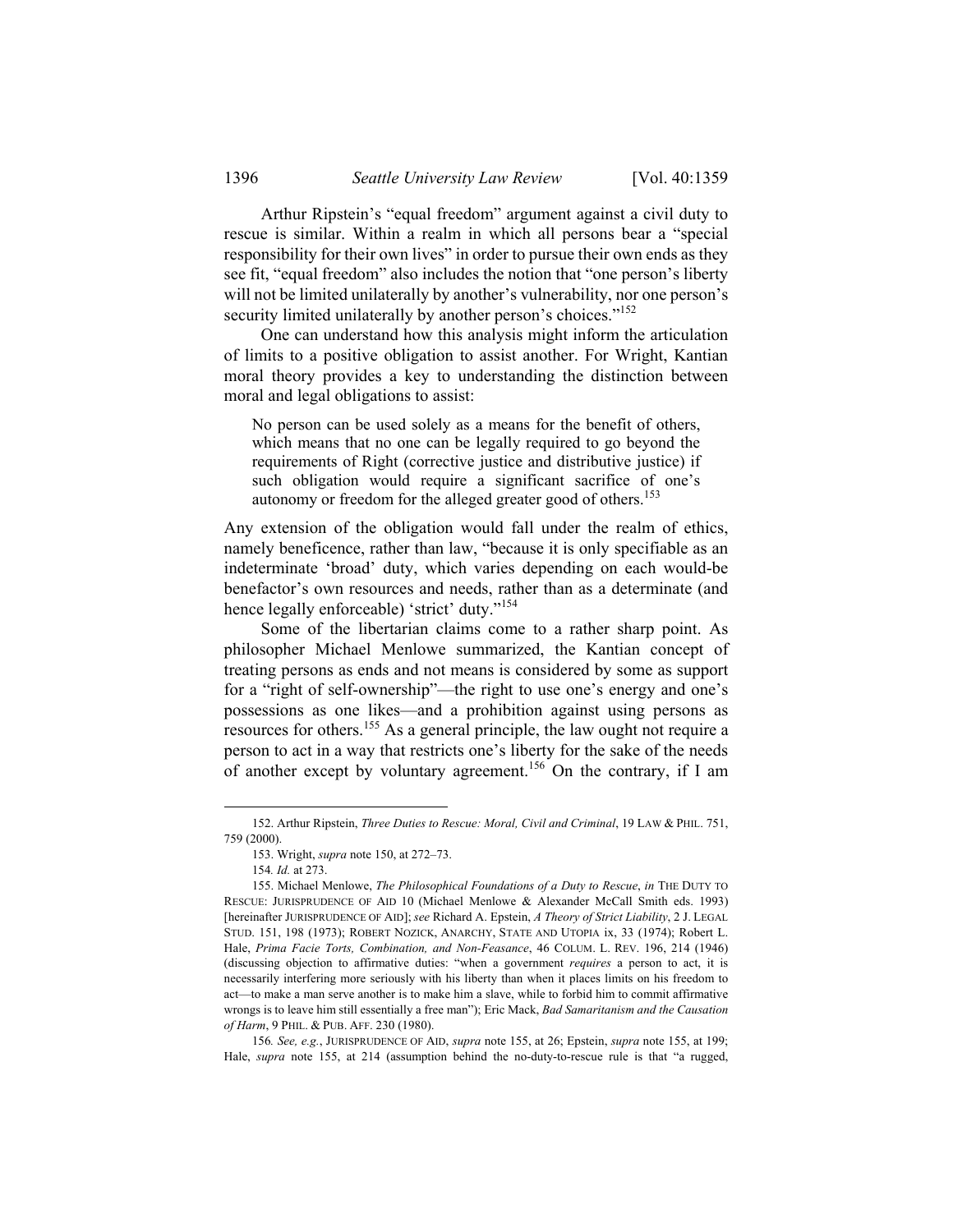Arthur Ripstein's "equal freedom" argument against a civil duty to rescue is similar. Within a realm in which all persons bear a "special responsibility for their own lives" in order to pursue their own ends as they see fit, "equal freedom" also includes the notion that "one person's liberty will not be limited unilaterally by another's vulnerability, nor one person's security limited unilaterally by another person's choices."[152]

One can understand how this analysis might inform the articulation of limits to a positive obligation to assist another. For Wright, Kantian moral theory provides a key to understanding the distinction between moral and legal obligations to assist:

> No person can be used solely as a means for the benefit of others, which means that no one can be legally required to go beyond the requirements of Right (corrective justice and distributive justice) if such obligation would require a significant sacrifice of one's autonomy or freedom for the alleged greater good of others.[153]

Any extension of the obligation would fall under the realm of ethics, namely beneficence, rather than law, "because it is only specifiable as an indeterminate 'broad' duty, which varies depending on each would-be benefactor's own resources and needs, rather than as a determinate (and hence legally enforceable) 'strict' duty."[154]

Some of the libertarian claims come to a rather sharp point. As philosopher Michael Menlowe summarized, the Kantian concept of treating persons as ends and not means is considered by some as support for a "right of self-ownership"—the right to use one's energy and one's possessions as one likes—and a prohibition against using persons as resources for others.[155] As a general principle, the law ought not require a person to act in a way that restricts one's liberty for the sake of the needs of another except by voluntary agreement.[156] On the contrary, if I am

---

152. Arthur Ripstein, *Three Duties to Rescue: Moral, Civil and Criminal*, 19 LAW & PHIL. 751, 759 (2000).

153. Wright, *supra* note 150, at 272–73.

154. *Id.* at 273.

155. Michael Menlowe, *The Philosophical Foundations of a Duty to Rescue*, *in* THE DUTY TO RESCUE: JURISPRUDENCE OF AID 10 (Michael Menlowe & Alexander McCall Smith eds. 1993) [hereinafter JURISPRUDENCE OF AID]; *see* Richard A. Epstein, *A Theory of Strict Liability*, 2 J. LEGAL STUD. 151, 198 (1973); ROBERT NOZICK, ANARCHY, STATE AND UTOPIA ix, 33 (1974); Robert L. Hale, *Prima Facie Torts, Combination, and Non-Feasance*, 46 COLUM. L. REV. 196, 214 (1946) (discussing objection to affirmative duties: "when a government *requires* a person to act, it is necessarily interfering more seriously with his liberty than when it places limits on his freedom to act—to make a man serve another is to make him a slave, while to forbid him to commit affirmative wrongs is to leave him still essentially a free man"); Eric Mack, *Bad Samaritanism and the Causation of Harm*, 9 PHIL. & PUB. AFF. 230 (1980).

156. *See, e.g.*, JURISPRUDENCE OF AID, *supra* note 155, at 26; Epstein, *supra* note 155, at 199; Hale, *supra* note 155, at 214 (assumption behind the no-duty-to-rescue rule is that "a rugged,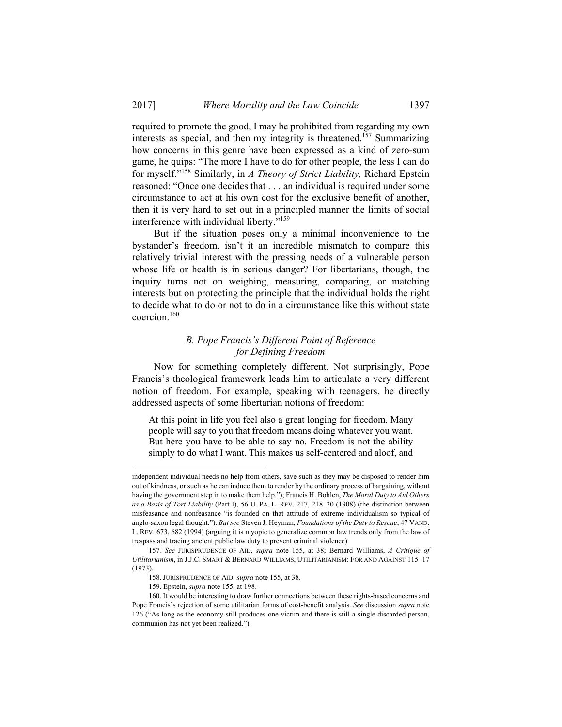required to promote the good, I may be prohibited from regarding my own interests as special, and then my integrity is threatened.[157] Summarizing how concerns in this genre have been expressed as a kind of zero-sum game, he quips: "The more I have to do for other people, the less I can do for myself."[158] Similarly, in *A Theory of Strict Liability,* Richard Epstein reasoned: "Once one decides that . . . an individual is required under some circumstance to act at his own cost for the exclusive benefit of another, then it is very hard to set out in a principled manner the limits of social interference with individual liberty."[159]

But if the situation poses only a minimal inconvenience to the bystander's freedom, isn't it an incredible mismatch to compare this relatively trivial interest with the pressing needs of a vulnerable person whose life or health is in serious danger? For libertarians, though, the inquiry turns not on weighing, measuring, comparing, or matching interests but on protecting the principle that the individual holds the right to decide what to do or not to do in a circumstance like this without state coercion.[160]

### *B. Pope Francis's Different Point of Reference for Defining Freedom*

Now for something completely different. Not surprisingly, Pope Francis's theological framework leads him to articulate a very different notion of freedom. For example, speaking with teenagers, he directly addressed aspects of some libertarian notions of freedom:

> At this point in life you feel also a great longing for freedom. Many people will say to you that freedom means doing whatever you want. But here you have to be able to say no. Freedom is not the ability simply to do what I want. This makes us self-centered and aloof, and

---

independent individual needs no help from others, save such as they may be disposed to render him out of kindness, or such as he can induce them to render by the ordinary process of bargaining, without having the government step in to make them help."); Francis H. Bohlen, *The Moral Duty to Aid Others as a Basis of Tort Liability* (Part I), 56 U. PA. L. REV. 217, 218–20 (1908) (the distinction between misfeasance and nonfeasance "is founded on that attitude of extreme individualism so typical of anglo-saxon legal thought."). *But see* Steven J. Heyman, *Foundations of the Duty to Rescue*, 47 VAND. L. REV. 673, 682 (1994) (arguing it is myopic to generalize common law trends only from the law of trespass and tracing ancient public law duty to prevent criminal violence).

157. *See* JURISPRUDENCE OF AID, *supra* note 155, at 38; Bernard Williams, *A Critique of Utilitarianism*, in J.J.C. SMART & BERNARD WILLIAMS, UTILITARIANISM: FOR AND AGAINST 115–17 (1973).

158. JURISPRUDENCE OF AID, *supra* note 155, at 38.

159. Epstein, *supra* note 155, at 198.

160. It would be interesting to draw further connections between these rights-based concerns and Pope Francis's rejection of some utilitarian forms of cost-benefit analysis. *See* discussion *supra* note 126 ("As long as the economy still produces one victim and there is still a single discarded person, communion has not yet been realized.").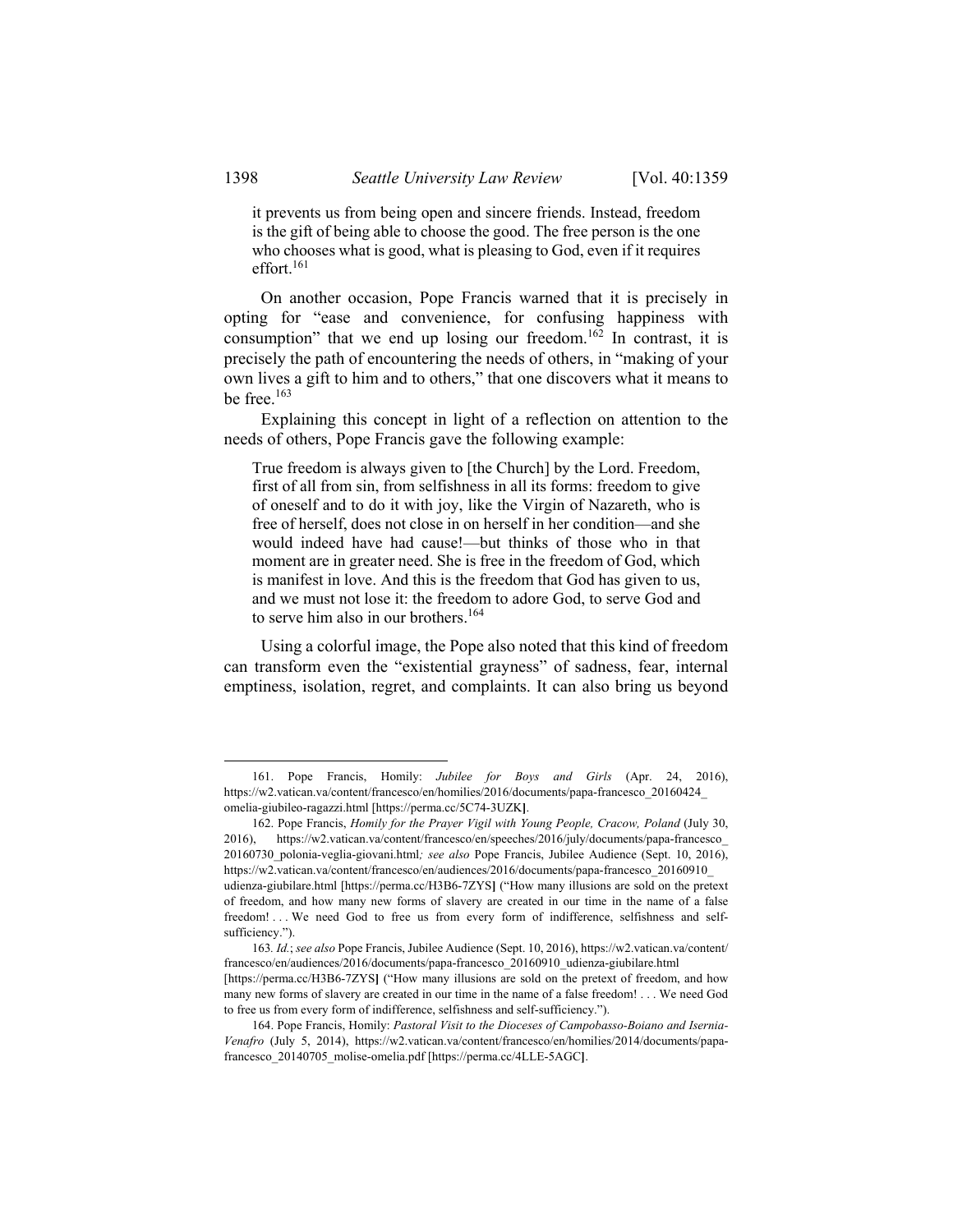> it prevents us from being open and sincere friends. Instead, freedom is the gift of being able to choose the good. The free person is the one who chooses what is good, what is pleasing to God, even if it requires effort.[161]

On another occasion, Pope Francis warned that it is precisely in opting for "ease and convenience, for confusing happiness with consumption" that we end up losing our freedom.[162] In contrast, it is precisely the path of encountering the needs of others, in "making of your own lives a gift to him and to others," that one discovers what it means to be free.[163]

Explaining this concept in light of a reflection on attention to the needs of others, Pope Francis gave the following example:

> True freedom is always given to [the Church] by the Lord. Freedom, first of all from sin, from selfishness in all its forms: freedom to give of oneself and to do it with joy, like the Virgin of Nazareth, who is free of herself, does not close in on herself in her condition—and she would indeed have had cause!—but thinks of those who in that moment are in greater need. She is free in the freedom of God, which is manifest in love. And this is the freedom that God has given to us, and we must not lose it: the freedom to adore God, to serve God and to serve him also in our brothers.[164]

Using a colorful image, the Pope also noted that this kind of freedom can transform even the "existential grayness" of sadness, fear, internal emptiness, isolation, regret, and complaints. It can also bring us beyond

---

161. Pope Francis, Homily: *Jubilee for Boys and Girls* (Apr. 24, 2016), https://w2.vatican.va/content/francesco/en/homilies/2016/documents/papa-francesco_20160424_omelia-giubileo-ragazzi.html [https://perma.cc/5C74-3UZK].

162. Pope Francis, *Homily for the Prayer Vigil with Young People, Cracow, Poland* (July 30, 2016), https://w2.vatican.va/content/francesco/en/speeches/2016/july/documents/papa-francesco_20160730_polonia-veglia-giovani.html*; see also* Pope Francis, Jubilee Audience (Sept. 10, 2016), https://w2.vatican.va/content/francesco/en/audiences/2016/documents/papa-francesco_20160910_udienza-giubilare.html [https://perma.cc/H3B6-7ZYS] ("How many illusions are sold on the pretext of freedom, and how many new forms of slavery are created in our time in the name of a false freedom! . . . We need God to free us from every form of indifference, selfishness and self-sufficiency.").

163*. Id.*; *see also* Pope Francis, Jubilee Audience (Sept. 10, 2016), https://w2.vatican.va/content/francesco/en/audiences/2016/documents/papa-francesco_20160910_udienza-giubilare.html [https://perma.cc/H3B6-7ZYS] ("How many illusions are sold on the pretext of freedom, and how many new forms of slavery are created in our time in the name of a false freedom! . . . We need God to free us from every form of indifference, selfishness and self-sufficiency.").

164. Pope Francis, Homily: *Pastoral Visit to the Dioceses of Campobasso-Boiano and Isernia-Venafro* (July 5, 2014), https://w2.vatican.va/content/francesco/en/homilies/2014/documents/papa-francesco_20140705_molise-omelia.pdf [https://perma.cc/4LLE-5AGC].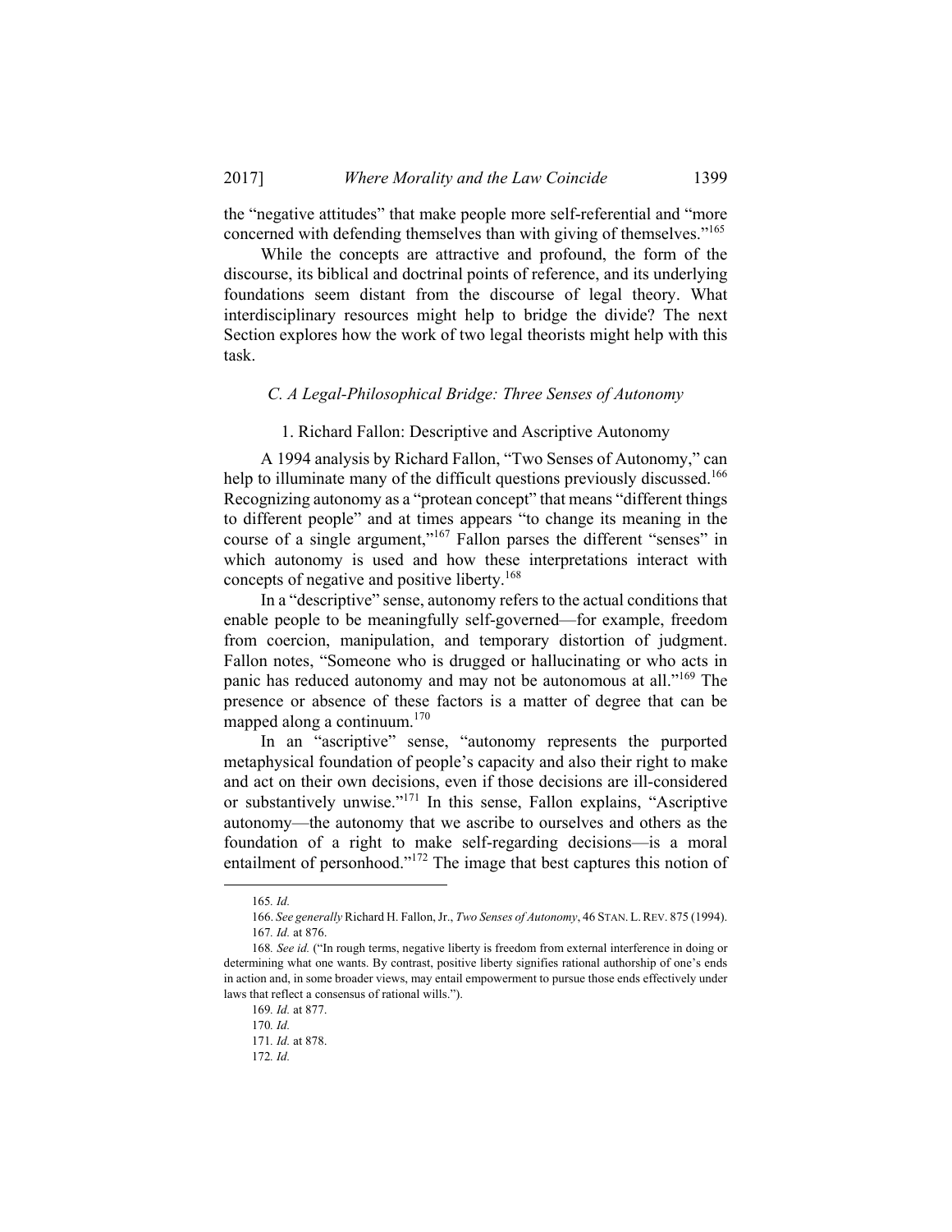the "negative attitudes" that make people more self-referential and "more concerned with defending themselves than with giving of themselves."[165]

While the concepts are attractive and profound, the form of the discourse, its biblical and doctrinal points of reference, and its underlying foundations seem distant from the discourse of legal theory. What interdisciplinary resources might help to bridge the divide? The next Section explores how the work of two legal theorists might help with this task.

### *C. A Legal-Philosophical Bridge: Three Senses of Autonomy*

#### 1. Richard Fallon: Descriptive and Ascriptive Autonomy

A 1994 analysis by Richard Fallon, "Two Senses of Autonomy," can help to illuminate many of the difficult questions previously discussed.[166] Recognizing autonomy as a "protean concept" that means "different things to different people" and at times appears "to change its meaning in the course of a single argument,"[167] Fallon parses the different "senses" in which autonomy is used and how these interpretations interact with concepts of negative and positive liberty.[168]

In a "descriptive" sense, autonomy refers to the actual conditions that enable people to be meaningfully self-governed—for example, freedom from coercion, manipulation, and temporary distortion of judgment. Fallon notes, "Someone who is drugged or hallucinating or who acts in panic has reduced autonomy and may not be autonomous at all."[169] The presence or absence of these factors is a matter of degree that can be mapped along a continuum.[170]

In an "ascriptive" sense, "autonomy represents the purported metaphysical foundation of people's capacity and also their right to make and act on their own decisions, even if those decisions are ill-considered or substantively unwise."[171] In this sense, Fallon explains, "Ascriptive autonomy—the autonomy that we ascribe to ourselves and others as the foundation of a right to make self-regarding decisions—is a moral entailment of personhood."[172] The image that best captures this notion of

---

165. *Id.*

166. *See generally* Richard H. Fallon, Jr., *Two Senses of Autonomy*, 46 STAN. L. REV. 875 (1994).

167. *Id.* at 876.

168. *See id.* ("In rough terms, negative liberty is freedom from external interference in doing or determining what one wants. By contrast, positive liberty signifies rational authorship of one's ends in action and, in some broader views, may entail empowerment to pursue those ends effectively under laws that reflect a consensus of rational wills.").

169. *Id.* at 877.

170. *Id.*

171. *Id.* at 878.

172. *Id.*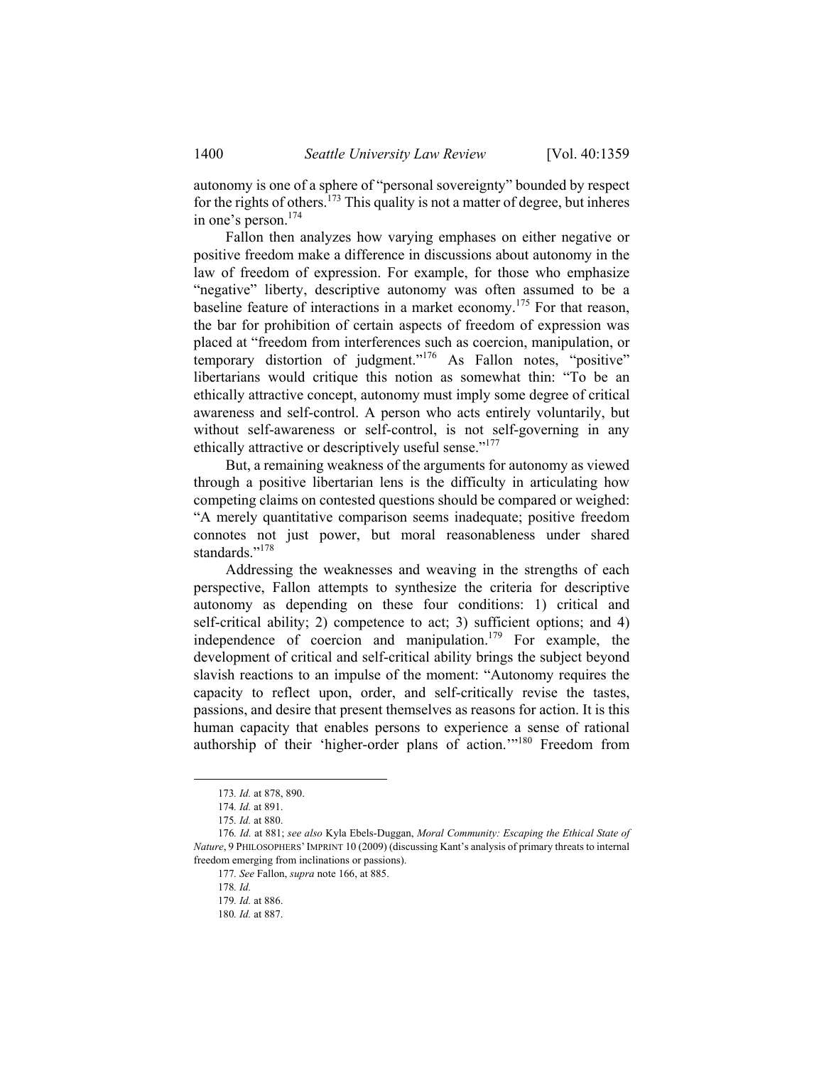autonomy is one of a sphere of "personal sovereignty" bounded by respect for the rights of others.[173] This quality is not a matter of degree, but inheres in one's person.[174]

Fallon then analyzes how varying emphases on either negative or positive freedom make a difference in discussions about autonomy in the law of freedom of expression. For example, for those who emphasize "negative" liberty, descriptive autonomy was often assumed to be a baseline feature of interactions in a market economy.[175] For that reason, the bar for prohibition of certain aspects of freedom of expression was placed at "freedom from interferences such as coercion, manipulation, or temporary distortion of judgment."[176] As Fallon notes, "positive" libertarians would critique this notion as somewhat thin: "To be an ethically attractive concept, autonomy must imply some degree of critical awareness and self-control. A person who acts entirely voluntarily, but without self-awareness or self-control, is not self-governing in any ethically attractive or descriptively useful sense."[177]

But, a remaining weakness of the arguments for autonomy as viewed through a positive libertarian lens is the difficulty in articulating how competing claims on contested questions should be compared or weighed: "A merely quantitative comparison seems inadequate; positive freedom connotes not just power, but moral reasonableness under shared standards."[178]

Addressing the weaknesses and weaving in the strengths of each perspective, Fallon attempts to synthesize the criteria for descriptive autonomy as depending on these four conditions: 1) critical and self-critical ability; 2) competence to act; 3) sufficient options; and 4) independence of coercion and manipulation.[179] For example, the development of critical and self-critical ability brings the subject beyond slavish reactions to an impulse of the moment: "Autonomy requires the capacity to reflect upon, order, and self-critically revise the tastes, passions, and desire that present themselves as reasons for action. It is this human capacity that enables persons to experience a sense of rational authorship of their 'higher-order plans of action.'"[180] Freedom from

---

173. *Id.* at 878, 890.

174. *Id.* at 891.

175. *Id.* at 880.

176. *Id.* at 881; *see also* Kyla Ebels-Duggan, *Moral Community: Escaping the Ethical State of Nature*, 9 PHILOSOPHERS' IMPRINT 10 (2009) (discussing Kant's analysis of primary threats to internal freedom emerging from inclinations or passions).

177. *See* Fallon, *supra* note 166, at 885.

178. *Id.*

179. *Id.* at 886.

180. *Id.* at 887.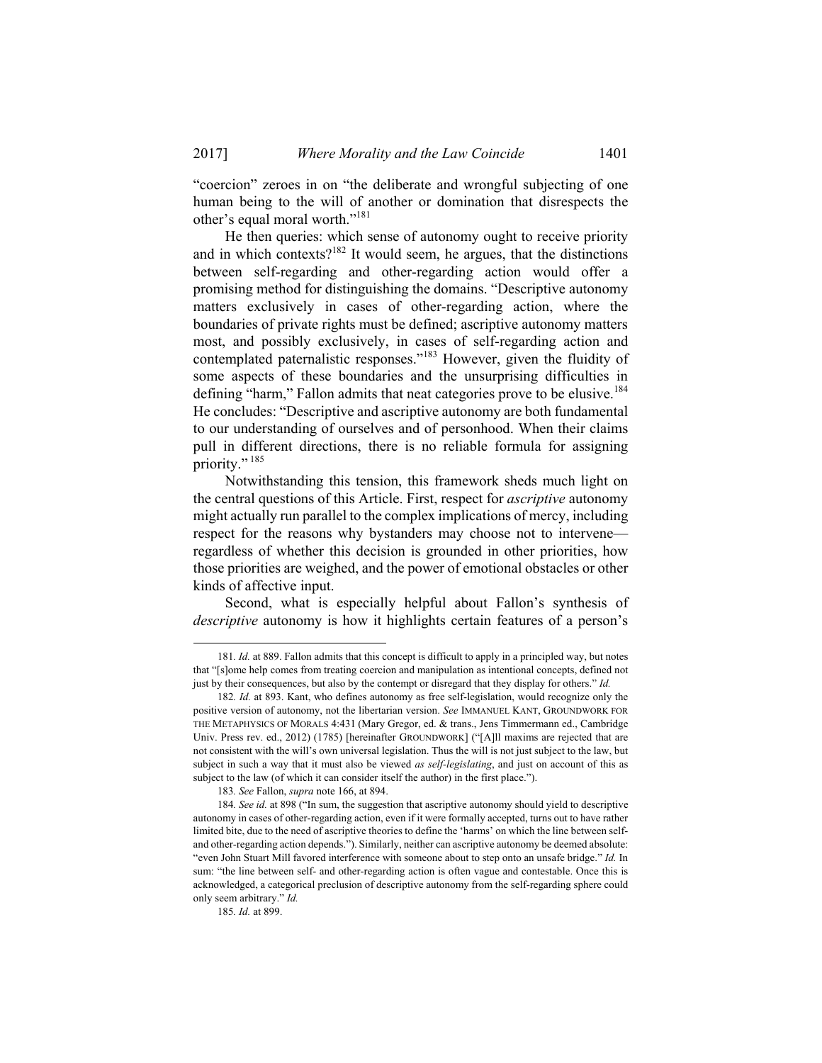"coercion" zeroes in on "the deliberate and wrongful subjecting of one human being to the will of another or domination that disrespects the other's equal moral worth."[181]

He then queries: which sense of autonomy ought to receive priority and in which contexts?[182] It would seem, he argues, that the distinctions between self-regarding and other-regarding action would offer a promising method for distinguishing the domains. "Descriptive autonomy matters exclusively in cases of other-regarding action, where the boundaries of private rights must be defined; ascriptive autonomy matters most, and possibly exclusively, in cases of self-regarding action and contemplated paternalistic responses."[183] However, given the fluidity of some aspects of these boundaries and the unsurprising difficulties in defining "harm," Fallon admits that neat categories prove to be elusive.[184] He concludes: "Descriptive and ascriptive autonomy are both fundamental to our understanding of ourselves and of personhood. When their claims pull in different directions, there is no reliable formula for assigning priority."[185]

Notwithstanding this tension, this framework sheds much light on the central questions of this Article. First, respect for *ascriptive* autonomy might actually run parallel to the complex implications of mercy, including respect for the reasons why bystanders may choose not to intervene—regardless of whether this decision is grounded in other priorities, how those priorities are weighed, and the power of emotional obstacles or other kinds of affective input.

Second, what is especially helpful about Fallon's synthesis of *descriptive* autonomy is how it highlights certain features of a person's

---

181. *Id.* at 889. Fallon admits that this concept is difficult to apply in a principled way, but notes that "[s]ome help comes from treating coercion and manipulation as intentional concepts, defined not just by their consequences, but also by the contempt or disregard that they display for others." *Id.*

182. *Id.* at 893. Kant, who defines autonomy as free self-legislation, would recognize only the positive version of autonomy, not the libertarian version. *See* IMMANUEL KANT, GROUNDWORK FOR THE METAPHYSICS OF MORALS 4:431 (Mary Gregor, ed. & trans., Jens Timmermann ed., Cambridge Univ. Press rev. ed., 2012) (1785) [hereinafter GROUNDWORK] ("[A]ll maxims are rejected that are not consistent with the will's own universal legislation. Thus the will is not just subject to the law, but subject in such a way that it must also be viewed *as self-legislating*, and just on account of this as subject to the law (of which it can consider itself the author) in the first place.").

183. *See* Fallon, *supra* note 166, at 894.

184. *See id.* at 898 ("In sum, the suggestion that ascriptive autonomy should yield to descriptive autonomy in cases of other-regarding action, even if it were formally accepted, turns out to have rather limited bite, due to the need of ascriptive theories to define the 'harms' on which the line between self- and other-regarding action depends."). Similarly, neither can ascriptive autonomy be deemed absolute: "even John Stuart Mill favored interference with someone about to step onto an unsafe bridge." *Id.* In sum: "the line between self- and other-regarding action is often vague and contestable. Once this is acknowledged, a categorical preclusion of descriptive autonomy from the self-regarding sphere could only seem arbitrary." *Id.*

185. *Id.* at 899.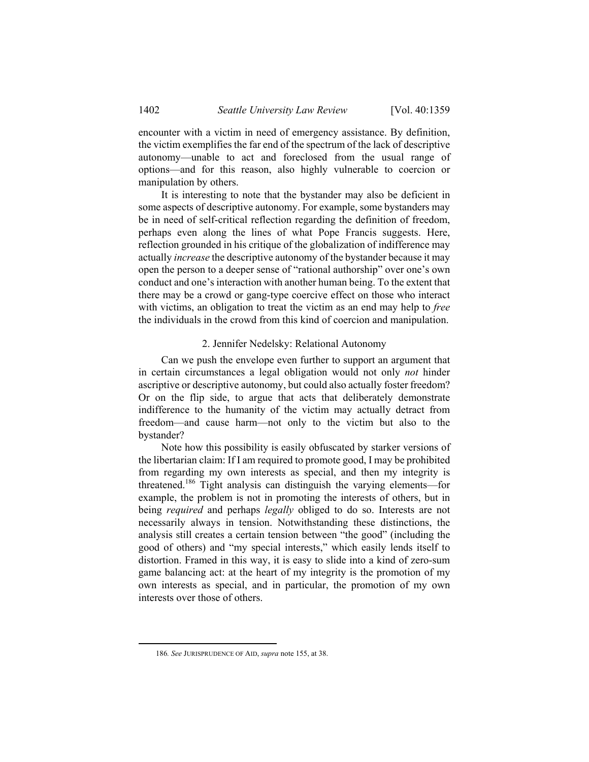encounter with a victim in need of emergency assistance. By definition, the victim exemplifies the far end of the spectrum of the lack of descriptive autonomy—unable to act and foreclosed from the usual range of options—and for this reason, also highly vulnerable to coercion or manipulation by others.

It is interesting to note that the bystander may also be deficient in some aspects of descriptive autonomy. For example, some bystanders may be in need of self-critical reflection regarding the definition of freedom, perhaps even along the lines of what Pope Francis suggests. Here, reflection grounded in his critique of the globalization of indifference may actually *increase* the descriptive autonomy of the bystander because it may open the person to a deeper sense of "rational authorship" over one's own conduct and one's interaction with another human being. To the extent that there may be a crowd or gang-type coercive effect on those who interact with victims, an obligation to treat the victim as an end may help to *free* the individuals in the crowd from this kind of coercion and manipulation.

### 2. Jennifer Nedelsky: Relational Autonomy

Can we push the envelope even further to support an argument that in certain circumstances a legal obligation would not only *not* hinder ascriptive or descriptive autonomy, but could also actually foster freedom? Or on the flip side, to argue that acts that deliberately demonstrate indifference to the humanity of the victim may actually detract from freedom—and cause harm—not only to the victim but also to the bystander?

Note how this possibility is easily obfuscated by starker versions of the libertarian claim: If I am required to promote good, I may be prohibited from regarding my own interests as special, and then my integrity is threatened.[186] Tight analysis can distinguish the varying elements—for example, the problem is not in promoting the interests of others, but in being *required* and perhaps *legally* obliged to do so. Interests are not necessarily always in tension. Notwithstanding these distinctions, the analysis still creates a certain tension between "the good" (including the good of others) and "my special interests," which easily lends itself to distortion. Framed in this way, it is easy to slide into a kind of zero-sum game balancing act: at the heart of my integrity is the promotion of my own interests as special, and in particular, the promotion of my own interests over those of others.

---

186. *See* JURISPRUDENCE OF AID, *supra* note 155, at 38.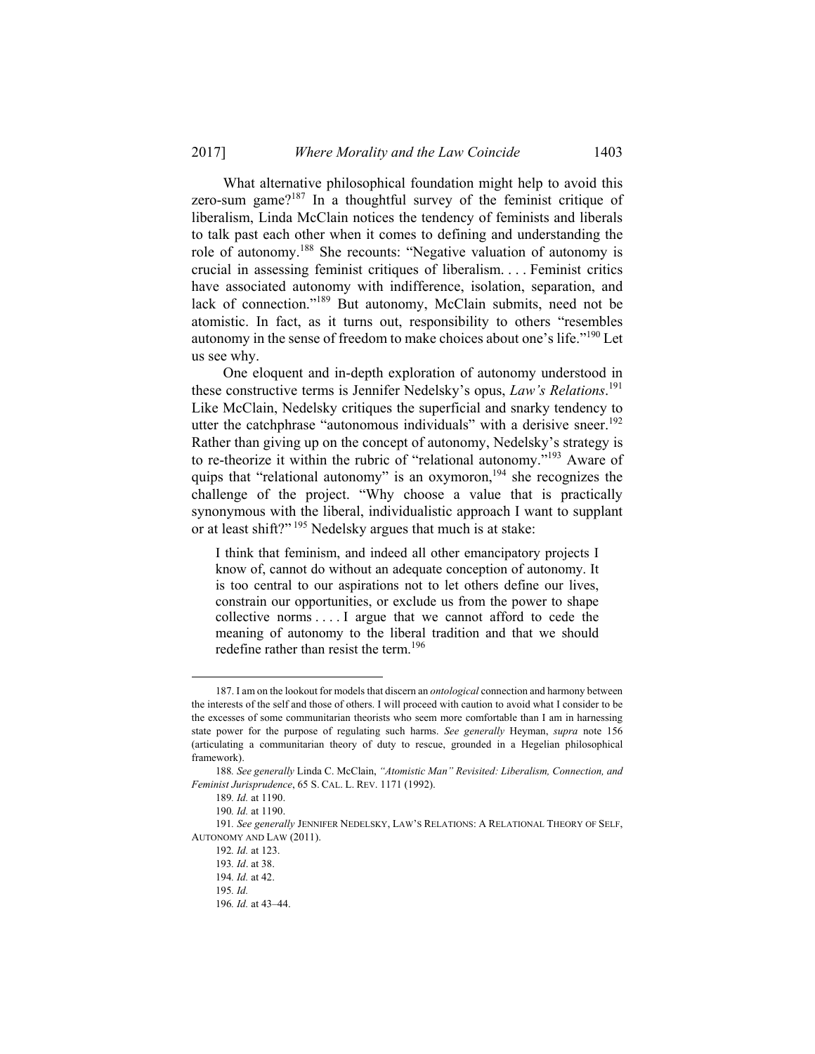What alternative philosophical foundation might help to avoid this zero-sum game?[187] In a thoughtful survey of the feminist critique of liberalism, Linda McClain notices the tendency of feminists and liberals to talk past each other when it comes to defining and understanding the role of autonomy.[188] She recounts: "Negative valuation of autonomy is crucial in assessing feminist critiques of liberalism. . . . Feminist critics have associated autonomy with indifference, isolation, separation, and lack of connection."[189] But autonomy, McClain submits, need not be atomistic. In fact, as it turns out, responsibility to others "resembles autonomy in the sense of freedom to make choices about one's life."[190] Let us see why.

One eloquent and in-depth exploration of autonomy understood in these constructive terms is Jennifer Nedelsky's opus, *Law's Relations*.[191] Like McClain, Nedelsky critiques the superficial and snarky tendency to utter the catchphrase "autonomous individuals" with a derisive sneer.[192] Rather than giving up on the concept of autonomy, Nedelsky's strategy is to re-theorize it within the rubric of "relational autonomy."[193] Aware of quips that "relational autonomy" is an oxymoron,[194] she recognizes the challenge of the project. "Why choose a value that is practically synonymous with the liberal, individualistic approach I want to supplant or at least shift?"[195] Nedelsky argues that much is at stake:

> I think that feminism, and indeed all other emancipatory projects I know of, cannot do without an adequate conception of autonomy. It is too central to our aspirations not to let others define our lives, constrain our opportunities, or exclude us from the power to shape collective norms . . . . I argue that we cannot afford to cede the meaning of autonomy to the liberal tradition and that we should redefine rather than resist the term.[196]

---

187. I am on the lookout for models that discern an *ontological* connection and harmony between the interests of the self and those of others. I will proceed with caution to avoid what I consider to be the excesses of some communitarian theorists who seem more comfortable than I am in harnessing state power for the purpose of regulating such harms. *See generally* Heyman, *supra* note 156 (articulating a communitarian theory of duty to rescue, grounded in a Hegelian philosophical framework).

188. *See generally* Linda C. McClain, *"Atomistic Man" Revisited: Liberalism, Connection, and Feminist Jurisprudence*, 65 S. CAL. L. REV. 1171 (1992).

189. *Id.* at 1190.

190. *Id.* at 1190.

191. *See generally* JENNIFER NEDELSKY, LAW'S RELATIONS: A RELATIONAL THEORY OF SELF, AUTONOMY AND LAW (2011).

192. *Id.* at 123.

193. *Id*. at 38.

194. *Id.* at 42.

195. *Id.*

196. *Id.* at 43–44.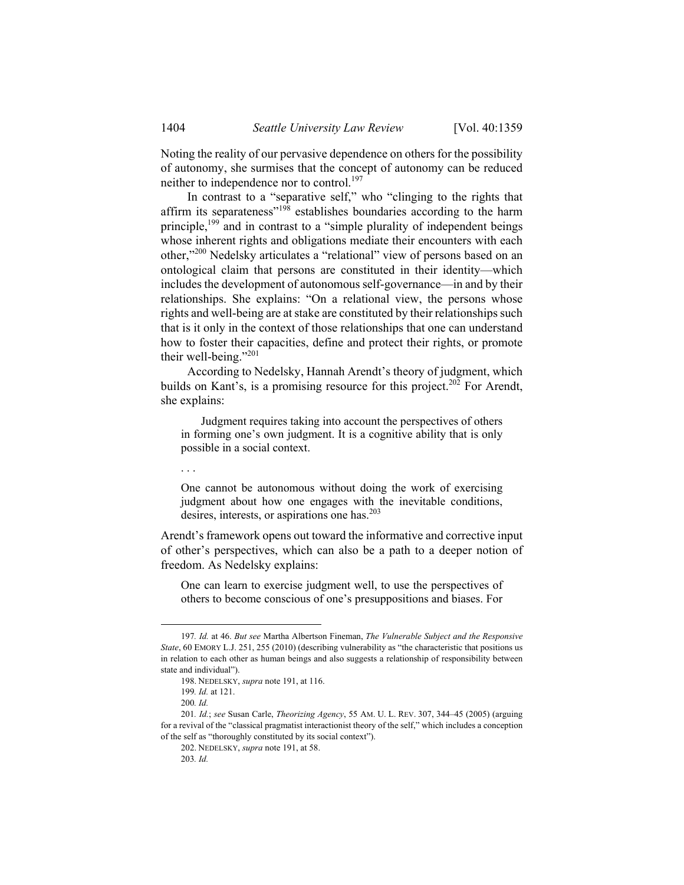Noting the reality of our pervasive dependence on others for the possibility of autonomy, she surmises that the concept of autonomy can be reduced neither to independence nor to control.[197]

In contrast to a "separative self," who "clinging to the rights that affirm its separateness"[198] establishes boundaries according to the harm principle,[199] and in contrast to a "simple plurality of independent beings whose inherent rights and obligations mediate their encounters with each other,"[200] Nedelsky articulates a "relational" view of persons based on an ontological claim that persons are constituted in their identity—which includes the development of autonomous self-governance—in and by their relationships. She explains: "On a relational view, the persons whose rights and well-being are at stake are constituted by their relationships such that is it only in the context of those relationships that one can understand how to foster their capacities, define and protect their rights, or promote their well-being."[201]

According to Nedelsky, Hannah Arendt's theory of judgment, which builds on Kant's, is a promising resource for this project.[202] For Arendt, she explains:

> Judgment requires taking into account the perspectives of others in forming one's own judgment. It is a cognitive ability that is only possible in a social context.
>
> . . .
>
> One cannot be autonomous without doing the work of exercising judgment about how one engages with the inevitable conditions, desires, interests, or aspirations one has.[203]

Arendt's framework opens out toward the informative and corrective input of other's perspectives, which can also be a path to a deeper notion of freedom. As Nedelsky explains:

> One can learn to exercise judgment well, to use the perspectives of others to become conscious of one's presuppositions and biases. For

---

197. *Id.* at 46. *But see* Martha Albertson Fineman, *The Vulnerable Subject and the Responsive State*, 60 EMORY L.J. 251, 255 (2010) (describing vulnerability as "the characteristic that positions us in relation to each other as human beings and also suggests a relationship of responsibility between state and individual").

198. NEDELSKY, *supra* note 191, at 116.

199. *Id.* at 121.

200. *Id.*

201. *Id.*; *see* Susan Carle, *Theorizing Agency*, 55 AM. U. L. REV. 307, 344–45 (2005) (arguing for a revival of the "classical pragmatist interactionist theory of the self," which includes a conception of the self as "thoroughly constituted by its social context").

202. NEDELSKY, *supra* note 191, at 58.

203. *Id.*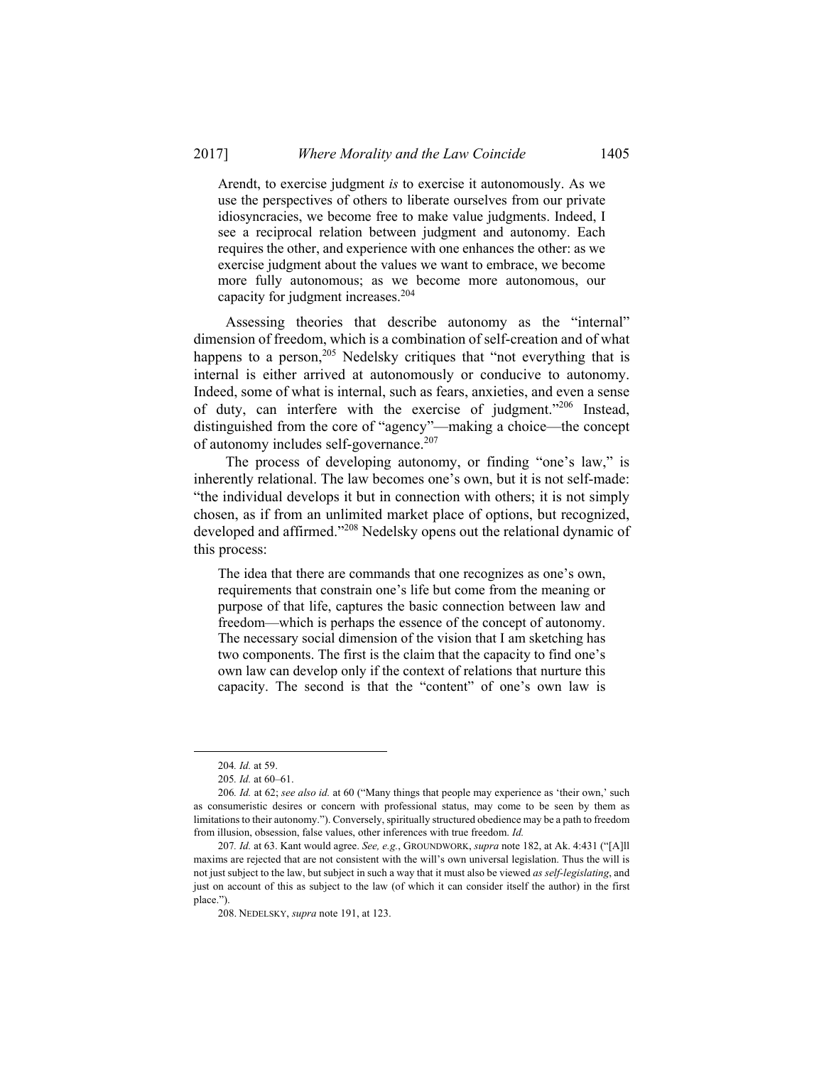Arendt, to exercise judgment *is* to exercise it autonomously. As we use the perspectives of others to liberate ourselves from our private idiosyncracies, we become free to make value judgments. Indeed, I see a reciprocal relation between judgment and autonomy. Each requires the other, and experience with one enhances the other: as we exercise judgment about the values we want to embrace, we become more fully autonomous; as we become more autonomous, our capacity for judgment increases.[204]

Assessing theories that describe autonomy as the "internal" dimension of freedom, which is a combination of self-creation and of what happens to a person,[205] Nedelsky critiques that "not everything that is internal is either arrived at autonomously or conducive to autonomy. Indeed, some of what is internal, such as fears, anxieties, and even a sense of duty, can interfere with the exercise of judgment."[206] Instead, distinguished from the core of "agency"—making a choice—the concept of autonomy includes self-governance.[207]

The process of developing autonomy, or finding "one's law," is inherently relational. The law becomes one's own, but it is not self-made: "the individual develops it but in connection with others; it is not simply chosen, as if from an unlimited market place of options, but recognized, developed and affirmed."[208] Nedelsky opens out the relational dynamic of this process:

> The idea that there are commands that one recognizes as one's own, requirements that constrain one's life but come from the meaning or purpose of that life, captures the basic connection between law and freedom—which is perhaps the essence of the concept of autonomy. The necessary social dimension of the vision that I am sketching has two components. The first is the claim that the capacity to find one's own law can develop only if the context of relations that nurture this capacity. The second is that the "content" of one's own law is

---

204. *Id.* at 59.

205. *Id.* at 60–61.

206. *Id.* at 62; *see also id.* at 60 ("Many things that people may experience as 'their own,' such as consumeristic desires or concern with professional status, may come to be seen by them as limitations to their autonomy."). Conversely, spiritually structured obedience may be a path to freedom from illusion, obsession, false values, other inferences with true freedom. *Id.*

207. *Id.* at 63. Kant would agree. *See, e.g.*, GROUNDWORK, *supra* note 182, at Ak. 4:431 ("[A]ll maxims are rejected that are not consistent with the will's own universal legislation. Thus the will is not just subject to the law, but subject in such a way that it must also be viewed *as self-legislating*, and just on account of this as subject to the law (of which it can consider itself the author) in the first place.").

208. NEDELSKY, *supra* note 191, at 123.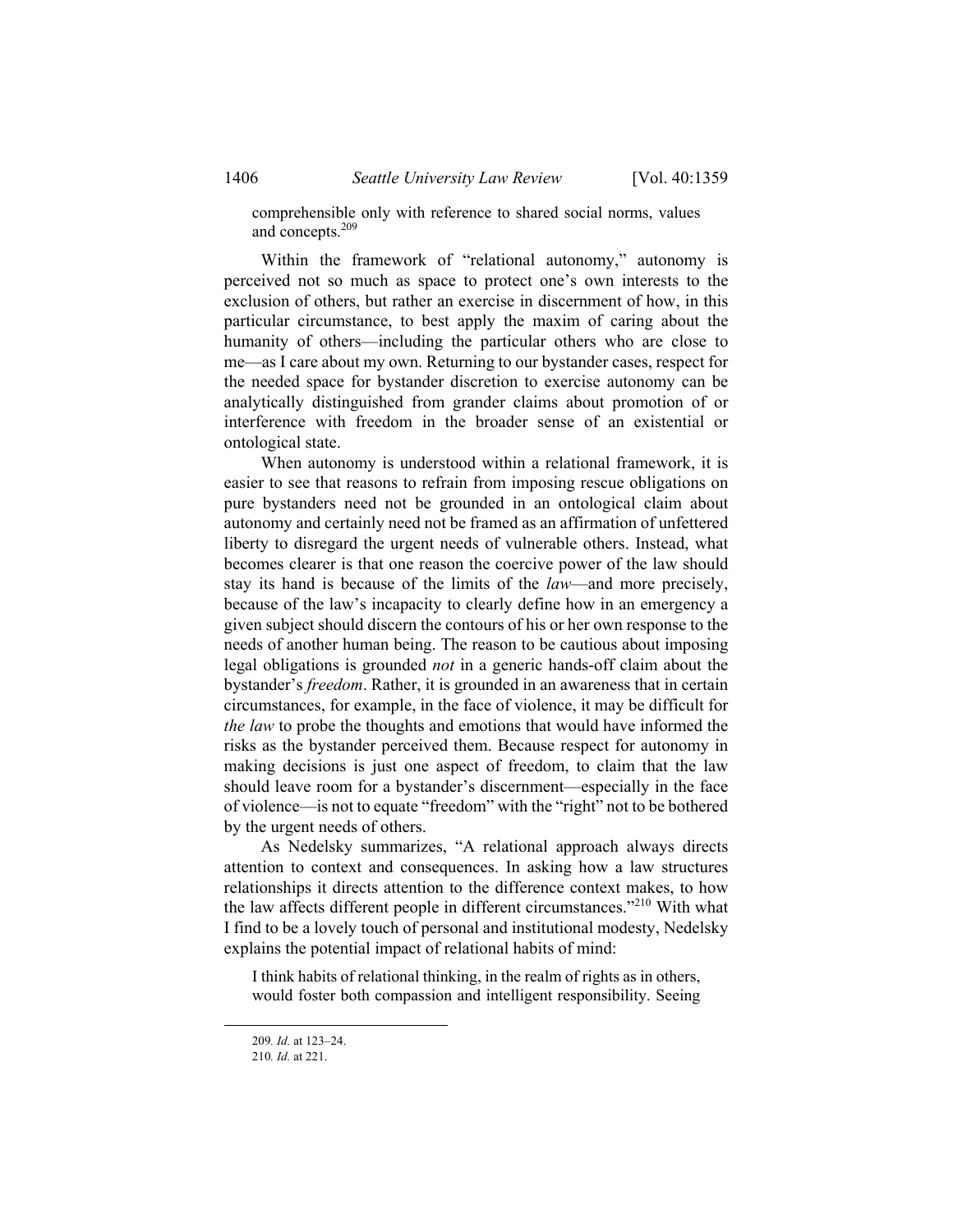> comprehensible only with reference to shared social norms, values and concepts.[209]

Within the framework of "relational autonomy," autonomy is perceived not so much as space to protect one's own interests to the exclusion of others, but rather an exercise in discernment of how, in this particular circumstance, to best apply the maxim of caring about the humanity of others—including the particular others who are close to me—as I care about my own. Returning to our bystander cases, respect for the needed space for bystander discretion to exercise autonomy can be analytically distinguished from grander claims about promotion of or interference with freedom in the broader sense of an existential or ontological state.

When autonomy is understood within a relational framework, it is easier to see that reasons to refrain from imposing rescue obligations on pure bystanders need not be grounded in an ontological claim about autonomy and certainly need not be framed as an affirmation of unfettered liberty to disregard the urgent needs of vulnerable others. Instead, what becomes clearer is that one reason the coercive power of the law should stay its hand is because of the limits of the *law*—and more precisely, because of the law's incapacity to clearly define how in an emergency a given subject should discern the contours of his or her own response to the needs of another human being. The reason to be cautious about imposing legal obligations is grounded *not* in a generic hands-off claim about the bystander's *freedom*. Rather, it is grounded in an awareness that in certain circumstances, for example, in the face of violence, it may be difficult for *the law* to probe the thoughts and emotions that would have informed the risks as the bystander perceived them. Because respect for autonomy in making decisions is just one aspect of freedom, to claim that the law should leave room for a bystander's discernment—especially in the face of violence—is not to equate "freedom" with the "right" not to be bothered by the urgent needs of others.

As Nedelsky summarizes, "A relational approach always directs attention to context and consequences. In asking how a law structures relationships it directs attention to the difference context makes, to how the law affects different people in different circumstances."[210] With what I find to be a lovely touch of personal and institutional modesty, Nedelsky explains the potential impact of relational habits of mind:

> I think habits of relational thinking, in the realm of rights as in others, would foster both compassion and intelligent responsibility. Seeing

---

209. *Id.* at 123–24.

210. *Id.* at 221.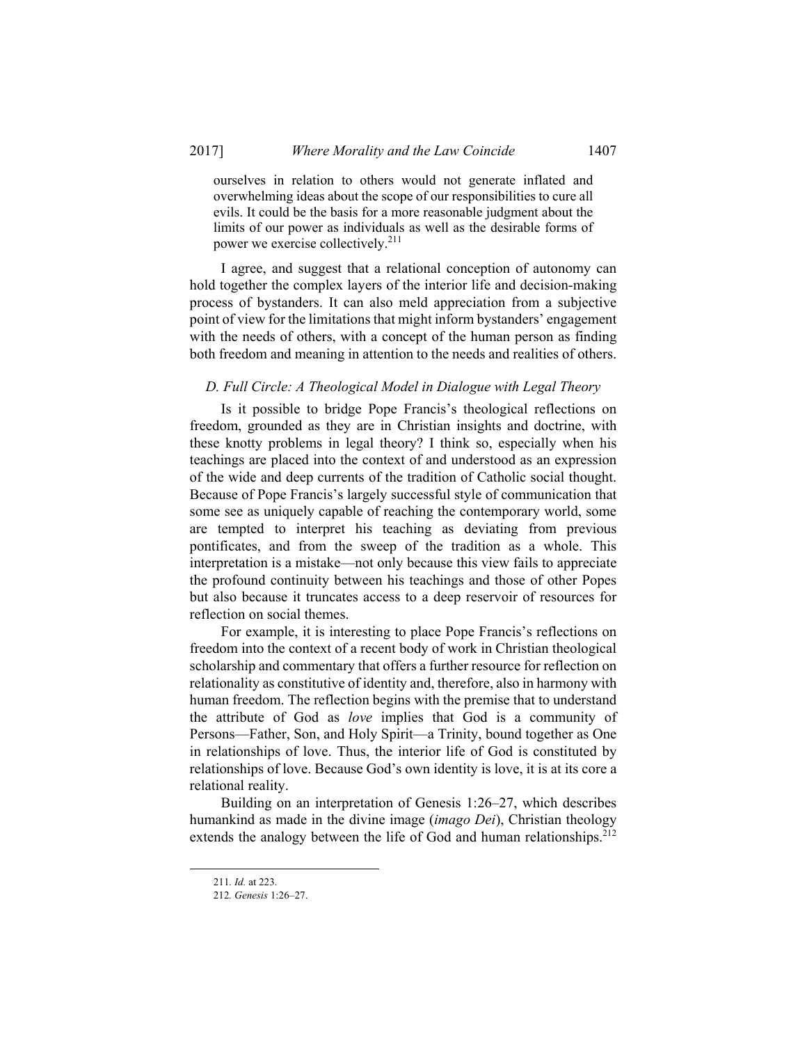> ourselves in relation to others would not generate inflated and overwhelming ideas about the scope of our responsibilities to cure all evils. It could be the basis for a more reasonable judgment about the limits of our power as individuals as well as the desirable forms of power we exercise collectively.[211]

I agree, and suggest that a relational conception of autonomy can hold together the complex layers of the interior life and decision-making process of bystanders. It can also meld appreciation from a subjective point of view for the limitations that might inform bystanders' engagement with the needs of others, with a concept of the human person as finding both freedom and meaning in attention to the needs and realities of others.

### *D. Full Circle: A Theological Model in Dialogue with Legal Theory*

Is it possible to bridge Pope Francis's theological reflections on freedom, grounded as they are in Christian insights and doctrine, with these knotty problems in legal theory? I think so, especially when his teachings are placed into the context of and understood as an expression of the wide and deep currents of the tradition of Catholic social thought. Because of Pope Francis's largely successful style of communication that some see as uniquely capable of reaching the contemporary world, some are tempted to interpret his teaching as deviating from previous pontificates, and from the sweep of the tradition as a whole. This interpretation is a mistake—not only because this view fails to appreciate the profound continuity between his teachings and those of other Popes but also because it truncates access to a deep reservoir of resources for reflection on social themes.

For example, it is interesting to place Pope Francis's reflections on freedom into the context of a recent body of work in Christian theological scholarship and commentary that offers a further resource for reflection on relationality as constitutive of identity and, therefore, also in harmony with human freedom. The reflection begins with the premise that to understand the attribute of God as *love* implies that God is a community of Persons—Father, Son, and Holy Spirit—a Trinity, bound together as One in relationships of love. Thus, the interior life of God is constituted by relationships of love. Because God's own identity is love, it is at its core a relational reality.

Building on an interpretation of Genesis 1:26–27, which describes humankind as made in the divine image (*imago Dei*), Christian theology extends the analogy between the life of God and human relationships.[212]

211. *Id.* at 223.

212. *Genesis* 1:26–27.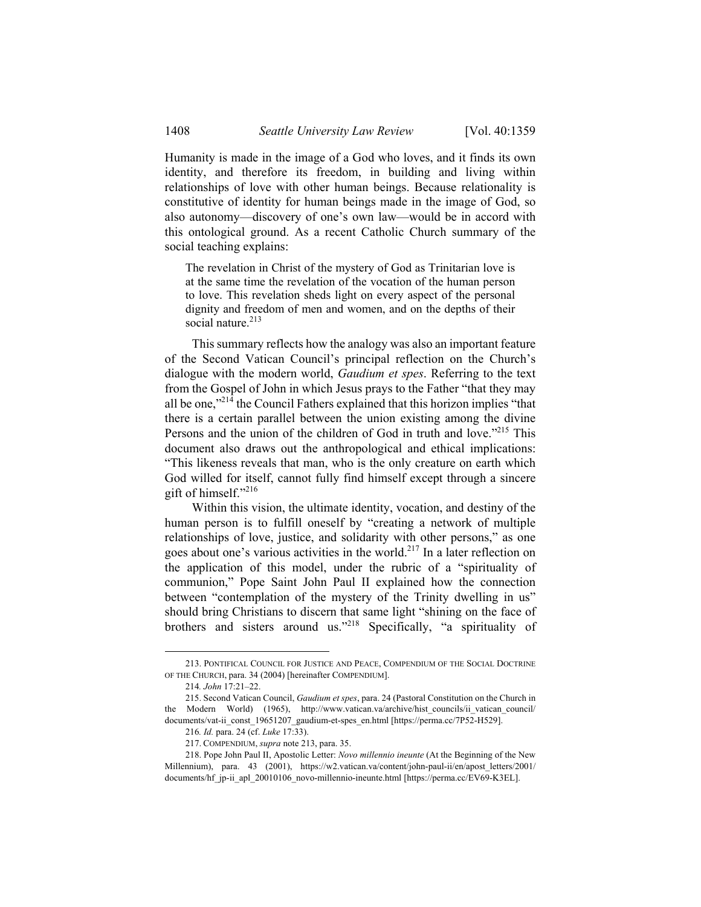Humanity is made in the image of a God who loves, and it finds its own identity, and therefore its freedom, in building and living within relationships of love with other human beings. Because relationality is constitutive of identity for human beings made in the image of God, so also autonomy—discovery of one's own law—would be in accord with this ontological ground. As a recent Catholic Church summary of the social teaching explains:

> The revelation in Christ of the mystery of God as Trinitarian love is at the same time the revelation of the vocation of the human person to love. This revelation sheds light on every aspect of the personal dignity and freedom of men and women, and on the depths of their social nature.[213]

This summary reflects how the analogy was also an important feature of the Second Vatican Council's principal reflection on the Church's dialogue with the modern world, *Gaudium et spes*. Referring to the text from the Gospel of John in which Jesus prays to the Father "that they may all be one,"[214] the Council Fathers explained that this horizon implies "that there is a certain parallel between the union existing among the divine Persons and the union of the children of God in truth and love."[215] This document also draws out the anthropological and ethical implications: "This likeness reveals that man, who is the only creature on earth which God willed for itself, cannot fully find himself except through a sincere gift of himself."[216]

Within this vision, the ultimate identity, vocation, and destiny of the human person is to fulfill oneself by "creating a network of multiple relationships of love, justice, and solidarity with other persons," as one goes about one's various activities in the world.[217] In a later reflection on the application of this model, under the rubric of a "spirituality of communion," Pope Saint John Paul II explained how the connection between "contemplation of the mystery of the Trinity dwelling in us" should bring Christians to discern that same light "shining on the face of brothers and sisters around us."[218] Specifically, "a spirituality of

---

213. PONTIFICAL COUNCIL FOR JUSTICE AND PEACE, COMPENDIUM OF THE SOCIAL DOCTRINE OF THE CHURCH, para. 34 (2004) [hereinafter COMPENDIUM].

214. *John* 17:21–22.

215. Second Vatican Council, *Gaudium et spes*, para. 24 (Pastoral Constitution on the Church in the Modern World) (1965), http://www.vatican.va/archive/hist_councils/ii_vatican_council/documents/vat-ii_const_19651207_gaudium-et-spes_en.html [https://perma.cc/7P52-H529].

216. *Id.* para. 24 (cf. *Luke* 17:33).

217. COMPENDIUM, *supra* note 213, para. 35.

218. Pope John Paul II, Apostolic Letter: *Novo millennio ineunte* (At the Beginning of the New Millennium), para. 43 (2001), https://w2.vatican.va/content/john-paul-ii/en/apost_letters/2001/documents/hf_jp-ii_apl_20010106_novo-millennio-ineunte.html [https://perma.cc/EV69-K3EL].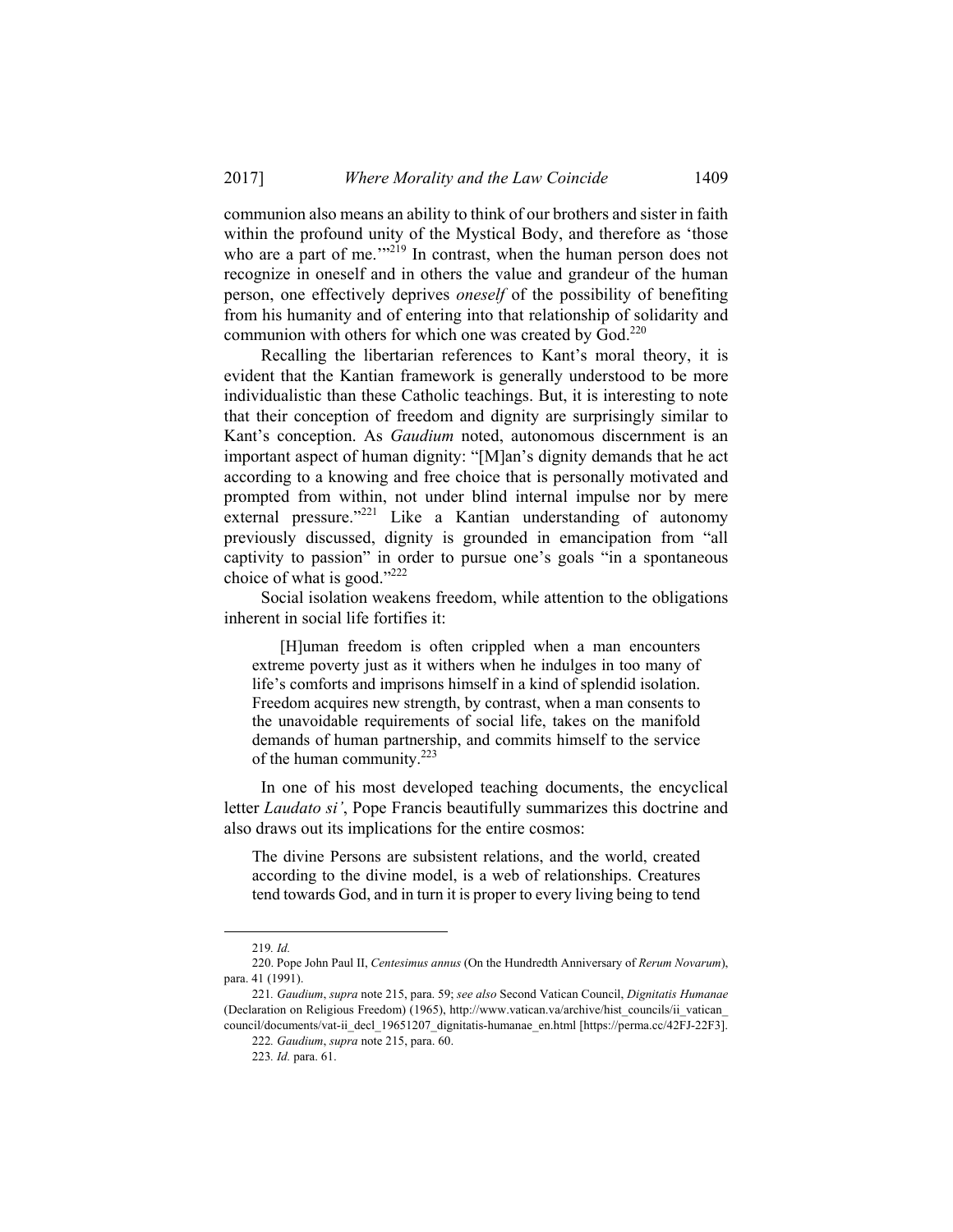communion also means an ability to think of our brothers and sister in faith within the profound unity of the Mystical Body, and therefore as 'those who are a part of me.'"[219] In contrast, when the human person does not recognize in oneself and in others the value and grandeur of the human person, one effectively deprives *oneself* of the possibility of benefiting from his humanity and of entering into that relationship of solidarity and communion with others for which one was created by God.[220]

Recalling the libertarian references to Kant's moral theory, it is evident that the Kantian framework is generally understood to be more individualistic than these Catholic teachings. But, it is interesting to note that their conception of freedom and dignity are surprisingly similar to Kant's conception. As *Gaudium* noted, autonomous discernment is an important aspect of human dignity: "[M]an's dignity demands that he act according to a knowing and free choice that is personally motivated and prompted from within, not under blind internal impulse nor by mere external pressure."[221] Like a Kantian understanding of autonomy previously discussed, dignity is grounded in emancipation from "all captivity to passion" in order to pursue one's goals "in a spontaneous choice of what is good."[222]

Social isolation weakens freedom, while attention to the obligations inherent in social life fortifies it:

> [H]uman freedom is often crippled when a man encounters extreme poverty just as it withers when he indulges in too many of life's comforts and imprisons himself in a kind of splendid isolation. Freedom acquires new strength, by contrast, when a man consents to the unavoidable requirements of social life, takes on the manifold demands of human partnership, and commits himself to the service of the human community.[223]

In one of his most developed teaching documents, the encyclical letter *Laudato si'*, Pope Francis beautifully summarizes this doctrine and also draws out its implications for the entire cosmos:

> The divine Persons are subsistent relations, and the world, created according to the divine model, is a web of relationships. Creatures tend towards God, and in turn it is proper to every living being to tend

---

219. *Id.*

220. Pope John Paul II, *Centesimus annus* (On the Hundredth Anniversary of *Rerum Novarum*), para. 41 (1991).

221. *Gaudium*, *supra* note 215, para. 59; *see also* Second Vatican Council, *Dignitatis Humanae* (Declaration on Religious Freedom) (1965), http://www.vatican.va/archive/hist_councils/ii_vatican_council/documents/vat-ii_decl_19651207_dignitatis-humanae_en.html [https://perma.cc/42FJ-22F3].

222. *Gaudium*, *supra* note 215, para. 60.

223. *Id.* para. 61.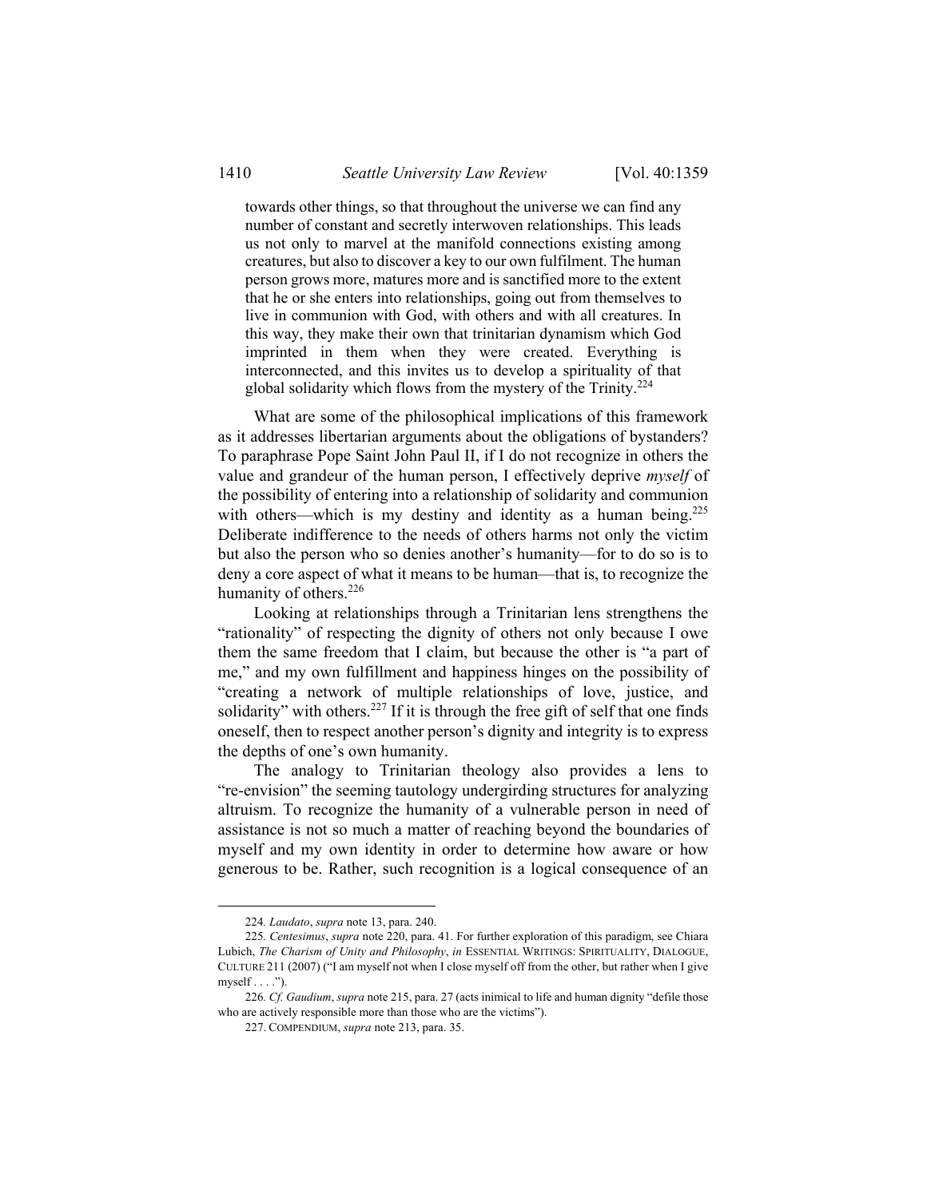> towards other things, so that throughout the universe we can find any number of constant and secretly interwoven relationships. This leads us not only to marvel at the manifold connections existing among creatures, but also to discover a key to our own fulfilment. The human person grows more, matures more and is sanctified more to the extent that he or she enters into relationships, going out from themselves to live in communion with God, with others and with all creatures. In this way, they make their own that trinitarian dynamism which God imprinted in them when they were created. Everything is interconnected, and this invites us to develop a spirituality of that global solidarity which flows from the mystery of the Trinity.[224]

What are some of the philosophical implications of this framework as it addresses libertarian arguments about the obligations of bystanders? To paraphrase Pope Saint John Paul II, if I do not recognize in others the value and grandeur of the human person, I effectively deprive *myself* of the possibility of entering into a relationship of solidarity and communion with others—which is my destiny and identity as a human being.[225] Deliberate indifference to the needs of others harms not only the victim but also the person who so denies another's humanity—for to do so is to deny a core aspect of what it means to be human—that is, to recognize the humanity of others.[226]

Looking at relationships through a Trinitarian lens strengthens the "rationality" of respecting the dignity of others not only because I owe them the same freedom that I claim, but because the other is "a part of me," and my own fulfillment and happiness hinges on the possibility of "creating a network of multiple relationships of love, justice, and solidarity" with others.[227] If it is through the free gift of self that one finds oneself, then to respect another person's dignity and integrity is to express the depths of one's own humanity.

The analogy to Trinitarian theology also provides a lens to "re-envision" the seeming tautology undergirding structures for analyzing altruism. To recognize the humanity of a vulnerable person in need of assistance is not so much a matter of reaching beyond the boundaries of myself and my own identity in order to determine how aware or how generous to be. Rather, such recognition is a logical consequence of an

---

224. *Laudato*, *supra* note 13, para. 240.

225. *Centesimus*, *supra* note 220, para. 41. For further exploration of this paradigm, see Chiara Lubich, *The Charism of Unity and Philosophy*, *in* ESSENTIAL WRITINGS: SPIRITUALITY, DIALOGUE, CULTURE 211 (2007) ("I am myself not when I close myself off from the other, but rather when I give myself . . . .").

226. *Cf. Gaudium*, *supra* note 215, para. 27 (acts inimical to life and human dignity "defile those who are actively responsible more than those who are the victims").

227. COMPENDIUM, *supra* note 213, para. 35.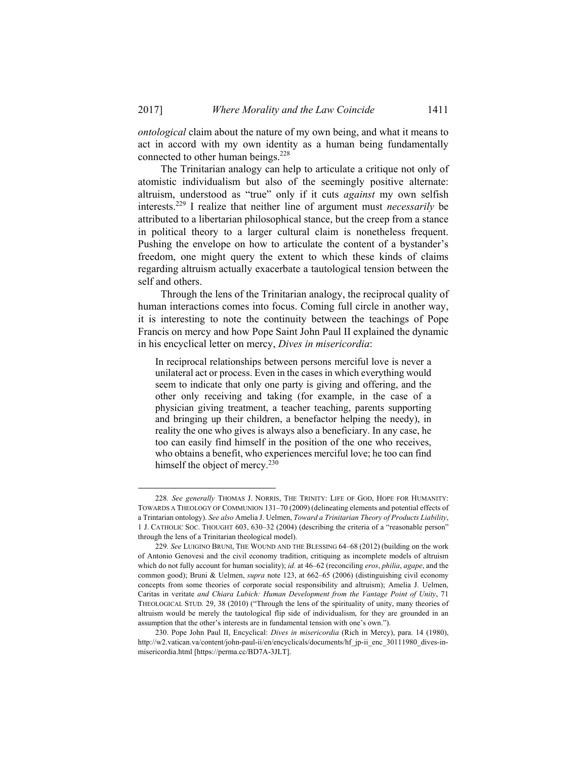*ontological* claim about the nature of my own being, and what it means to act in accord with my own identity as a human being fundamentally connected to other human beings.[228]

The Trinitarian analogy can help to articulate a critique not only of atomistic individualism but also of the seemingly positive alternate: altruism, understood as "true" only if it cuts *against* my own selfish interests.[229] I realize that neither line of argument must *necessarily* be attributed to a libertarian philosophical stance, but the creep from a stance in political theory to a larger cultural claim is nonetheless frequent. Pushing the envelope on how to articulate the content of a bystander's freedom, one might query the extent to which these kinds of claims regarding altruism actually exacerbate a tautological tension between the self and others.

Through the lens of the Trinitarian analogy, the reciprocal quality of human interactions comes into focus. Coming full circle in another way, it is interesting to note the continuity between the teachings of Pope Francis on mercy and how Pope Saint John Paul II explained the dynamic in his encyclical letter on mercy, *Dives in misericordia*:

> In reciprocal relationships between persons merciful love is never a unilateral act or process. Even in the cases in which everything would seem to indicate that only one party is giving and offering, and the other only receiving and taking (for example, in the case of a physician giving treatment, a teacher teaching, parents supporting and bringing up their children, a benefactor helping the needy), in reality the one who gives is always also a beneficiary. In any case, he too can easily find himself in the position of the one who receives, who obtains a benefit, who experiences merciful love; he too can find himself the object of mercy.[230]

---

228. *See generally* THOMAS J. NORRIS, THE TRINITY: LIFE OF GOD, HOPE FOR HUMANITY: TOWARDS A THEOLOGY OF COMMUNION 131–70 (2009) (delineating elements and potential effects of a Trintarian ontology). *See also* Amelia J. Uelmen, *Toward a Trinitarian Theory of Products Liability*, 1 J. CATHOLIC SOC. THOUGHT 603, 630–32 (2004) (describing the criteria of a "reasonable person" through the lens of a Trinitarian theological model).

229. *See* LUIGINO BRUNI, THE WOUND AND THE BLESSING 64–68 (2012) (building on the work of Antonio Genovesi and the civil economy tradition, critiquing as incomplete models of altruism which do not fully account for human sociality); *id.* at 46–62 (reconciling *eros*, *philia*, *agape*, and the common good); Bruni & Uelmen, *supra* note 123, at 662–65 (2006) (distinguishing civil economy concepts from some theories of corporate social responsibility and altruism); Amelia J. Uelmen, Caritas in veritate *and Chiara Lubich: Human Development from the Vantage Point of Unity*, 71 THEOLOGICAL STUD. 29, 38 (2010) ("Through the lens of the spirituality of unity, many theories of altruism would be merely the tautological flip side of individualism, for they are grounded in an assumption that the other's interests are in fundamental tension with one's own.").

230. Pope John Paul II, Encyclical: *Dives in misericordia* (Rich in Mercy), para. 14 (1980), http://w2.vatican.va/content/john-paul-ii/en/encyclicals/documents/hf_jp-ii_enc_30111980_dives-in-misericordia.html [https://perma.cc/BD7A-3JLT].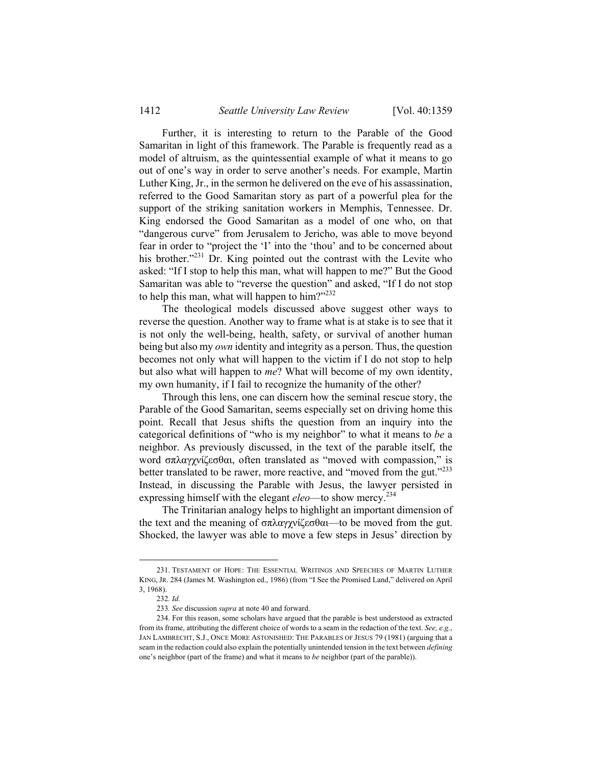Further, it is interesting to return to the Parable of the Good Samaritan in light of this framework. The Parable is frequently read as a model of altruism, as the quintessential example of what it means to go out of one's way in order to serve another's needs. For example, Martin Luther King, Jr., in the sermon he delivered on the eve of his assassination, referred to the Good Samaritan story as part of a powerful plea for the support of the striking sanitation workers in Memphis, Tennessee. Dr. King endorsed the Good Samaritan as a model of one who, on that "dangerous curve" from Jerusalem to Jericho, was able to move beyond fear in order to "project the 'I' into the 'thou' and to be concerned about his brother."[231] Dr. King pointed out the contrast with the Levite who asked: "If I stop to help this man, what will happen to me?" But the Good Samaritan was able to "reverse the question" and asked, "If I do not stop to help this man, what will happen to him?"[232]

The theological models discussed above suggest other ways to reverse the question. Another way to frame what is at stake is to see that it is not only the well-being, health, safety, or survival of another human being but also my *own* identity and integrity as a person. Thus, the question becomes not only what will happen to the victim if I do not stop to help but also what will happen to *me*? What will become of my own identity, my own humanity, if I fail to recognize the humanity of the other?

Through this lens, one can discern how the seminal rescue story, the Parable of the Good Samaritan, seems especially set on driving home this point. Recall that Jesus shifts the question from an inquiry into the categorical definitions of "who is my neighbor" to what it means to *be* a neighbor. As previously discussed, in the text of the parable itself, the word σπλαγχνίζεσθαι, often translated as "moved with compassion," is better translated to be rawer, more reactive, and "moved from the gut."[233] Instead, in discussing the Parable with Jesus, the lawyer persisted in expressing himself with the elegant *eleo*—to show mercy.[234]

The Trinitarian analogy helps to highlight an important dimension of the text and the meaning of σπλαγχνίζεσθαι—to be moved from the gut. Shocked, the lawyer was able to move a few steps in Jesus' direction by

---

231. TESTAMENT OF HOPE: THE ESSENTIAL WRITINGS AND SPEECHES OF MARTIN LUTHER KING, JR. 284 (James M. Washington ed., 1986) (from "I See the Promised Land," delivered on April 3, 1968).

232. *Id.*

233. *See* discussion *supra* at note 40 and forward.

234. For this reason, some scholars have argued that the parable is best understood as extracted from its frame, attributing the different choice of words to a seam in the redaction of the text. *See, e.g.*, JAN LAMBRECHT, S.J., ONCE MORE ASTONISHED: THE PARABLES OF JESUS 79 (1981) (arguing that a seam in the redaction could also explain the potentially unintended tension in the text between *defining* one's neighbor (part of the frame) and what it means to *be* neighbor (part of the parable)).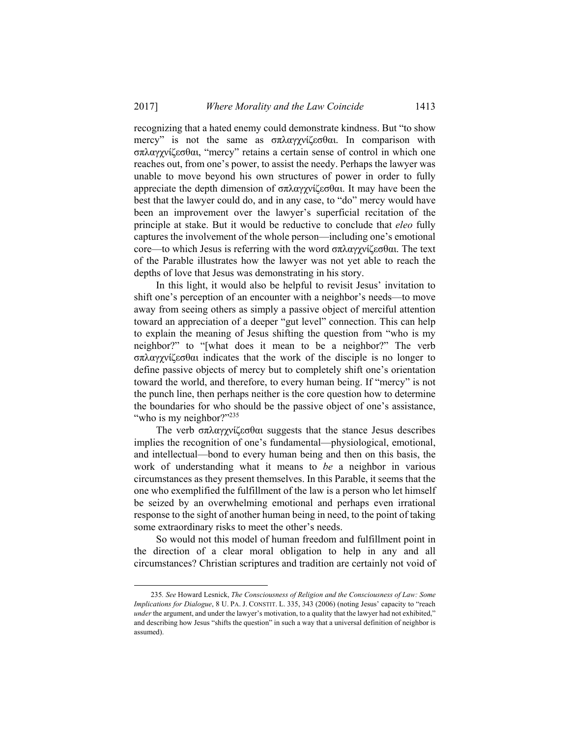recognizing that a hated enemy could demonstrate kindness. But "to show mercy" is not the same as σπλαγχνίζεσθαι. In comparison with σπλαγχνίζεσθαι, "mercy" retains a certain sense of control in which one reaches out, from one's power, to assist the needy. Perhaps the lawyer was unable to move beyond his own structures of power in order to fully appreciate the depth dimension of σπλαγχνίζεσθαι. It may have been the best that the lawyer could do, and in any case, to "do" mercy would have been an improvement over the lawyer's superficial recitation of the principle at stake. But it would be reductive to conclude that *eleo* fully captures the involvement of the whole person—including one's emotional core—to which Jesus is referring with the word σπλαγχνίζεσθαι. The text of the Parable illustrates how the lawyer was not yet able to reach the depths of love that Jesus was demonstrating in his story.

In this light, it would also be helpful to revisit Jesus' invitation to shift one's perception of an encounter with a neighbor's needs—to move away from seeing others as simply a passive object of merciful attention toward an appreciation of a deeper "gut level" connection. This can help to explain the meaning of Jesus shifting the question from "who is my neighbor?" to "[what does it mean to be a neighbor?" The verb σπλαγχνίζεσθαι indicates that the work of the disciple is no longer to define passive objects of mercy but to completely shift one's orientation toward the world, and therefore, to every human being. If "mercy" is not the punch line, then perhaps neither is the core question how to determine the boundaries for who should be the passive object of one's assistance, "who is my neighbor?"[235]

The verb σπλαγχνίζεσθαι suggests that the stance Jesus describes implies the recognition of one's fundamental—physiological, emotional, and intellectual—bond to every human being and then on this basis, the work of understanding what it means to *be* a neighbor in various circumstances as they present themselves. In this Parable, it seems that the one who exemplified the fulfillment of the law is a person who let himself be seized by an overwhelming emotional and perhaps even irrational response to the sight of another human being in need, to the point of taking some extraordinary risks to meet the other's needs.

So would not this model of human freedom and fulfillment point in the direction of a clear moral obligation to help in any and all circumstances? Christian scriptures and tradition are certainly not void of

---

235. *See* Howard Lesnick, *The Consciousness of Religion and the Consciousness of Law: Some Implications for Dialogue*, 8 U. PA. J. CONSTIT. L. 335, 343 (2006) (noting Jesus' capacity to "reach *under* the argument, and under the lawyer's motivation, to a quality that the lawyer had not exhibited," and describing how Jesus "shifts the question" in such a way that a universal definition of neighbor is assumed).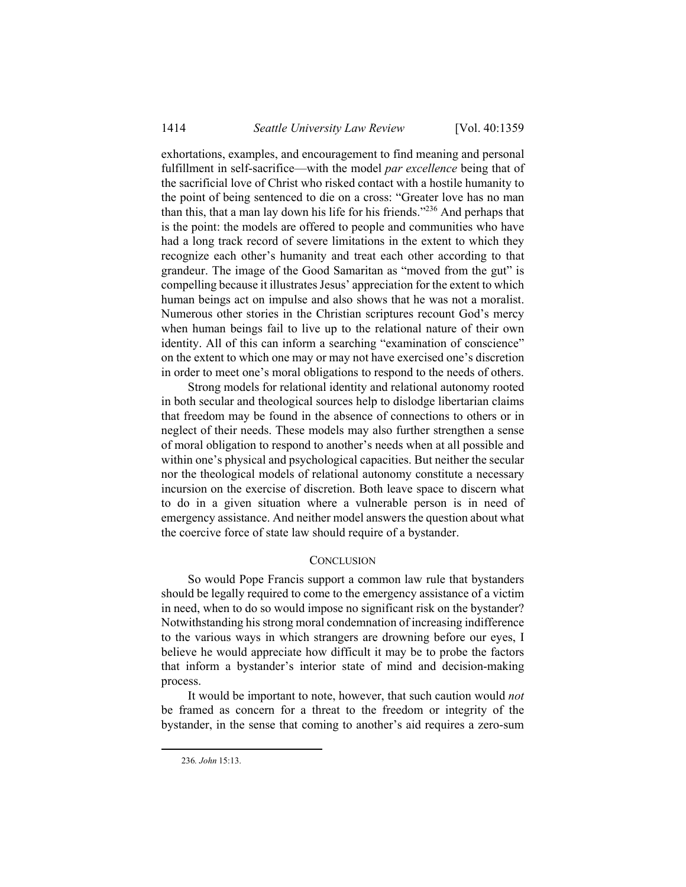exhortations, examples, and encouragement to find meaning and personal fulfillment in self-sacrifice—with the model *par excellence* being that of the sacrificial love of Christ who risked contact with a hostile humanity to the point of being sentenced to die on a cross: "Greater love has no man than this, that a man lay down his life for his friends."[236] And perhaps that is the point: the models are offered to people and communities who have had a long track record of severe limitations in the extent to which they recognize each other's humanity and treat each other according to that grandeur. The image of the Good Samaritan as "moved from the gut" is compelling because it illustrates Jesus' appreciation for the extent to which human beings act on impulse and also shows that he was not a moralist. Numerous other stories in the Christian scriptures recount God's mercy when human beings fail to live up to the relational nature of their own identity. All of this can inform a searching "examination of conscience" on the extent to which one may or may not have exercised one's discretion in order to meet one's moral obligations to respond to the needs of others.

Strong models for relational identity and relational autonomy rooted in both secular and theological sources help to dislodge libertarian claims that freedom may be found in the absence of connections to others or in neglect of their needs. These models may also further strengthen a sense of moral obligation to respond to another's needs when at all possible and within one's physical and psychological capacities. But neither the secular nor the theological models of relational autonomy constitute a necessary incursion on the exercise of discretion. Both leave space to discern what to do in a given situation where a vulnerable person is in need of emergency assistance. And neither model answers the question about what the coercive force of state law should require of a bystander.

## CONCLUSION

So would Pope Francis support a common law rule that bystanders should be legally required to come to the emergency assistance of a victim in need, when to do so would impose no significant risk on the bystander? Notwithstanding his strong moral condemnation of increasing indifference to the various ways in which strangers are drowning before our eyes, I believe he would appreciate how difficult it may be to probe the factors that inform a bystander's interior state of mind and decision-making process.

It would be important to note, however, that such caution would *not* be framed as concern for a threat to the freedom or integrity of the bystander, in the sense that coming to another's aid requires a zero-sum

---

236. *John* 15:13.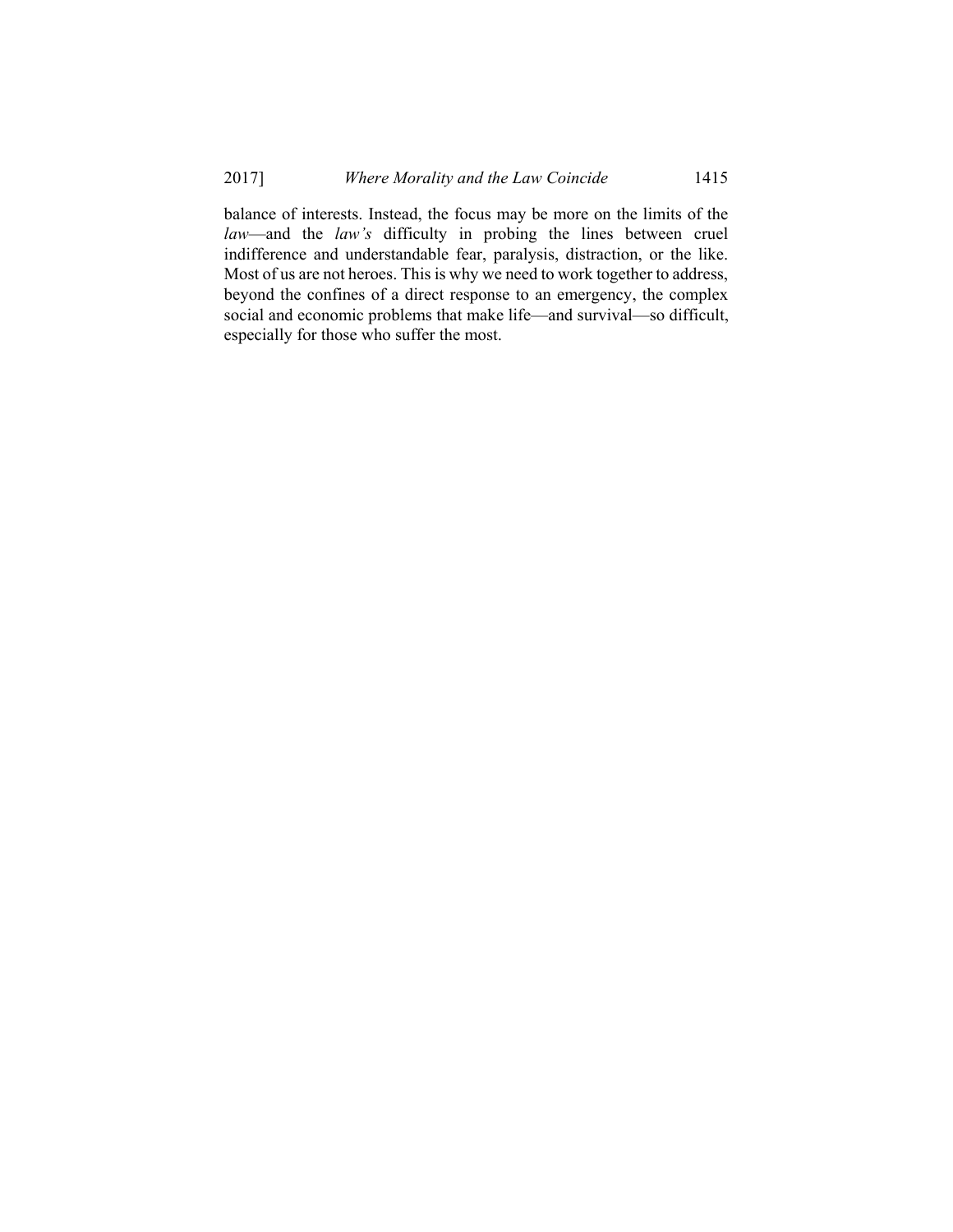balance of interests. Instead, the focus may be more on the limits of the *law*—and the *law's* difficulty in probing the lines between cruel indifference and understandable fear, paralysis, distraction, or the like. Most of us are not heroes. This is why we need to work together to address, beyond the confines of a direct response to an emergency, the complex social and economic problems that make life—and survival—so difficult, especially for those who suffer the most.